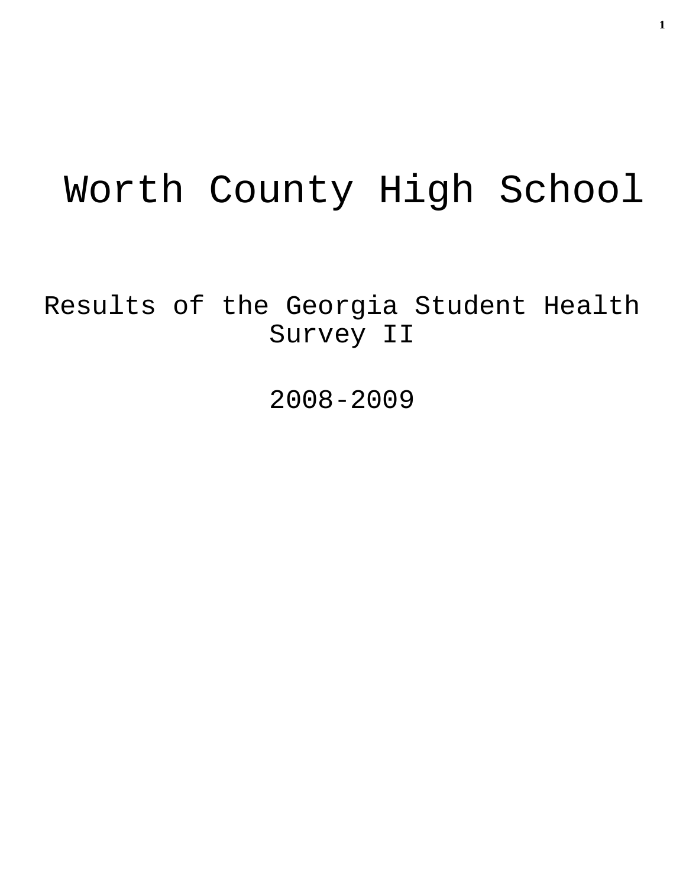# Worth County High School

## Results of the Georgia Student Health Survey II

## 2008-2009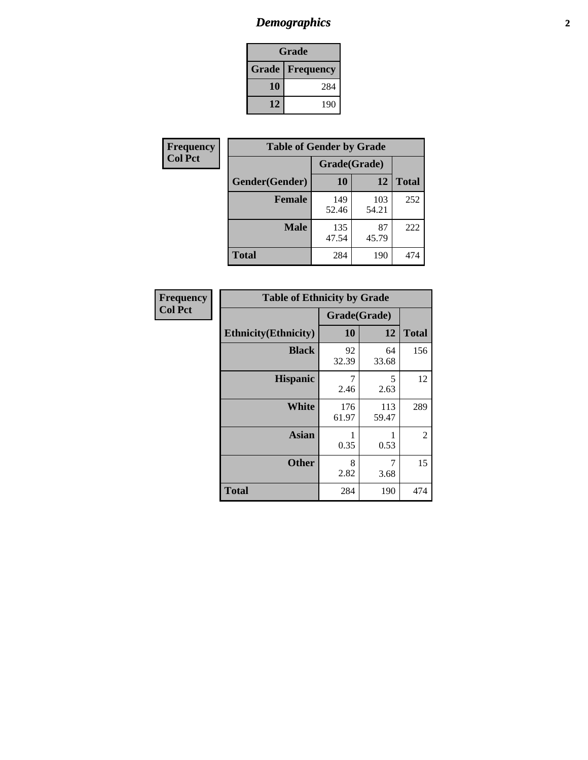# Demographics

| Grade | |
|---|---|
| **Grade** | **Frequency** |
| 10 | 284 |
| 12 | 190 |

**Frequency**
**Col Pct**

| Table of Gender by Grade | | | |
|---|---|---|---|
| | Grade(Grade) | | |
| Gender(Gender) | 10 | 12 | Total |
| **Female** | 149<br>52.46 | 103<br>54.21 | 252 |
| **Male** | 135<br>47.54 | 87<br>45.79 | 222 |
| **Total** | 284 | 190 | 474 |

**Frequency**
**Col Pct**

| Table of Ethnicity by Grade | | | |
|---|---|---|---|
| | Grade(Grade) | | |
| Ethnicity(Ethnicity) | 10 | 12 | Total |
| **Black** | 92<br>32.39 | 64<br>33.68 | 156 |
| **Hispanic** | 7<br>2.46 | 5<br>2.63 | 12 |
| **White** | 176<br>61.97 | 113<br>59.47 | 289 |
| **Asian** | 1<br>0.35 | 1<br>0.53 | 2 |
| **Other** | 8<br>2.82 | 7<br>3.68 | 15 |
| **Total** | 284 | 190 | 474 |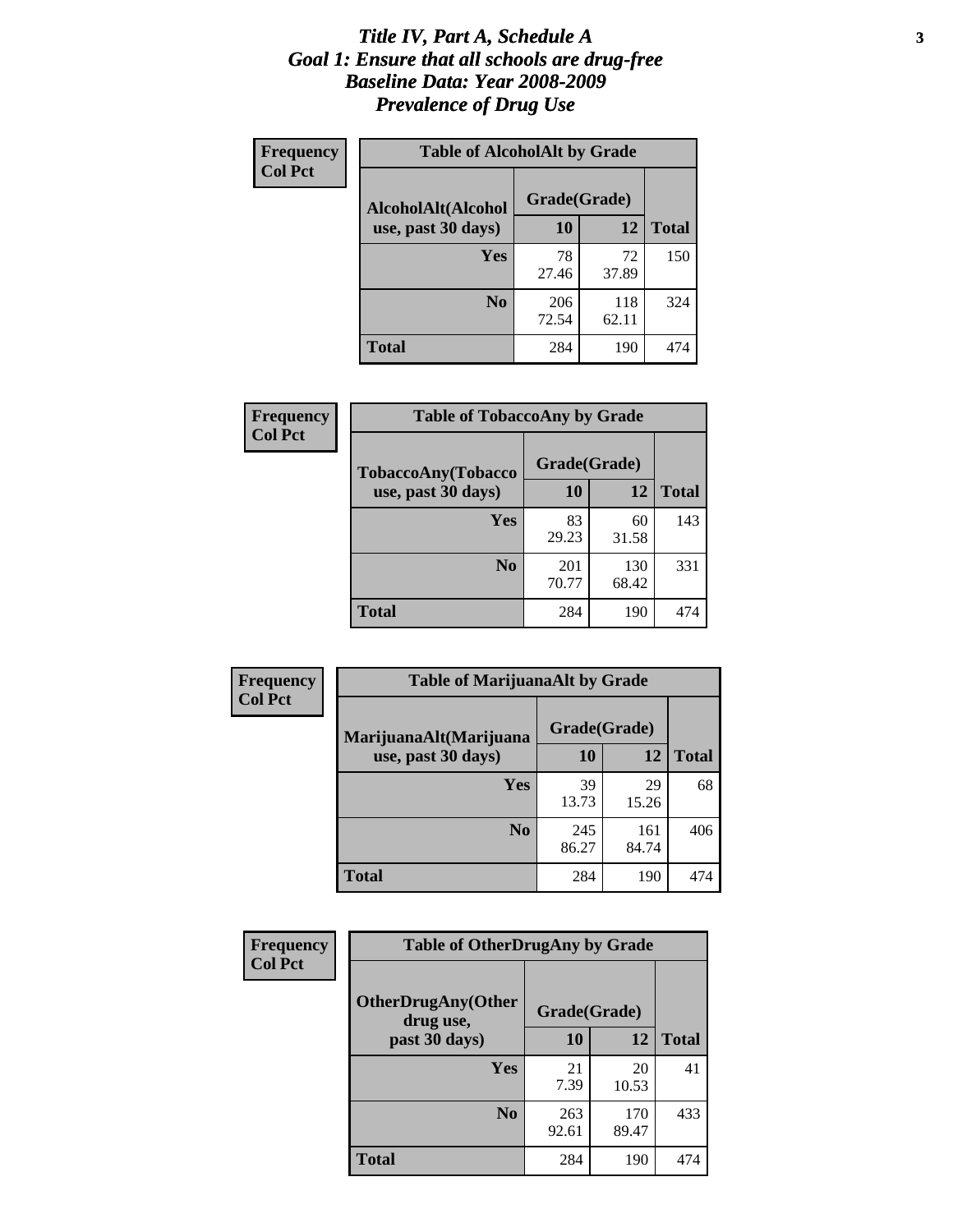# *Title IV, Part A, Schedule A*
# *Goal 1: Ensure that all schools are drug-free*
# *Baseline Data: Year 2008-2009*
# *Prevalence of Drug Use*

**Frequency**
**Col Pct**

**Table of AlcoholAlt by Grade**

| AlcoholAlt(Alcohol use, past 30 days) | Grade(Grade) | | Total |
|---|---|---|---|
| | 10 | 12 | |
| Yes | 78<br>27.46 | 72<br>37.89 | 150 |
| No | 206<br>72.54 | 118<br>62.11 | 324 |
| Total | 284 | 190 | 474 |

**Frequency**
**Col Pct**

**Table of TobaccoAny by Grade**

| TobaccoAny(Tobacco use, past 30 days) | Grade(Grade) | | Total |
|---|---|---|---|
| | 10 | 12 | |
| Yes | 83<br>29.23 | 60<br>31.58 | 143 |
| No | 201<br>70.77 | 130<br>68.42 | 331 |
| Total | 284 | 190 | 474 |

**Frequency**
**Col Pct**

**Table of MarijuanaAlt by Grade**

| MarijuanaAlt(Marijuana use, past 30 days) | Grade(Grade) | | Total |
|---|---|---|---|
| | 10 | 12 | |
| Yes | 39<br>13.73 | 29<br>15.26 | 68 |
| No | 245<br>86.27 | 161<br>84.74 | 406 |
| Total | 284 | 190 | 474 |

**Frequency**
**Col Pct**

**Table of OtherDrugAny by Grade**

| OtherDrugAny(Other drug use, past 30 days) | Grade(Grade) | | Total |
|---|---|---|---|
| | 10 | 12 | |
| Yes | 21<br>7.39 | 20<br>10.53 | 41 |
| No | 263<br>92.61 | 170<br>89.47 | 433 |
| Total | 284 | 190 | 474 |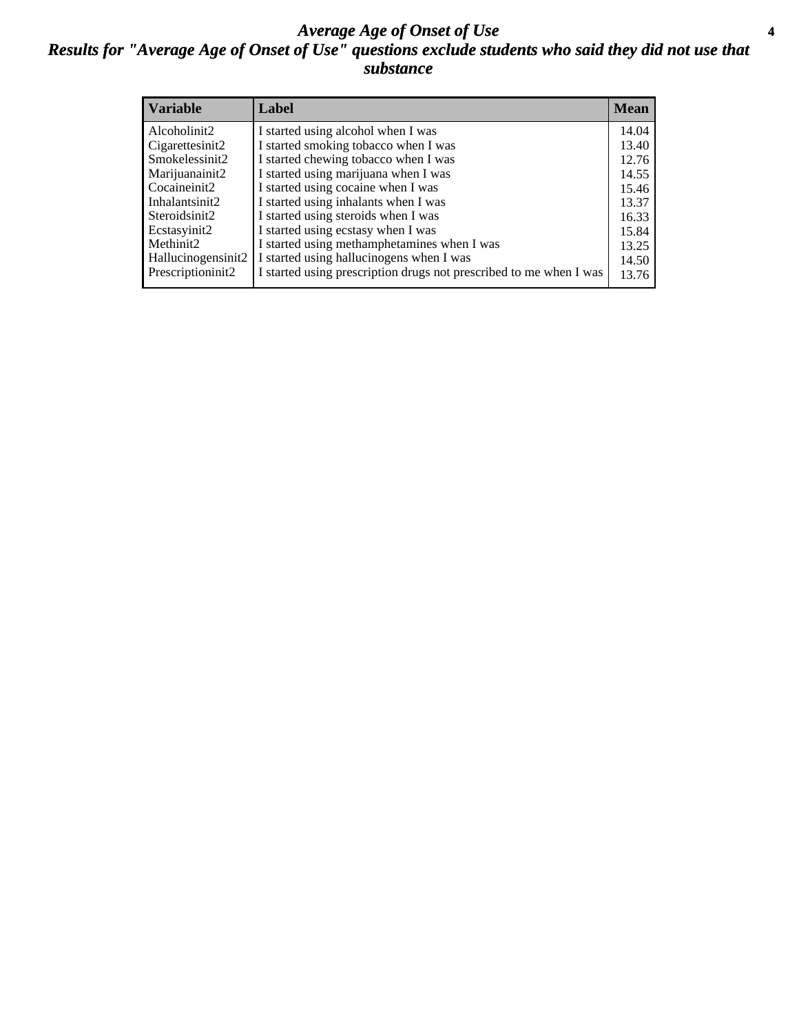# *Average Age of Onset of Use*

## *Results for "Average Age of Onset of Use" questions exclude students who said they did not use that substance*

| Variable | Label | Mean |
|---|---|---|
| Alcoholinit2 | I started using alcohol when I was | 14.04 |
| Cigarettesinit2 | I started smoking tobacco when I was | 13.40 |
| Smokelessinit2 | I started chewing tobacco when I was | 12.76 |
| Marijuanainit2 | I started using marijuana when I was | 14.55 |
| Cocaineinit2 | I started using cocaine when I was | 15.46 |
| Inhalantsinit2 | I started using inhalants when I was | 13.37 |
| Steroidsinit2 | I started using steroids when I was | 16.33 |
| Ecstasyinit2 | I started using ecstasy when I was | 15.84 |
| Methinit2 | I started using methamphetamines when I was | 13.25 |
| Hallucinogensinit2 | I started using hallucinogens when I was | 14.50 |
| Prescriptioninit2 | I started using prescription drugs not prescribed to me when I was | 13.76 |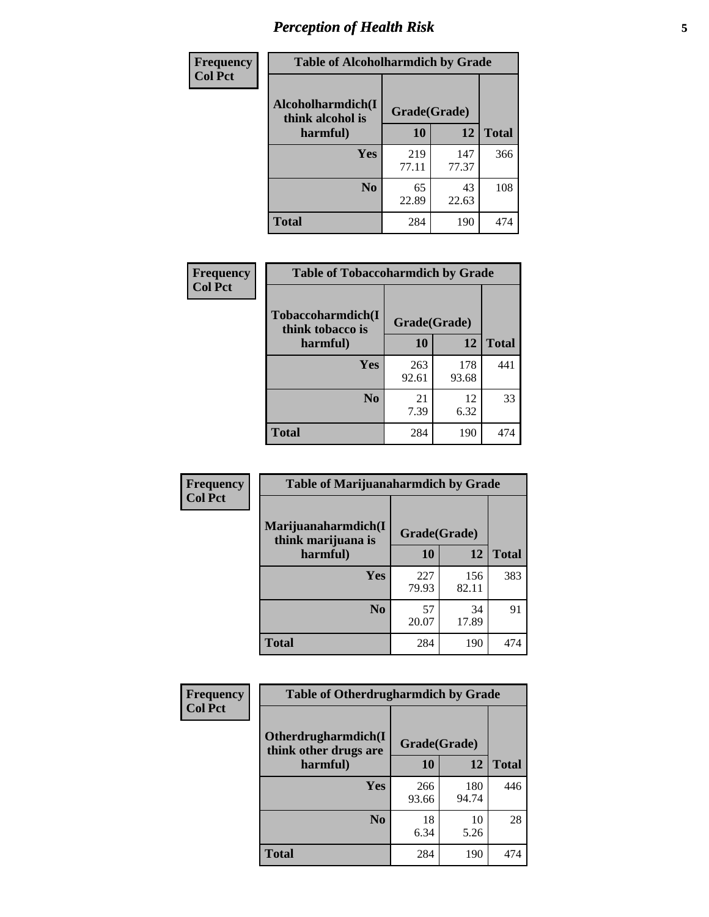# Perception of Health Risk

| Frequency Col Pct | Table of Alcoholharmdich by Grade | | |
|---|---|---|---|
| Alcoholharmdich(I think alcohol is harmful) | Grade(Grade) | | |
| | 10 | 12 | Total |
| Yes | 219<br>77.11 | 147<br>77.37 | 366 |
| No | 65<br>22.89 | 43<br>22.63 | 108 |
| Total | 284 | 190 | 474 |

| Frequency Col Pct | Table of Tobaccoharmdich by Grade | | |
|---|---|---|---|
| Tobaccoharmdich(I think tobacco is harmful) | Grade(Grade) | | |
| | 10 | 12 | Total |
| Yes | 263<br>92.61 | 178<br>93.68 | 441 |
| No | 21<br>7.39 | 12<br>6.32 | 33 |
| Total | 284 | 190 | 474 |

| Frequency Col Pct | Table of Marijuanaharmdich by Grade | | |
|---|---|---|---|
| Marijuanaharmdich(I think marijuana is harmful) | Grade(Grade) | | |
| | 10 | 12 | Total |
| Yes | 227<br>79.93 | 156<br>82.11 | 383 |
| No | 57<br>20.07 | 34<br>17.89 | 91 |
| Total | 284 | 190 | 474 |

| Frequency Col Pct | Table of Otherdrugharmdich by Grade | | |
|---|---|---|---|
| Otherdrugharmdich(I think other drugs are harmful) | Grade(Grade) | | |
| | 10 | 12 | Total |
| Yes | 266<br>93.66 | 180<br>94.74 | 446 |
| No | 18<br>6.34 | 10<br>5.26 | 28 |
| Total | 284 | 190 | 474 |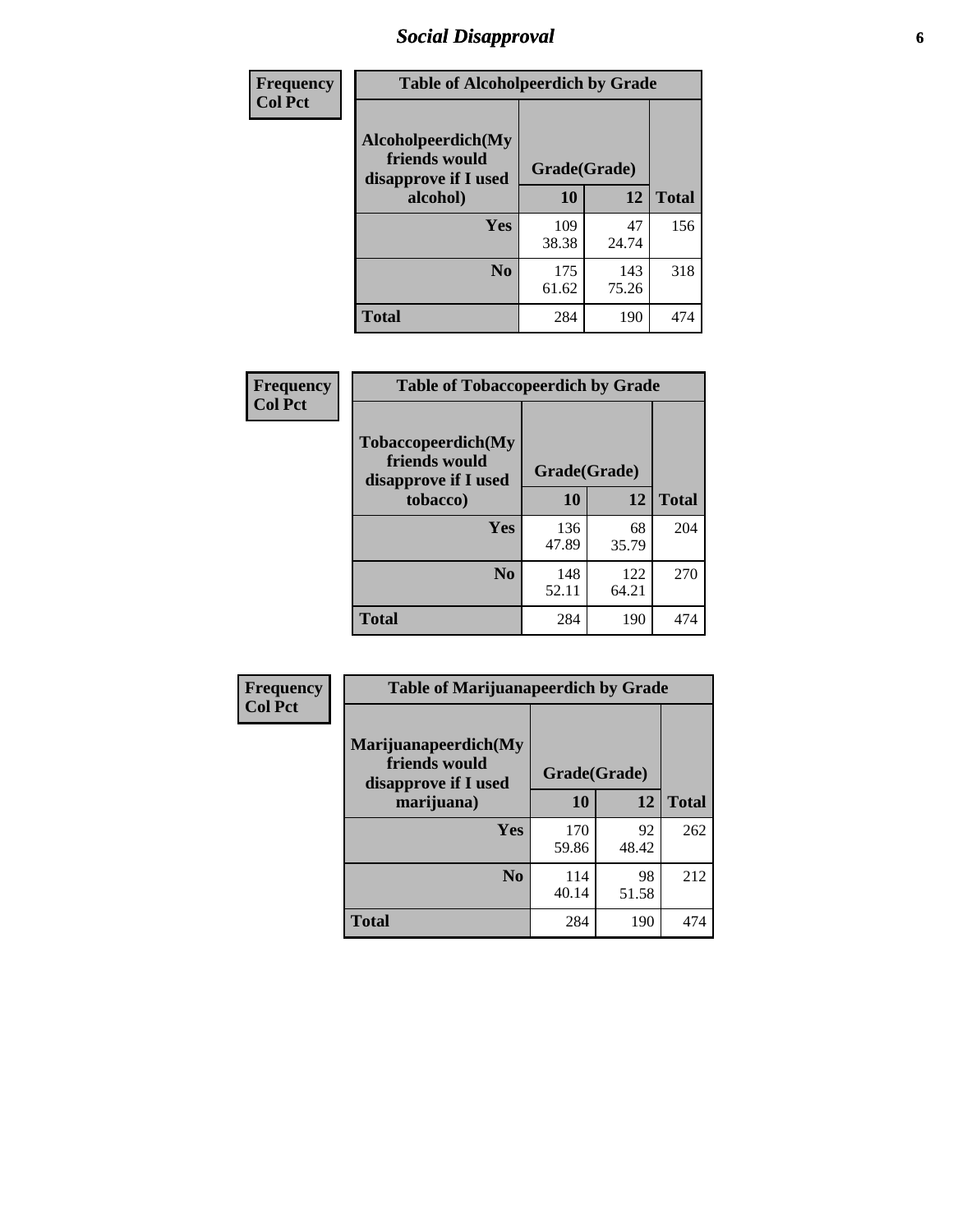# *Social Disapproval*

| Frequency<br>Col Pct |
|---|

**Table of Alcoholpeerdich by Grade**

| Alcoholpeerdich(My friends would disapprove if I used alcohol) | Grade(Grade) | | |
|---|---|---|---|
| | 10 | 12 | Total |
| Yes | 109<br>38.38 | 47<br>24.74 | 156 |
| No | 175<br>61.62 | 143<br>75.26 | 318 |
| Total | 284 | 190 | 474 |

| Frequency<br>Col Pct |
|---|

**Table of Tobaccopeerdich by Grade**

| Tobaccopeerdich(My friends would disapprove if I used tobacco) | Grade(Grade) | | |
|---|---|---|---|
| | 10 | 12 | Total |
| Yes | 136<br>47.89 | 68<br>35.79 | 204 |
| No | 148<br>52.11 | 122<br>64.21 | 270 |
| Total | 284 | 190 | 474 |

| Frequency<br>Col Pct |
|---|

**Table of Marijuanapeerdich by Grade**

| Marijuanapeerdich(My friends would disapprove if I used marijuana) | Grade(Grade) | | |
|---|---|---|---|
| | 10 | 12 | Total |
| Yes | 170<br>59.86 | 92<br>48.42 | 262 |
| No | 114<br>40.14 | 98<br>51.58 | 212 |
| Total | 284 | 190 | 474 |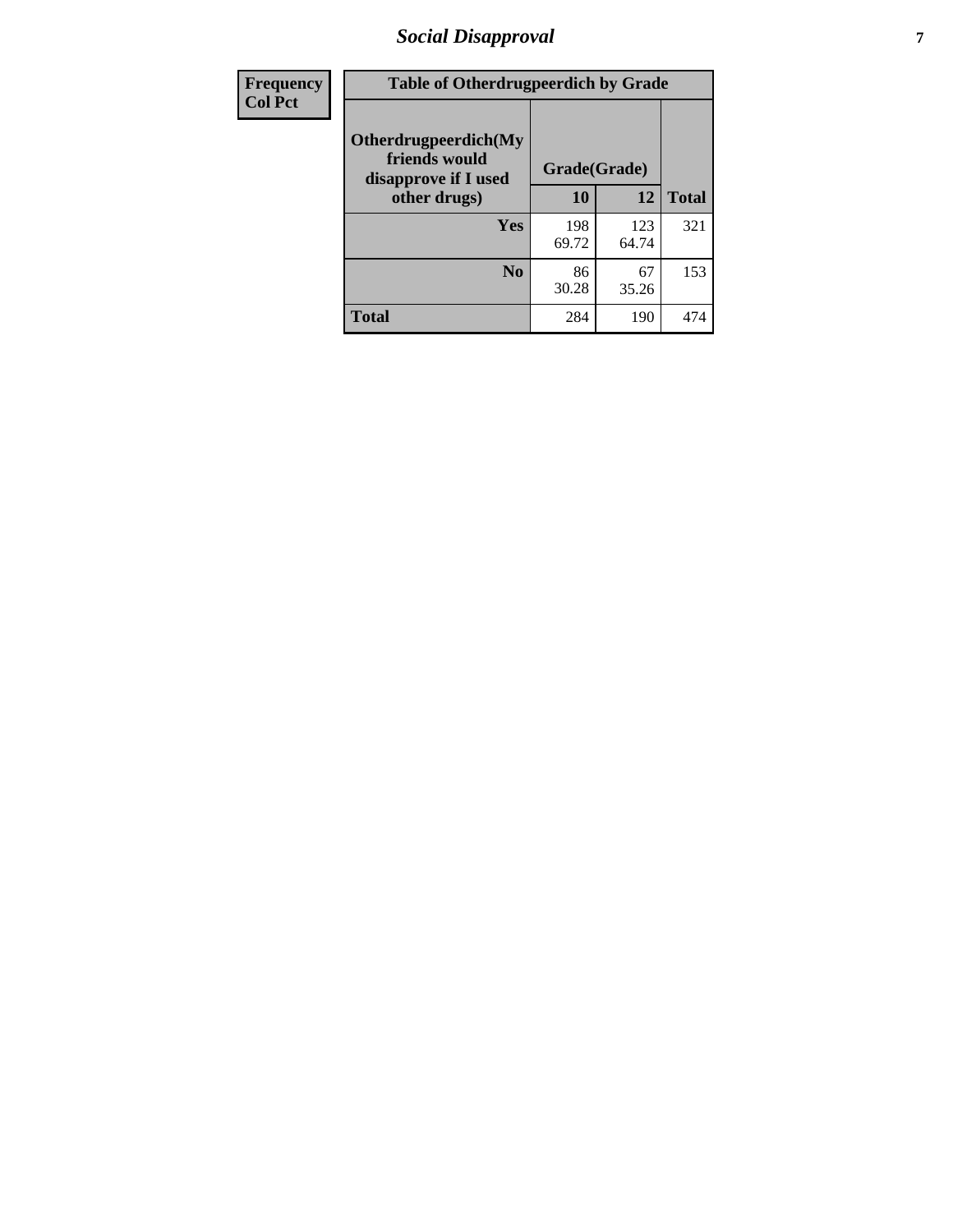| Frequency<br>Col Pct | Table of Otherdrugpeerdich by Grade | | |
|---|---|---|---|
| Otherdrugpeerdich(My friends would disapprove if I used other drugs) | Grade(Grade) | | |
| | 10 | 12 | Total |
| Yes | 198<br>69.72 | 123<br>64.74 | 321 |
| No | 86<br>30.28 | 67<br>35.26 | 153 |
| Total | 284 | 190 | 474 |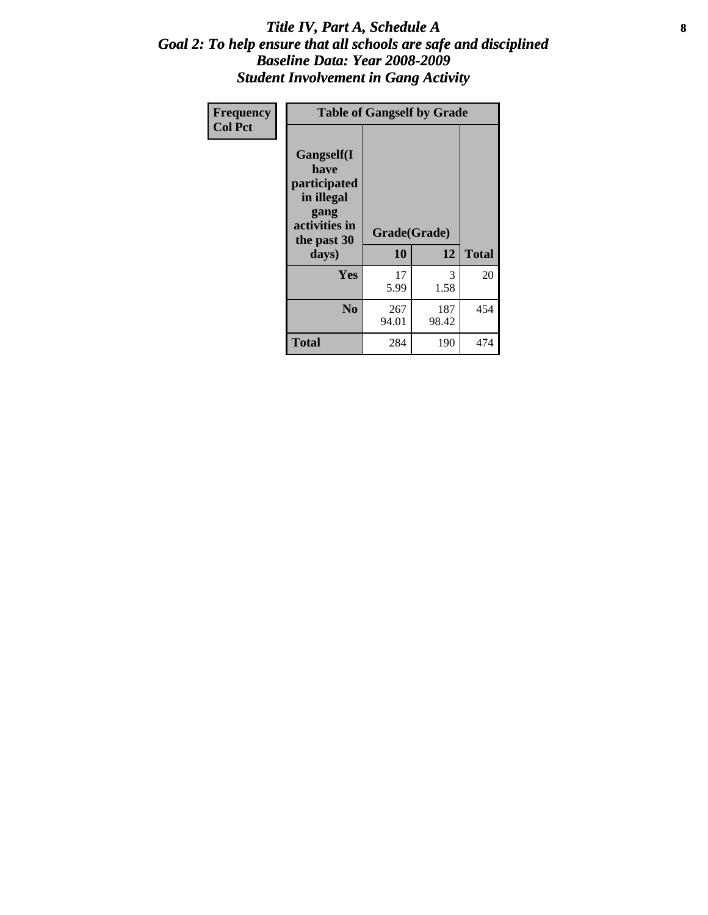# *Title IV, Part A, Schedule A*
## *Goal 2: To help ensure that all schools are safe and disciplined*
## *Baseline Data: Year 2008-2009*
## *Student Involvement in Gang Activity*

| Frequency<br>Col Pct | Table of Gangself by Grade | | |
|---|---|---|---|
| Gangself(I have participated in illegal gang activities in the past 30 days) | Grade(Grade) | | |
| | 10 | 12 | Total |
| Yes | 17<br>5.99 | 3<br>1.58 | 20 |
| No | 267<br>94.01 | 187<br>98.42 | 454 |
| Total | 284 | 190 | 474 |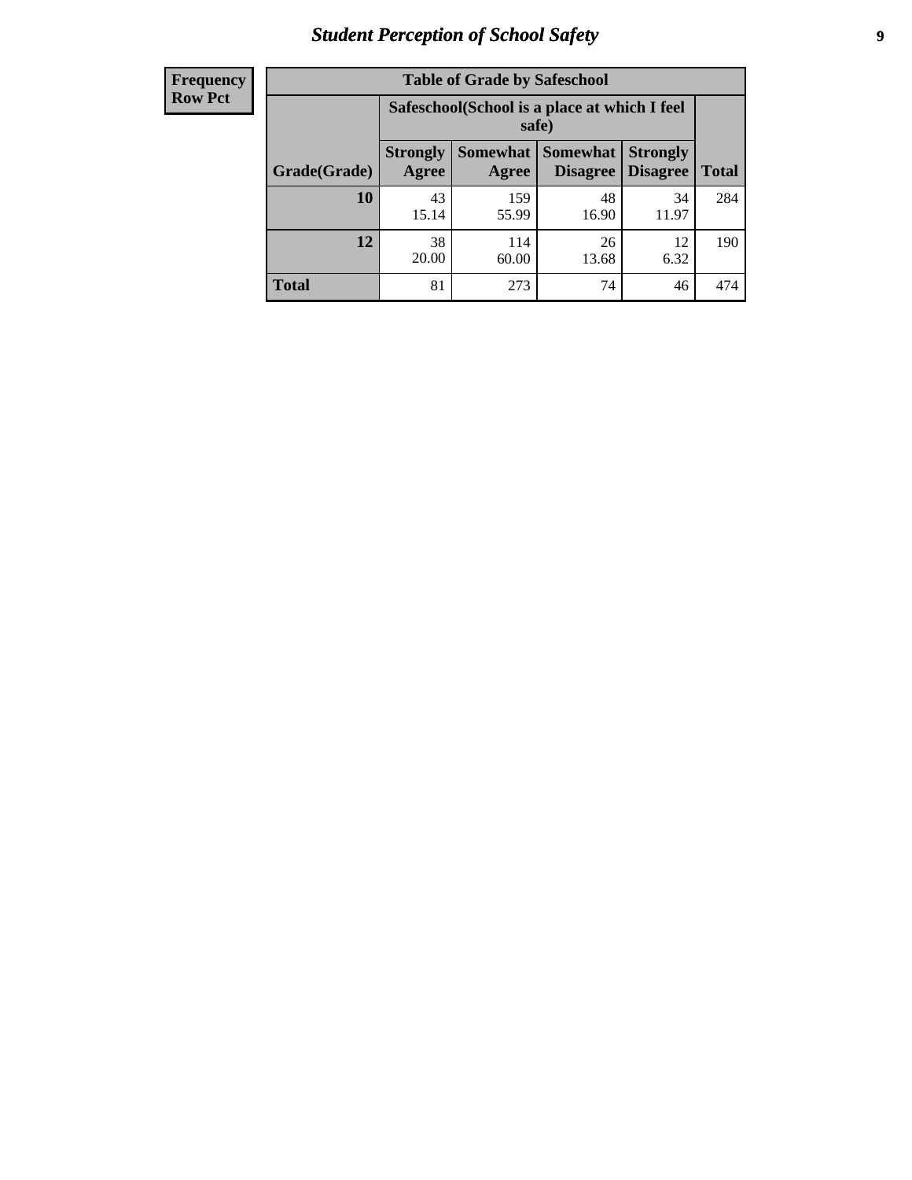# Student Perception of School Safety

| Frequency<br>Row Pct | Table of Grade by Safeschool | | | | |
|---|---|---|---|---|---|
| | Safeschool(School is a place at which I feel safe) | | | | |
| Grade(Grade) | Strongly Agree | Somewhat Agree | Somewhat Disagree | Strongly Disagree | Total |
| 10 | 43<br>15.14 | 159<br>55.99 | 48<br>16.90 | 34<br>11.97 | 284 |
| 12 | 38<br>20.00 | 114<br>60.00 | 26<br>13.68 | 12<br>6.32 | 190 |
| Total | 81 | 273 | 74 | 46 | 474 |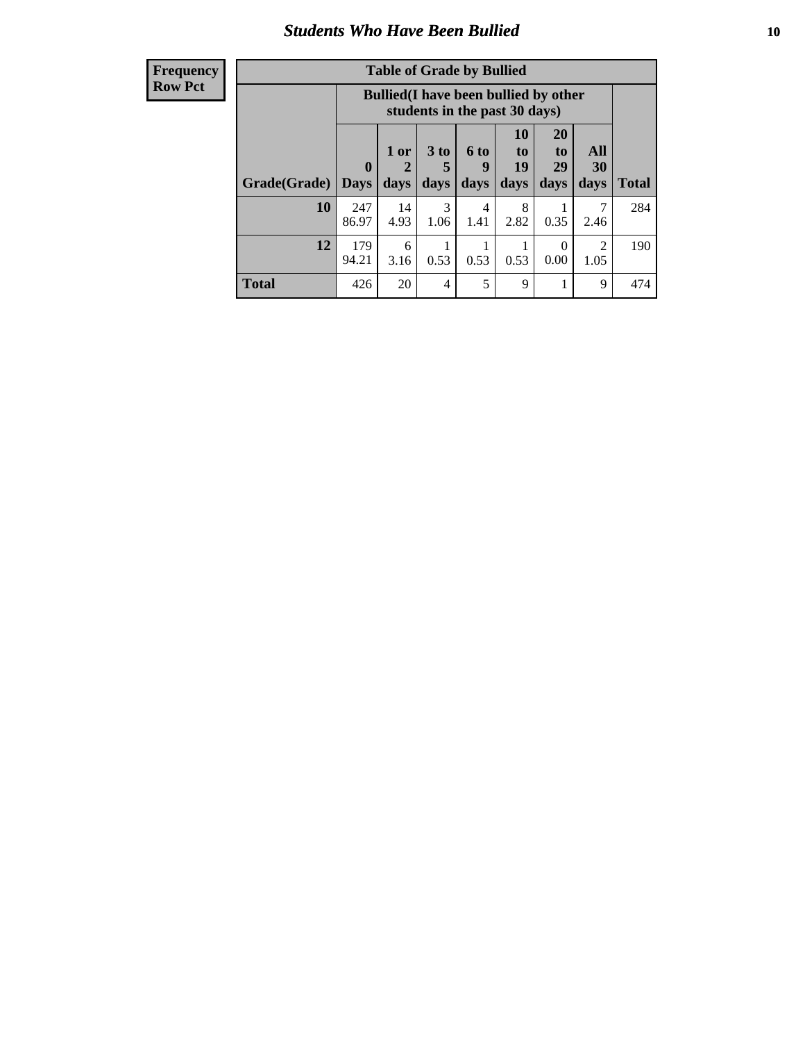## Students Who Have Been Bullied

**Frequency**
**Row Pct**

| Table of Grade by Bullied | | | | | | | | |
|---|---|---|---|---|---|---|---|---|
| | Bullied(I have been bullied by other students in the past 30 days) | | | | | | | |
| Grade(Grade) | 0 Days | 1 or 2 days | 3 to 5 days | 6 to 9 days | 10 to 19 days | 20 to 29 days | All 30 days | Total |
| 10 | 247 86.97 | 14 4.93 | 3 1.06 | 4 1.41 | 8 2.82 | 1 0.35 | 7 2.46 | 284 |
| 12 | 179 94.21 | 6 3.16 | 1 0.53 | 1 0.53 | 1 0.53 | 0 0.00 | 2 1.05 | 190 |
| Total | 426 | 20 | 4 | 5 | 9 | 1 | 9 | 474 |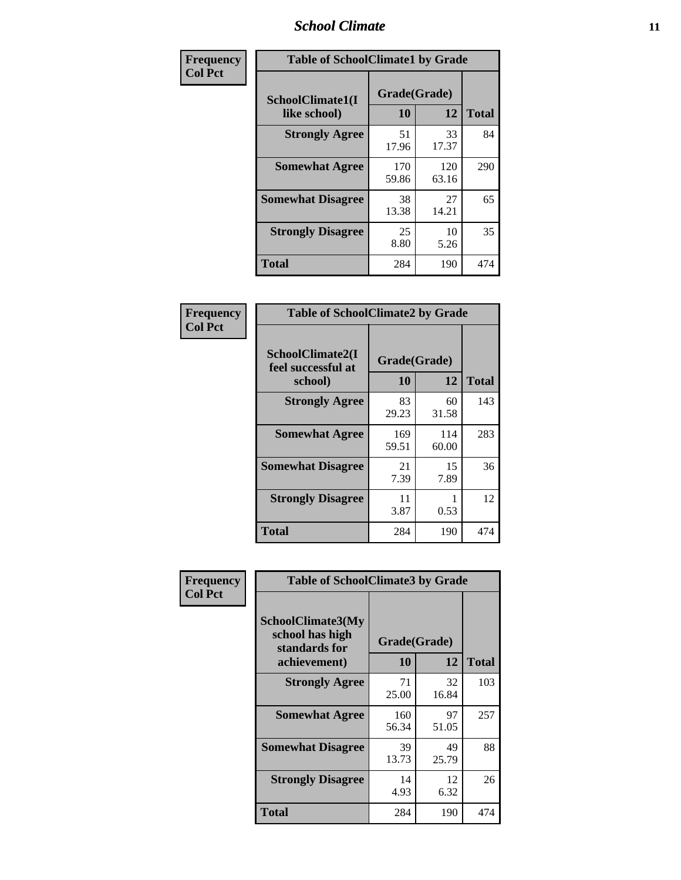| Frequency Col Pct |
|---|

| Table of SchoolClimate1 by Grade | | | |
|---|---|---|---|
| SchoolClimate1(I like school) | Grade(Grade) | | Total |
| | 10 | 12 | |
| Strongly Agree | 51<br>17.96 | 33<br>17.37 | 84 |
| Somewhat Agree | 170<br>59.86 | 120<br>63.16 | 290 |
| Somewhat Disagree | 38<br>13.38 | 27<br>14.21 | 65 |
| Strongly Disagree | 25<br>8.80 | 10<br>5.26 | 35 |
| Total | 284 | 190 | 474 |

| Frequency Col Pct |
|---|

| Table of SchoolClimate2 by Grade | | | |
|---|---|---|---|
| SchoolClimate2(I feel successful at school) | Grade(Grade) | | Total |
| | 10 | 12 | |
| Strongly Agree | 83<br>29.23 | 60<br>31.58 | 143 |
| Somewhat Agree | 169<br>59.51 | 114<br>60.00 | 283 |
| Somewhat Disagree | 21<br>7.39 | 15<br>7.89 | 36 |
| Strongly Disagree | 11<br>3.87 | 1<br>0.53 | 12 |
| Total | 284 | 190 | 474 |

| Frequency Col Pct |
|---|

| Table of SchoolClimate3 by Grade | | | |
|---|---|---|---|
| SchoolClimate3(My school has high standards for achievement) | Grade(Grade) | | Total |
| | 10 | 12 | |
| Strongly Agree | 71<br>25.00 | 32<br>16.84 | 103 |
| Somewhat Agree | 160<br>56.34 | 97<br>51.05 | 257 |
| Somewhat Disagree | 39<br>13.73 | 49<br>25.79 | 88 |
| Strongly Disagree | 14<br>4.93 | 12<br>6.32 | 26 |
| Total | 284 | 190 | 474 |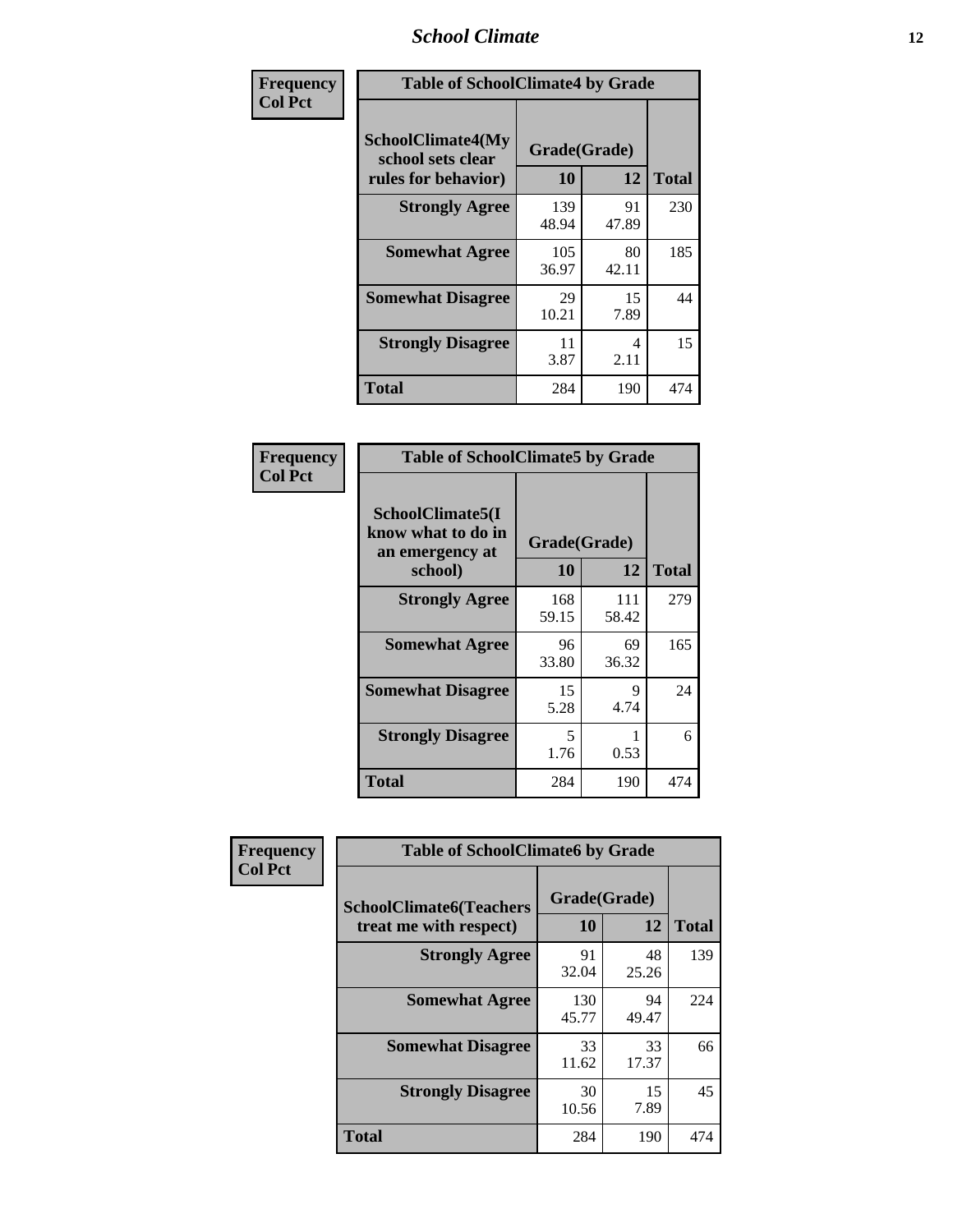| Frequency<br>Col Pct | Table of SchoolClimate4 by Grade | | |
|---|---|---|---|
| SchoolClimate4(My school sets clear rules for behavior) | Grade(Grade) | | |
| | 10 | 12 | Total |
| Strongly Agree | 139<br>48.94 | 91<br>47.89 | 230 |
| Somewhat Agree | 105<br>36.97 | 80<br>42.11 | 185 |
| Somewhat Disagree | 29<br>10.21 | 15<br>7.89 | 44 |
| Strongly Disagree | 11<br>3.87 | 4<br>2.11 | 15 |
| Total | 284 | 190 | 474 |

| Frequency<br>Col Pct | Table of SchoolClimate5 by Grade | | |
|---|---|---|---|
| SchoolClimate5(I know what to do in an emergency at school) | Grade(Grade) | | |
| | 10 | 12 | Total |
| Strongly Agree | 168<br>59.15 | 111<br>58.42 | 279 |
| Somewhat Agree | 96<br>33.80 | 69<br>36.32 | 165 |
| Somewhat Disagree | 15<br>5.28 | 9<br>4.74 | 24 |
| Strongly Disagree | 5<br>1.76 | 1<br>0.53 | 6 |
| Total | 284 | 190 | 474 |

| Frequency<br>Col Pct | Table of SchoolClimate6 by Grade | | |
|---|---|---|---|
| SchoolClimate6(Teachers treat me with respect) | Grade(Grade) | | |
| | 10 | 12 | Total |
| Strongly Agree | 91<br>32.04 | 48<br>25.26 | 139 |
| Somewhat Agree | 130<br>45.77 | 94<br>49.47 | 224 |
| Somewhat Disagree | 33<br>11.62 | 33<br>17.37 | 66 |
| Strongly Disagree | 30<br>10.56 | 15<br>7.89 | 45 |
| Total | 284 | 190 | 474 |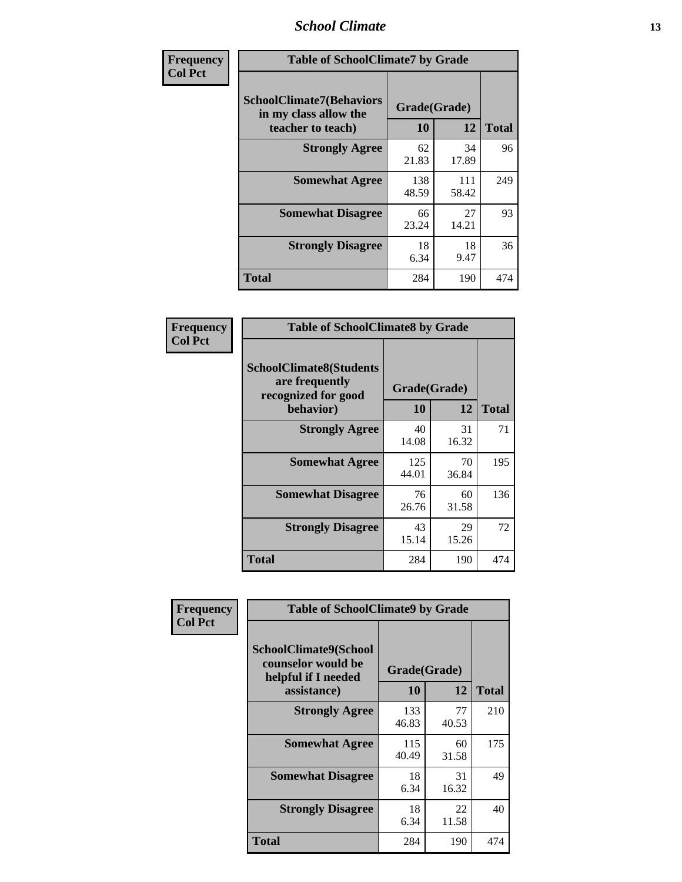| Frequency Col Pct | Table of SchoolClimate7 by Grade | | |
|---|---|---|---|
| SchoolClimate7(Behaviors in my class allow the teacher to teach) | Grade(Grade) | | Total |
| | 10 | 12 | |
| Strongly Agree | 62<br>21.83 | 34<br>17.89 | 96 |
| Somewhat Agree | 138<br>48.59 | 111<br>58.42 | 249 |
| Somewhat Disagree | 66<br>23.24 | 27<br>14.21 | 93 |
| Strongly Disagree | 18<br>6.34 | 18<br>9.47 | 36 |
| Total | 284 | 190 | 474 |

| Frequency Col Pct | Table of SchoolClimate8 by Grade | | |
|---|---|---|---|
| SchoolClimate8(Students are frequently recognized for good behavior) | Grade(Grade) | | Total |
| | 10 | 12 | |
| Strongly Agree | 40<br>14.08 | 31<br>16.32 | 71 |
| Somewhat Agree | 125<br>44.01 | 70<br>36.84 | 195 |
| Somewhat Disagree | 76<br>26.76 | 60<br>31.58 | 136 |
| Strongly Disagree | 43<br>15.14 | 29<br>15.26 | 72 |
| Total | 284 | 190 | 474 |

| Frequency Col Pct | Table of SchoolClimate9 by Grade | | |
|---|---|---|---|
| SchoolClimate9(School counselor would be helpful if I needed assistance) | Grade(Grade) | | Total |
| | 10 | 12 | |
| Strongly Agree | 133<br>46.83 | 77<br>40.53 | 210 |
| Somewhat Agree | 115<br>40.49 | 60<br>31.58 | 175 |
| Somewhat Disagree | 18<br>6.34 | 31<br>16.32 | 49 |
| Strongly Disagree | 18<br>6.34 | 22<br>11.58 | 40 |
| Total | 284 | 190 | 474 |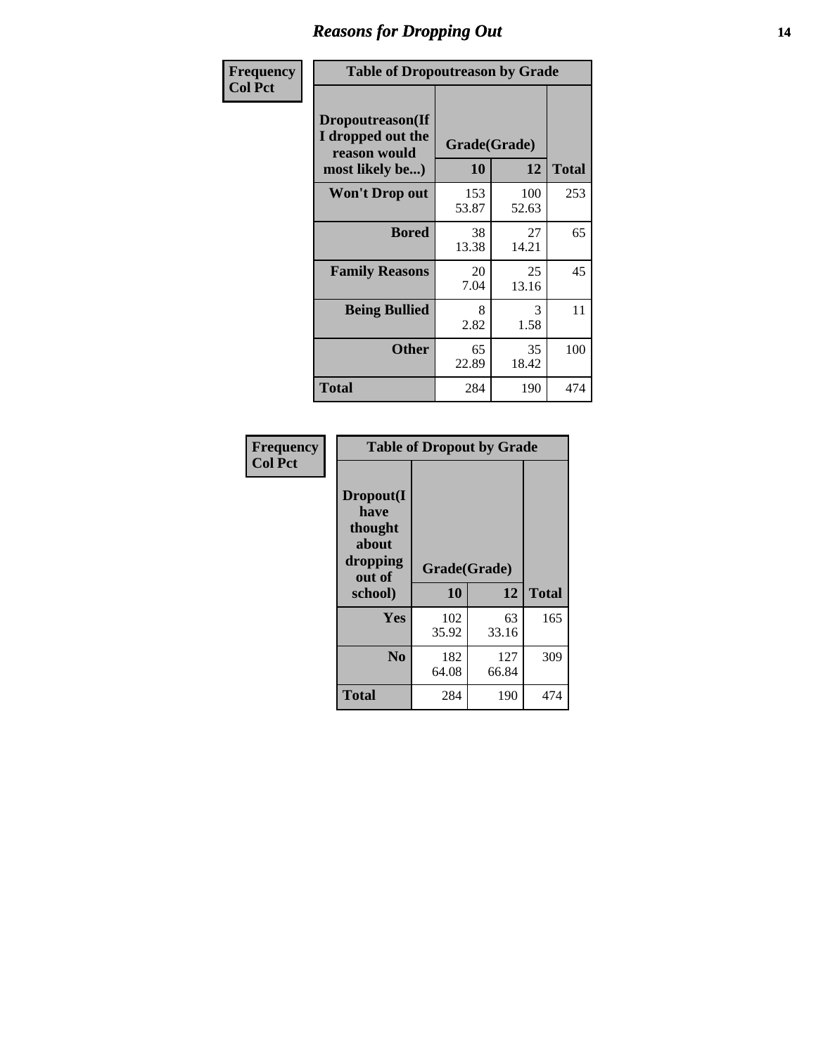## Reasons for Dropping Out

**Frequency**
**Col Pct**

**Table of Dropoutreason by Grade**

| Dropoutreason(If I dropped out the reason would most likely be...) | Grade(Grade) 10 | 12 | Total |
|---|---|---|---|
| **Won't Drop out** | 153<br>53.87 | 100<br>52.63 | 253 |
| **Bored** | 38<br>13.38 | 27<br>14.21 | 65 |
| **Family Reasons** | 20<br>7.04 | 25<br>13.16 | 45 |
| **Being Bullied** | 8<br>2.82 | 3<br>1.58 | 11 |
| **Other** | 65<br>22.89 | 35<br>18.42 | 100 |
| **Total** | 284 | 190 | 474 |

**Frequency**
**Col Pct**

**Table of Dropout by Grade**

| Dropout(I have thought about dropping out of school) | Grade(Grade) 10 | 12 | Total |
|---|---|---|---|
| **Yes** | 102<br>35.92 | 63<br>33.16 | 165 |
| **No** | 182<br>64.08 | 127<br>66.84 | 309 |
| **Total** | 284 | 190 | 474 |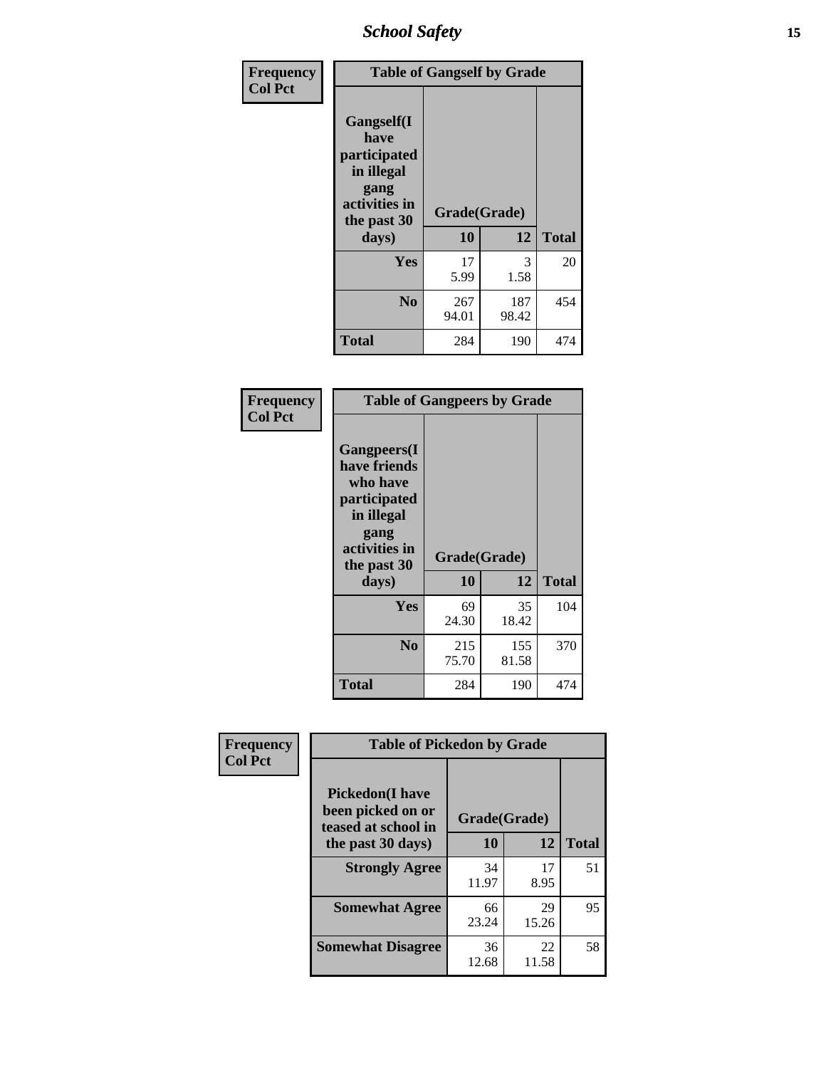**Frequency**
**Col Pct**

| Table of Gangself by Grade | | | |
|---|---|---|---|
| Gangself(I have participated in illegal gang activities in the past 30 days) | Grade(Grade) | | |
| | 10 | 12 | Total |
| Yes | 17<br>5.99 | 3<br>1.58 | 20 |
| No | 267<br>94.01 | 187<br>98.42 | 454 |
| Total | 284 | 190 | 474 |

**Frequency**
**Col Pct**

| Table of Gangpeers by Grade | | | |
|---|---|---|---|
| Gangpeers(I have friends who have participated in illegal gang activities in the past 30 days) | Grade(Grade) | | |
| | 10 | 12 | Total |
| Yes | 69<br>24.30 | 35<br>18.42 | 104 |
| No | 215<br>75.70 | 155<br>81.58 | 370 |
| Total | 284 | 190 | 474 |

**Frequency**
**Col Pct**

| Table of Pickedon by Grade | | | |
|---|---|---|---|
| Pickedon(I have been picked on or teased at school in the past 30 days) | Grade(Grade) | | |
| | 10 | 12 | Total |
| Strongly Agree | 34<br>11.97 | 17<br>8.95 | 51 |
| Somewhat Agree | 66<br>23.24 | 29<br>15.26 | 95 |
| Somewhat Disagree | 36<br>12.68 | 22<br>11.58 | 58 |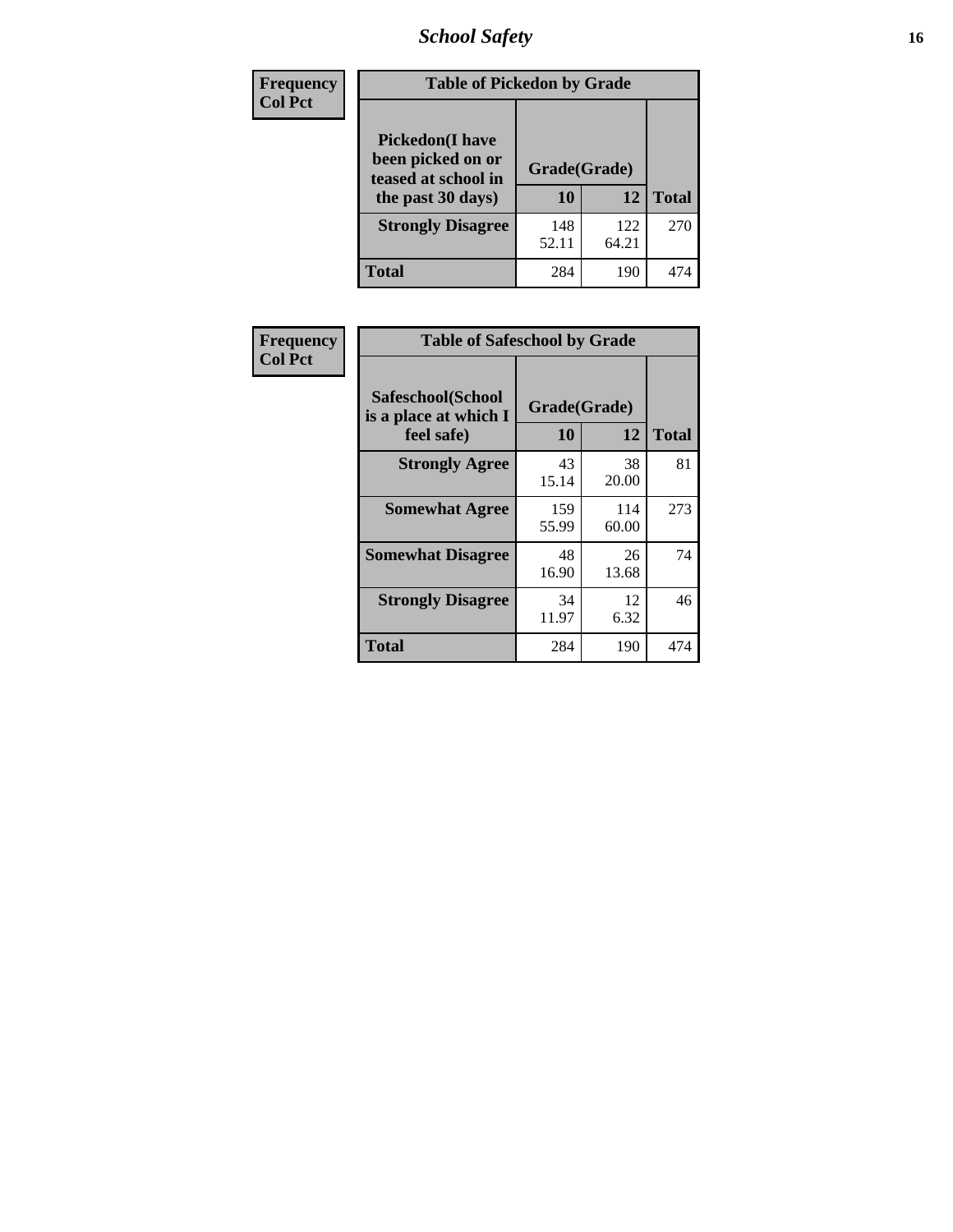| Frequency<br>Col Pct | Table of Pickedon by Grade | | |
|---|---|---|---|
| Pickedon(I have been picked on or teased at school in the past 30 days) | Grade(Grade) | | |
| | 10 | 12 | Total |
| Strongly Disagree | 148<br>52.11 | 122<br>64.21 | 270 |
| Total | 284 | 190 | 474 |

| Frequency<br>Col Pct | Table of Safeschool by Grade | | |
|---|---|---|---|
| Safeschool(School is a place at which I feel safe) | Grade(Grade) | | |
| | 10 | 12 | Total |
| Strongly Agree | 43<br>15.14 | 38<br>20.00 | 81 |
| Somewhat Agree | 159<br>55.99 | 114<br>60.00 | 273 |
| Somewhat Disagree | 48<br>16.90 | 26<br>13.68 | 74 |
| Strongly Disagree | 34<br>11.97 | 12<br>6.32 | 46 |
| Total | 284 | 190 | 474 |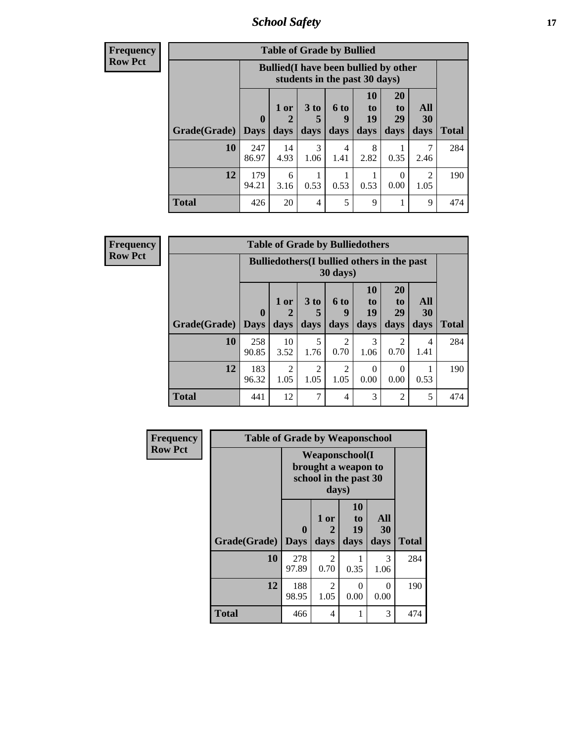| Frequency Row Pct | Table of Grade by Bullied | | | | | | | |
|---|---|---|---|---|---|---|---|---|
| | Bullied(I have been bullied by other students in the past 30 days) | | | | | | | |
| Grade(Grade) | 0 Days | 1 or 2 days | 3 to 5 days | 6 to 9 days | 10 to 19 days | 20 to 29 days | All 30 days | Total |
| 10 | 247 86.97 | 14 4.93 | 3 1.06 | 4 1.41 | 8 2.82 | 1 0.35 | 7 2.46 | 284 |
| 12 | 179 94.21 | 6 3.16 | 1 0.53 | 1 0.53 | 1 0.53 | 0 0.00 | 2 1.05 | 190 |
| Total | 426 | 20 | 4 | 5 | 9 | 1 | 9 | 474 |

| Frequency Row Pct | Table of Grade by Bulliedothers | | | | | | | |
|---|---|---|---|---|---|---|---|---|
| | Bulliedothers(I bullied others in the past 30 days) | | | | | | | |
| Grade(Grade) | 0 Days | 1 or 2 days | 3 to 5 days | 6 to 9 days | 10 to 19 days | 20 to 29 days | All 30 days | Total |
| 10 | 258 90.85 | 10 3.52 | 5 1.76 | 2 0.70 | 3 1.06 | 2 0.70 | 4 1.41 | 284 |
| 12 | 183 96.32 | 2 1.05 | 2 1.05 | 2 1.05 | 0 0.00 | 0 0.00 | 1 0.53 | 190 |
| Total | 441 | 12 | 7 | 4 | 3 | 2 | 5 | 474 |

| Frequency Row Pct | Table of Grade by Weaponschool | | | | |
|---|---|---|---|---|---|
| | Weaponschool(I brought a weapon to school in the past 30 days) | | | | |
| Grade(Grade) | 0 Days | 1 or 2 days | 10 to 19 days | All 30 days | Total |
| 10 | 278 97.89 | 2 0.70 | 1 0.35 | 3 1.06 | 284 |
| 12 | 188 98.95 | 2 1.05 | 0 0.00 | 0 0.00 | 190 |
| Total | 466 | 4 | 1 | 3 | 474 |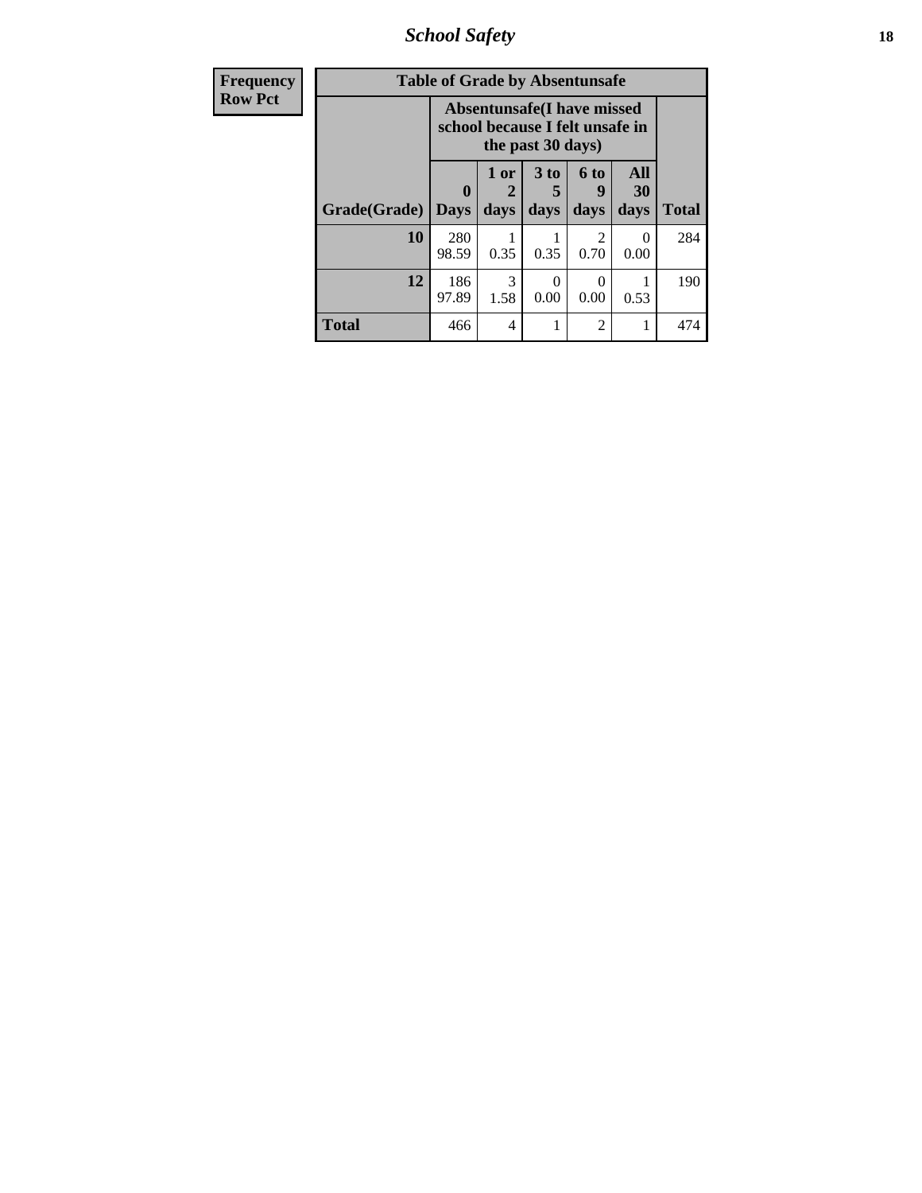| Frequency Row Pct |
|---|

| Table of Grade by Absentunsafe | | | | | | |
|---|---|---|---|---|---|---|
| | Absentunsafe(I have missed school because I felt unsafe in the past 30 days) | | | | | |
| Grade(Grade) | 0 Days | 1 or 2 days | 3 to 5 days | 6 to 9 days | All 30 days | Total |
| 10 | 280<br>98.59 | 1<br>0.35 | 1<br>0.35 | 2<br>0.70 | 0<br>0.00 | 284 |
| 12 | 186<br>97.89 | 3<br>1.58 | 0<br>0.00 | 0<br>0.00 | 1<br>0.53 | 190 |
| Total | 466 | 4 | 1 | 2 | 1 | 474 |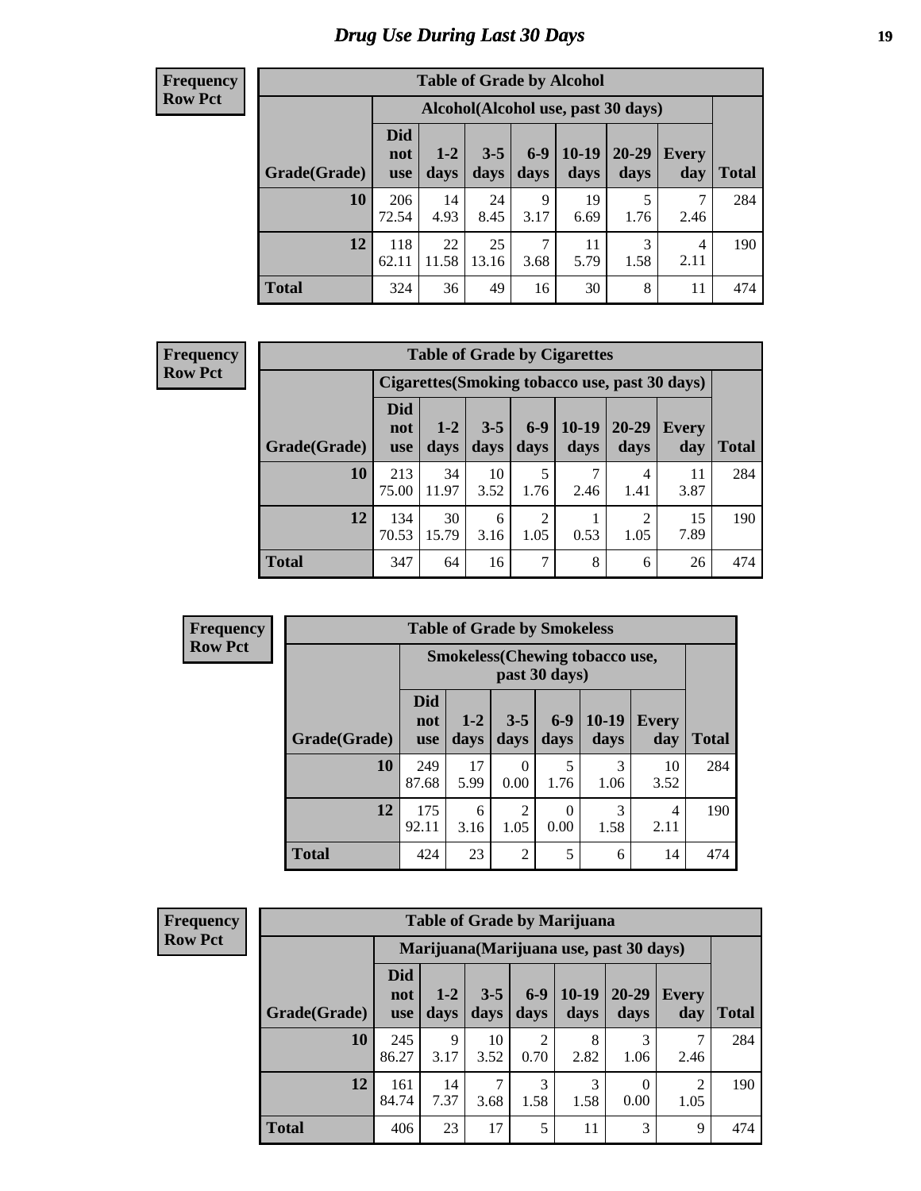# Drug Use During Last 30 Days

**Frequency**
**Row Pct**

**Table of Grade by Alcohol**

| Grade(Grade) | Alcohol(Alcohol use, past 30 days) | | | | | | | Total |
|---|---|---|---|---|---|---|---|---|
| | Did not use | 1-2 days | 3-5 days | 6-9 days | 10-19 days | 20-29 days | Every day | |
| **10** | 206<br>72.54 | 14<br>4.93 | 24<br>8.45 | 9<br>3.17 | 19<br>6.69 | 5<br>1.76 | 7<br>2.46 | 284 |
| **12** | 118<br>62.11 | 22<br>11.58 | 25<br>13.16 | 7<br>3.68 | 11<br>5.79 | 3<br>1.58 | 4<br>2.11 | 190 |
| **Total** | 324 | 36 | 49 | 16 | 30 | 8 | 11 | 474 |

**Frequency**
**Row Pct**

**Table of Grade by Cigarettes**

| Grade(Grade) | Cigarettes(Smoking tobacco use, past 30 days) | | | | | | | Total |
|---|---|---|---|---|---|---|---|---|
| | Did not use | 1-2 days | 3-5 days | 6-9 days | 10-19 days | 20-29 days | Every day | |
| **10** | 213<br>75.00 | 34<br>11.97 | 10<br>3.52 | 5<br>1.76 | 7<br>2.46 | 4<br>1.41 | 11<br>3.87 | 284 |
| **12** | 134<br>70.53 | 30<br>15.79 | 6<br>3.16 | 2<br>1.05 | 1<br>0.53 | 2<br>1.05 | 15<br>7.89 | 190 |
| **Total** | 347 | 64 | 16 | 7 | 8 | 6 | 26 | 474 |

**Frequency**
**Row Pct**

**Table of Grade by Smokeless**

| Grade(Grade) | Smokeless(Chewing tobacco use, past 30 days) | | | | | | Total |
|---|---|---|---|---|---|---|---|
| | Did not use | 1-2 days | 3-5 days | 6-9 days | 10-19 days | Every day | |
| **10** | 249<br>87.68 | 17<br>5.99 | 0<br>0.00 | 5<br>1.76 | 3<br>1.06 | 10<br>3.52 | 284 |
| **12** | 175<br>92.11 | 6<br>3.16 | 2<br>1.05 | 0<br>0.00 | 3<br>1.58 | 4<br>2.11 | 190 |
| **Total** | 424 | 23 | 2 | 5 | 6 | 14 | 474 |

**Frequency**
**Row Pct**

**Table of Grade by Marijuana**

| Grade(Grade) | Marijuana(Marijuana use, past 30 days) | | | | | | | Total |
|---|---|---|---|---|---|---|---|---|
| | Did not use | 1-2 days | 3-5 days | 6-9 days | 10-19 days | 20-29 days | Every day | |
| **10** | 245<br>86.27 | 9<br>3.17 | 10<br>3.52 | 2<br>0.70 | 8<br>2.82 | 3<br>1.06 | 7<br>2.46 | 284 |
| **12** | 161<br>84.74 | 14<br>7.37 | 7<br>3.68 | 3<br>1.58 | 3<br>1.58 | 0<br>0.00 | 2<br>1.05 | 190 |
| **Total** | 406 | 23 | 17 | 5 | 11 | 3 | 9 | 474 |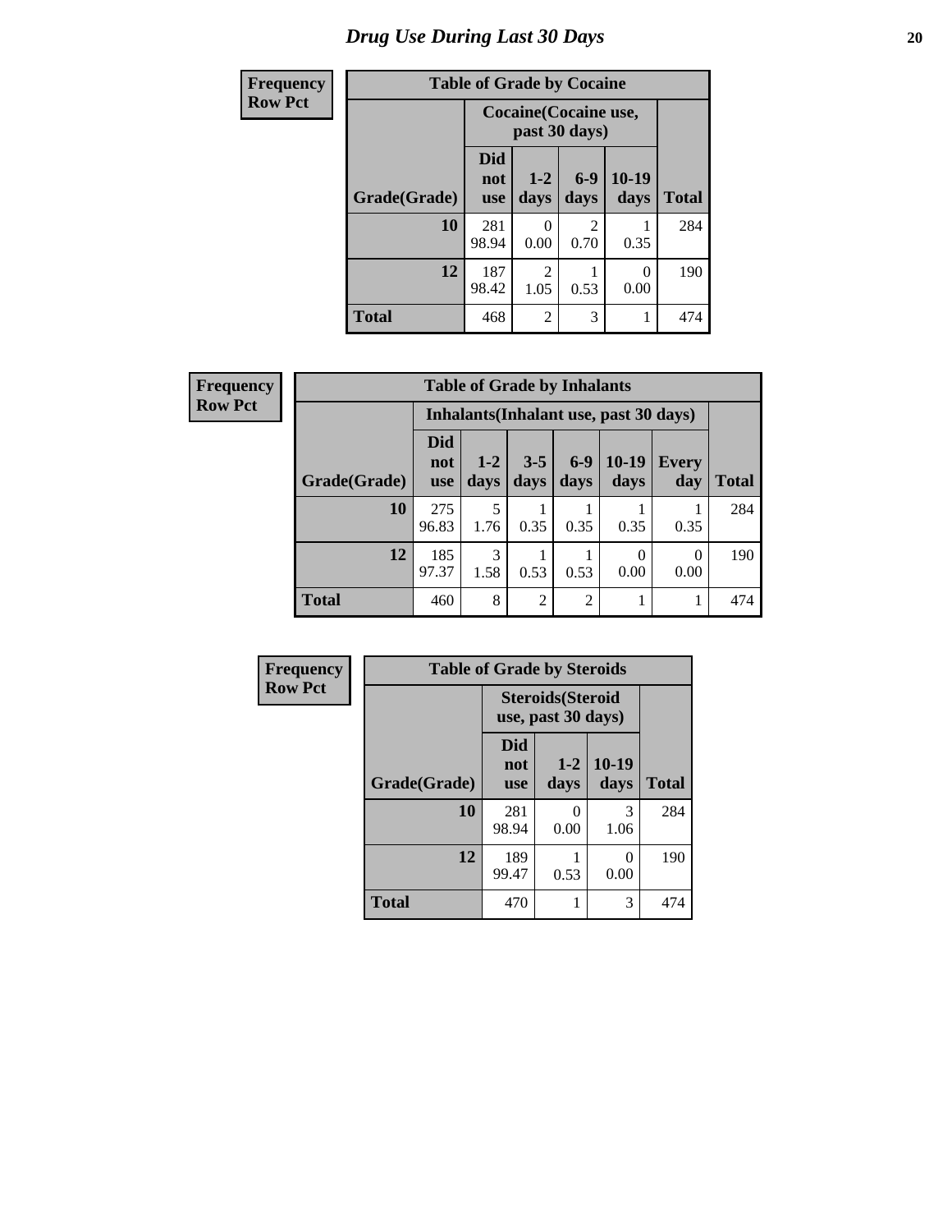# Drug Use During Last 30 Days

**Frequency**
**Row Pct**

| Table of Grade by Cocaine | | | | | |
|---|---|---|---|---|---|
| | Cocaine(Cocaine use, past 30 days) | | | | |
| Grade(Grade) | Did not use | 1-2 days | 6-9 days | 10-19 days | Total |
| 10 | 281<br>98.94 | 0<br>0.00 | 2<br>0.70 | 1<br>0.35 | 284 |
| 12 | 187<br>98.42 | 2<br>1.05 | 1<br>0.53 | 0<br>0.00 | 190 |
| Total | 468 | 2 | 3 | 1 | 474 |

**Frequency**
**Row Pct**

| Table of Grade by Inhalants | | | | | | | |
|---|---|---|---|---|---|---|---|
| | Inhalants(Inhalant use, past 30 days) | | | | | | |
| Grade(Grade) | Did not use | 1-2 days | 3-5 days | 6-9 days | 10-19 days | Every day | Total |
| 10 | 275<br>96.83 | 5<br>1.76 | 1<br>0.35 | 1<br>0.35 | 1<br>0.35 | 1<br>0.35 | 284 |
| 12 | 185<br>97.37 | 3<br>1.58 | 1<br>0.53 | 1<br>0.53 | 0<br>0.00 | 0<br>0.00 | 190 |
| Total | 460 | 8 | 2 | 2 | 1 | 1 | 474 |

**Frequency**
**Row Pct**

| Table of Grade by Steroids | | | | |
|---|---|---|---|---|
| | Steroids(Steroid use, past 30 days) | | | |
| Grade(Grade) | Did not use | 1-2 days | 10-19 days | Total |
| 10 | 281<br>98.94 | 0<br>0.00 | 3<br>1.06 | 284 |
| 12 | 189<br>99.47 | 1<br>0.53 | 0<br>0.00 | 190 |
| Total | 470 | 1 | 3 | 474 |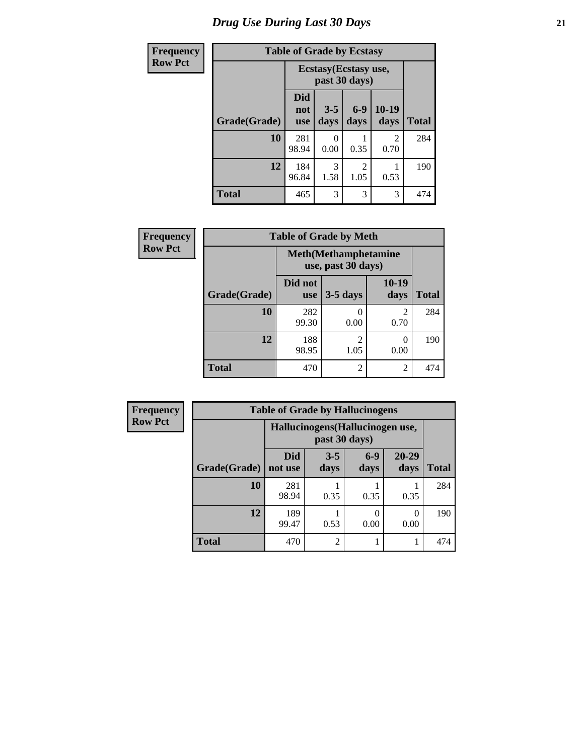# Drug Use During Last 30 Days

**Frequency**
**Row Pct**

| Table of Grade by Ecstasy | | | | | |
|---|---|---|---|---|---|
| | Ecstasy(Ecstasy use, past 30 days) | | | | |
| Grade(Grade) | Did not use | 3-5 days | 6-9 days | 10-19 days | Total |
| 10 | 281<br>98.94 | 0<br>0.00 | 1<br>0.35 | 2<br>0.70 | 284 |
| 12 | 184<br>96.84 | 3<br>1.58 | 2<br>1.05 | 1<br>0.53 | 190 |
| Total | 465 | 3 | 3 | 3 | 474 |

**Frequency**
**Row Pct**

| Table of Grade by Meth | | | | |
|---|---|---|---|---|
| | Meth(Methamphetamine use, past 30 days) | | | |
| Grade(Grade) | Did not use | 3-5 days | 10-19 days | Total |
| 10 | 282<br>99.30 | 0<br>0.00 | 2<br>0.70 | 284 |
| 12 | 188<br>98.95 | 2<br>1.05 | 0<br>0.00 | 190 |
| Total | 470 | 2 | 2 | 474 |

**Frequency**
**Row Pct**

| Table of Grade by Hallucinogens | | | | | |
|---|---|---|---|---|---|
| | Hallucinogens(Hallucinogen use, past 30 days) | | | | |
| Grade(Grade) | Did not use | 3-5 days | 6-9 days | 20-29 days | Total |
| 10 | 281<br>98.94 | 1<br>0.35 | 1<br>0.35 | 1<br>0.35 | 284 |
| 12 | 189<br>99.47 | 1<br>0.53 | 0<br>0.00 | 0<br>0.00 | 190 |
| Total | 470 | 2 | 1 | 1 | 474 |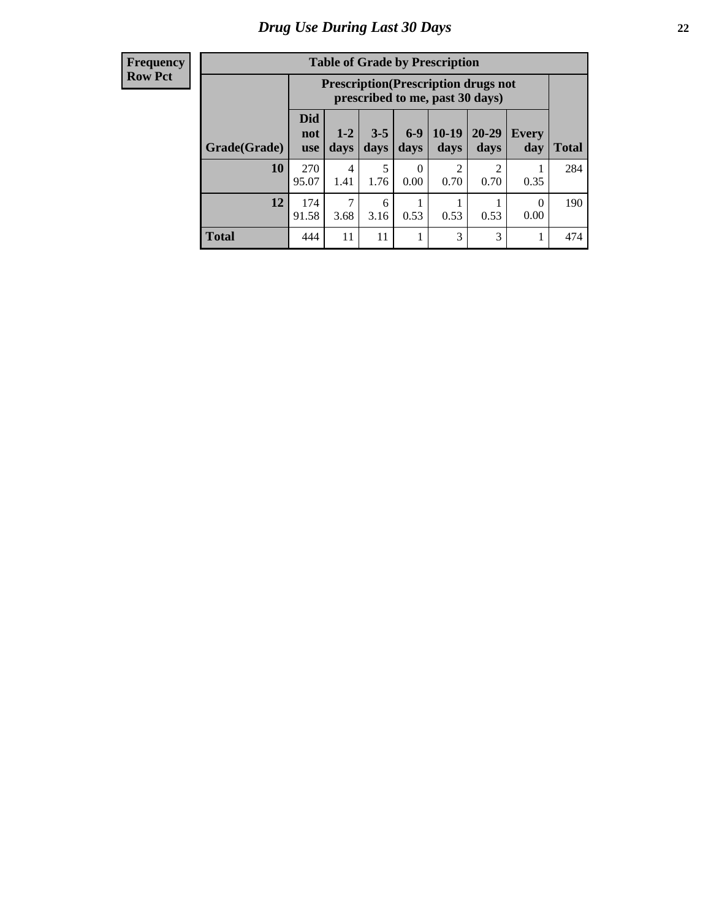# Drug Use During Last 30 Days

**Frequency**
**Row Pct**

**Table of Grade by Prescription**

| Grade(Grade) | Prescription(Prescription drugs not prescribed to me, past 30 days) | | | | | | | Total |
|---|---|---|---|---|---|---|---|---|
| | Did not use | 1-2 days | 3-5 days | 6-9 days | 10-19 days | 20-29 days | Every day | |
| **10** | 270<br>95.07 | 4<br>1.41 | 5<br>1.76 | 0<br>0.00 | 2<br>0.70 | 2<br>0.70 | 1<br>0.35 | 284 |
| **12** | 174<br>91.58 | 7<br>3.68 | 6<br>3.16 | 1<br>0.53 | 1<br>0.53 | 1<br>0.53 | 0<br>0.00 | 190 |
| **Total** | 444 | 11 | 11 | 1 | 3 | 3 | 1 | 474 |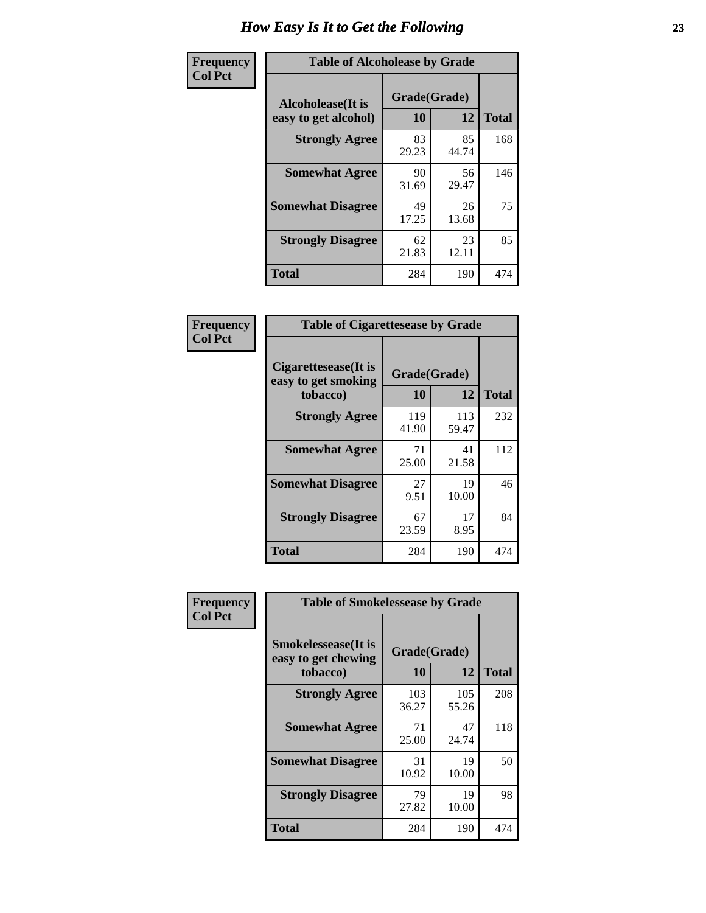# How Easy Is It to Get the Following

**Frequency**
**Col Pct**

| Table of Alcoholease by Grade | | | |
|---|---|---|---|
| Alcoholease(It is easy to get alcohol) | Grade(Grade) | | Total |
| | 10 | 12 | |
| **Strongly Agree** | 83<br>29.23 | 85<br>44.74 | 168 |
| **Somewhat Agree** | 90<br>31.69 | 56<br>29.47 | 146 |
| **Somewhat Disagree** | 49<br>17.25 | 26<br>13.68 | 75 |
| **Strongly Disagree** | 62<br>21.83 | 23<br>12.11 | 85 |
| **Total** | 284 | 190 | 474 |

**Frequency**
**Col Pct**

| Table of Cigarettesease by Grade | | | |
|---|---|---|---|
| Cigarettesease(It is easy to get smoking tobacco) | Grade(Grade) | | Total |
| | 10 | 12 | |
| **Strongly Agree** | 119<br>41.90 | 113<br>59.47 | 232 |
| **Somewhat Agree** | 71<br>25.00 | 41<br>21.58 | 112 |
| **Somewhat Disagree** | 27<br>9.51 | 19<br>10.00 | 46 |
| **Strongly Disagree** | 67<br>23.59 | 17<br>8.95 | 84 |
| **Total** | 284 | 190 | 474 |

**Frequency**
**Col Pct**

| Table of Smokelessease by Grade | | | |
|---|---|---|---|
| Smokelessease(It is easy to get chewing tobacco) | Grade(Grade) | | Total |
| | 10 | 12 | |
| **Strongly Agree** | 103<br>36.27 | 105<br>55.26 | 208 |
| **Somewhat Agree** | 71<br>25.00 | 47<br>24.74 | 118 |
| **Somewhat Disagree** | 31<br>10.92 | 19<br>10.00 | 50 |
| **Strongly Disagree** | 79<br>27.82 | 19<br>10.00 | 98 |
| **Total** | 284 | 190 | 474 |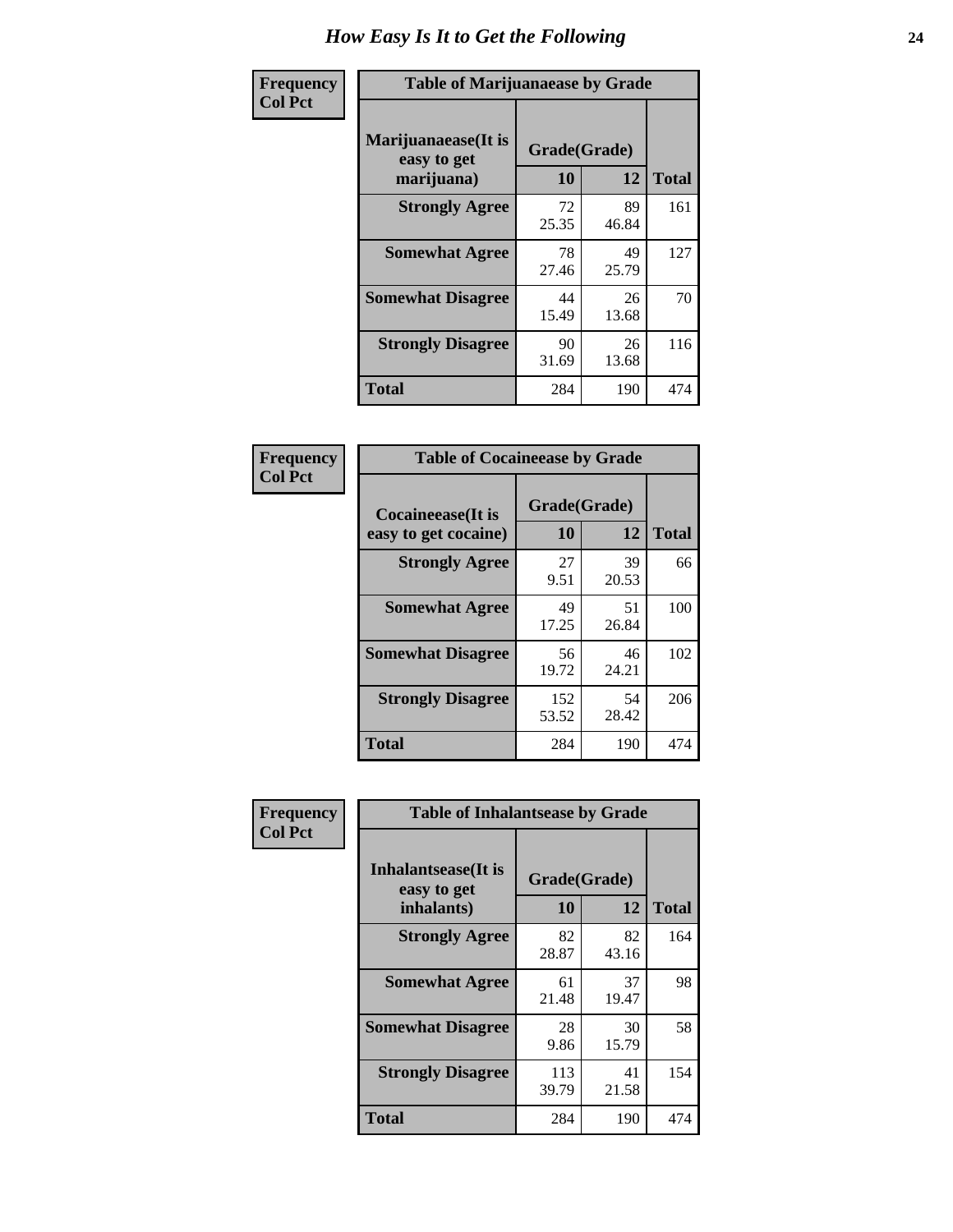# How Easy Is It to Get the Following

**Frequency**
**Col Pct**

| Table of Marijuanaease by Grade | | | |
|---|---|---|---|
| Marijuanaease(It is easy to get marijuana) | Grade(Grade) | | |
| | 10 | 12 | Total |
| Strongly Agree | 72<br>25.35 | 89<br>46.84 | 161 |
| Somewhat Agree | 78<br>27.46 | 49<br>25.79 | 127 |
| Somewhat Disagree | 44<br>15.49 | 26<br>13.68 | 70 |
| Strongly Disagree | 90<br>31.69 | 26<br>13.68 | 116 |
| Total | 284 | 190 | 474 |

**Frequency**
**Col Pct**

| Table of Cocaineease by Grade | | | |
|---|---|---|---|
| Cocaineease(It is easy to get cocaine) | Grade(Grade) | | |
| | 10 | 12 | Total |
| Strongly Agree | 27<br>9.51 | 39<br>20.53 | 66 |
| Somewhat Agree | 49<br>17.25 | 51<br>26.84 | 100 |
| Somewhat Disagree | 56<br>19.72 | 46<br>24.21 | 102 |
| Strongly Disagree | 152<br>53.52 | 54<br>28.42 | 206 |
| Total | 284 | 190 | 474 |

**Frequency**
**Col Pct**

| Table of Inhalantsease by Grade | | | |
|---|---|---|---|
| Inhalantsease(It is easy to get inhalants) | Grade(Grade) | | |
| | 10 | 12 | Total |
| Strongly Agree | 82<br>28.87 | 82<br>43.16 | 164 |
| Somewhat Agree | 61<br>21.48 | 37<br>19.47 | 98 |
| Somewhat Disagree | 28<br>9.86 | 30<br>15.79 | 58 |
| Strongly Disagree | 113<br>39.79 | 41<br>21.58 | 154 |
| Total | 284 | 190 | 474 |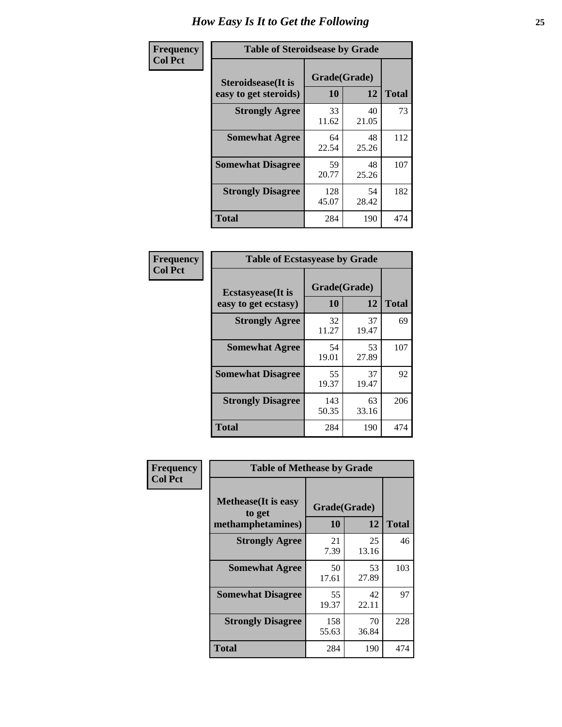# How Easy Is It to Get the Following

| Frequency<br>Col Pct | Table of Steroidsease by Grade | | |
|---|---|---|---|
| Steroidsease(It is easy to get steroids) | Grade(Grade) 10 | 12 | Total |
| Strongly Agree | 33<br>11.62 | 40<br>21.05 | 73 |
| Somewhat Agree | 64<br>22.54 | 48<br>25.26 | 112 |
| Somewhat Disagree | 59<br>20.77 | 48<br>25.26 | 107 |
| Strongly Disagree | 128<br>45.07 | 54<br>28.42 | 182 |
| Total | 284 | 190 | 474 |

| Frequency<br>Col Pct | Table of Ecstasyease by Grade | | |
|---|---|---|---|
| Ecstasyease(It is easy to get ecstasy) | Grade(Grade) 10 | 12 | Total |
| Strongly Agree | 32<br>11.27 | 37<br>19.47 | 69 |
| Somewhat Agree | 54<br>19.01 | 53<br>27.89 | 107 |
| Somewhat Disagree | 55<br>19.37 | 37<br>19.47 | 92 |
| Strongly Disagree | 143<br>50.35 | 63<br>33.16 | 206 |
| Total | 284 | 190 | 474 |

| Frequency<br>Col Pct | Table of Methease by Grade | | |
|---|---|---|---|
| Methease(It is easy to get methamphetamines) | Grade(Grade) 10 | 12 | Total |
| Strongly Agree | 21<br>7.39 | 25<br>13.16 | 46 |
| Somewhat Agree | 50<br>17.61 | 53<br>27.89 | 103 |
| Somewhat Disagree | 55<br>19.37 | 42<br>22.11 | 97 |
| Strongly Disagree | 158<br>55.63 | 70<br>36.84 | 228 |
| Total | 284 | 190 | 474 |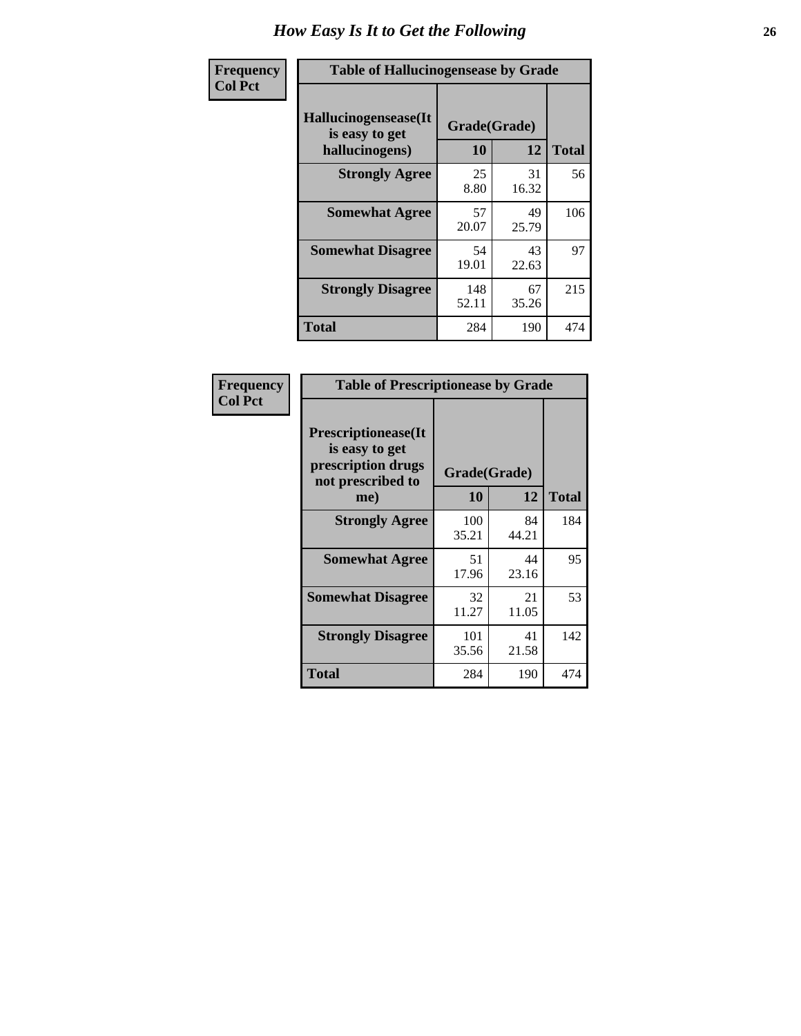# How Easy Is It to Get the Following

| Frequency Col Pct |
|---|

**Table of Hallucinogensease by Grade**

| Hallucinogensease(It is easy to get hallucinogens) | Grade(Grade) 10 | 12 | Total |
|---|---|---|---|
| **Strongly Agree** | 25<br>8.80 | 31<br>16.32 | 56 |
| **Somewhat Agree** | 57<br>20.07 | 49<br>25.79 | 106 |
| **Somewhat Disagree** | 54<br>19.01 | 43<br>22.63 | 97 |
| **Strongly Disagree** | 148<br>52.11 | 67<br>35.26 | 215 |
| **Total** | 284 | 190 | 474 |

| Frequency Col Pct |
|---|

**Table of Prescriptionease by Grade**

| Prescriptionease(It is easy to get prescription drugs not prescribed to me) | Grade(Grade) 10 | 12 | Total |
|---|---|---|---|
| **Strongly Agree** | 100<br>35.21 | 84<br>44.21 | 184 |
| **Somewhat Agree** | 51<br>17.96 | 44<br>23.16 | 95 |
| **Somewhat Disagree** | 32<br>11.27 | 21<br>11.05 | 53 |
| **Strongly Disagree** | 101<br>35.56 | 41<br>21.58 | 142 |
| **Total** | 284 | 190 | 474 |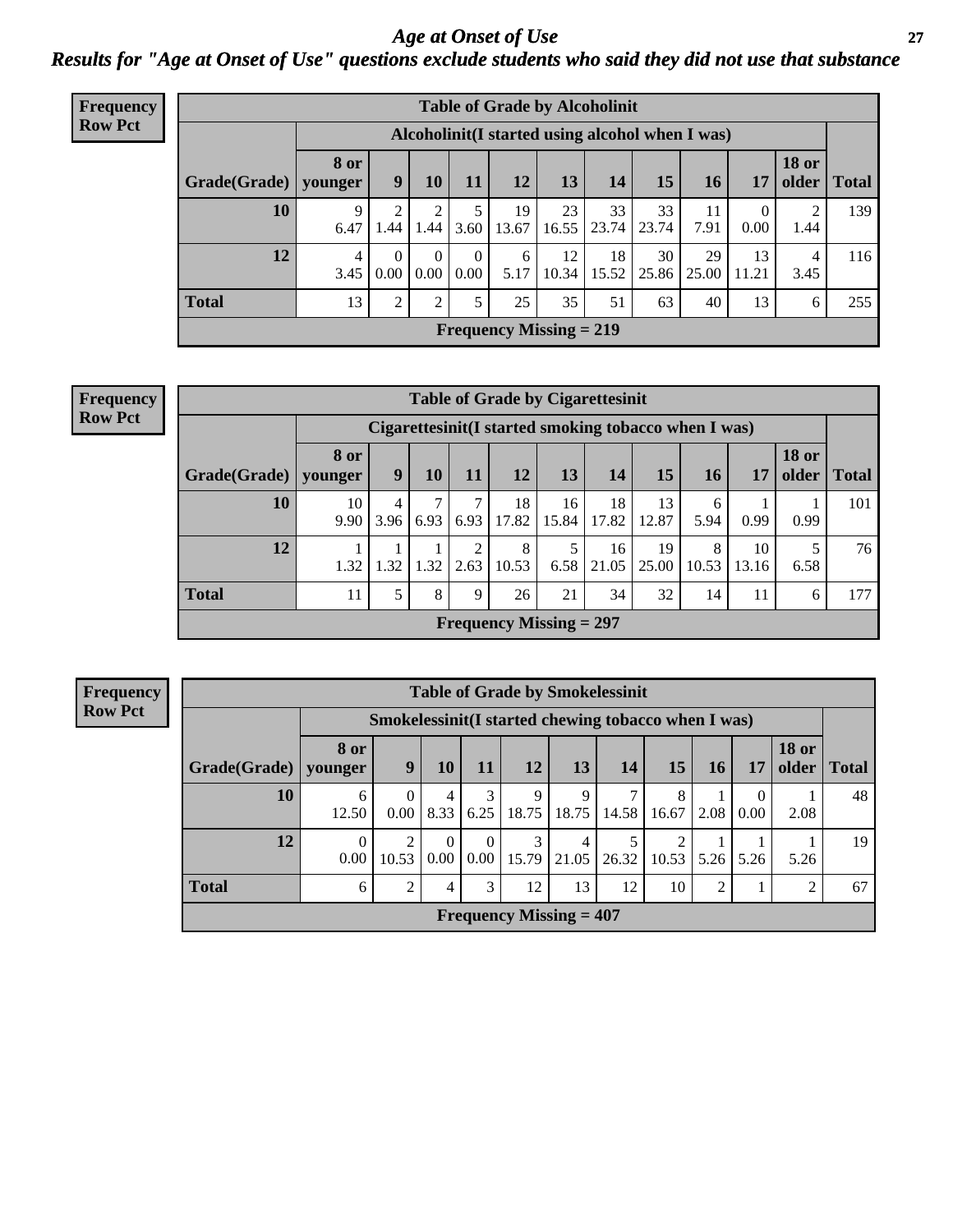## Age at Onset of Use

### Results for "Age at Onset of Use" questions exclude students who said they did not use that substance

**Frequency**
**Row Pct**

| Table of Grade by Alcoholinit | | | | | | | | | | | | |
|---|---|---|---|---|---|---|---|---|---|---|---|---|
| | Alcoholinit(I started using alcohol when I was) | | | | | | | | | | | |
| Grade(Grade) | 8 or younger | 9 | 10 | 11 | 12 | 13 | 14 | 15 | 16 | 17 | 18 or older | Total |
| 10 | 9<br>6.47 | 2<br>1.44 | 2<br>1.44 | 5<br>3.60 | 19<br>13.67 | 23<br>16.55 | 33<br>23.74 | 33<br>23.74 | 11<br>7.91 | 0<br>0.00 | 2<br>1.44 | 139 |
| 12 | 4<br>3.45 | 0<br>0.00 | 0<br>0.00 | 0<br>0.00 | 6<br>5.17 | 12<br>10.34 | 18<br>15.52 | 30<br>25.86 | 29<br>25.00 | 13<br>11.21 | 4<br>3.45 | 116 |
| Total | 13 | 2 | 2 | 5 | 25 | 35 | 51 | 63 | 40 | 13 | 6 | 255 |
| Frequency Missing = 219 | | | | | | | | | | | | |

**Frequency**
**Row Pct**

| Table of Grade by Cigarettesinit | | | | | | | | | | | | |
|---|---|---|---|---|---|---|---|---|---|---|---|---|
| | Cigarettesinit(I started smoking tobacco when I was) | | | | | | | | | | | |
| Grade(Grade) | 8 or younger | 9 | 10 | 11 | 12 | 13 | 14 | 15 | 16 | 17 | 18 or older | Total |
| 10 | 10<br>9.90 | 4<br>3.96 | 7<br>6.93 | 7<br>6.93 | 18<br>17.82 | 16<br>15.84 | 18<br>17.82 | 13<br>12.87 | 6<br>5.94 | 1<br>0.99 | 1<br>0.99 | 101 |
| 12 | 1<br>1.32 | 1<br>1.32 | 1<br>1.32 | 2<br>2.63 | 8<br>10.53 | 5<br>6.58 | 16<br>21.05 | 19<br>25.00 | 8<br>10.53 | 10<br>13.16 | 5<br>6.58 | 76 |
| Total | 11 | 5 | 8 | 9 | 26 | 21 | 34 | 32 | 14 | 11 | 6 | 177 |
| Frequency Missing = 297 | | | | | | | | | | | | |

**Frequency**
**Row Pct**

| Table of Grade by Smokelessinit | | | | | | | | | | | | |
|---|---|---|---|---|---|---|---|---|---|---|---|---|
| | Smokelessinit(I started chewing tobacco when I was) | | | | | | | | | | | |
| Grade(Grade) | 8 or younger | 9 | 10 | 11 | 12 | 13 | 14 | 15 | 16 | 17 | 18 or older | Total |
| 10 | 6<br>12.50 | 0<br>0.00 | 4<br>8.33 | 3<br>6.25 | 9<br>18.75 | 9<br>18.75 | 7<br>14.58 | 8<br>16.67 | 1<br>2.08 | 0<br>0.00 | 1<br>2.08 | 48 |
| 12 | 0<br>0.00 | 2<br>10.53 | 0<br>0.00 | 0<br>0.00 | 3<br>15.79 | 4<br>21.05 | 5<br>26.32 | 2<br>10.53 | 1<br>5.26 | 1<br>5.26 | 1<br>5.26 | 19 |
| Total | 6 | 2 | 4 | 3 | 12 | 13 | 12 | 10 | 2 | 1 | 2 | 67 |
| Frequency Missing = 407 | | | | | | | | | | | | |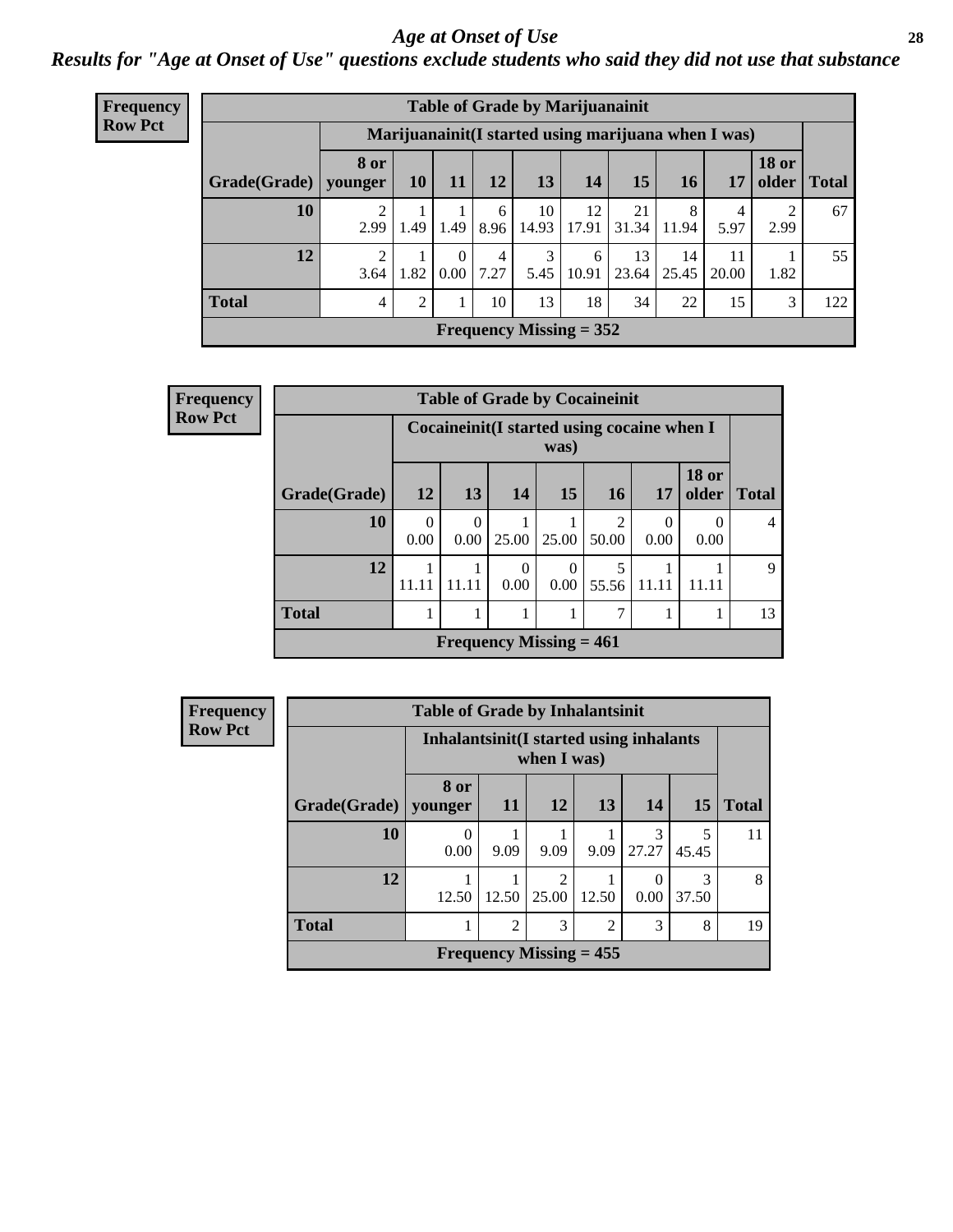# *Age at Onset of Use*

***Results for "Age at Onset of Use" questions exclude students who said they did not use that substance***

**Frequency**
**Row Pct**

| Table of Grade by Marijuanainit | | | | | | | | | | | |
|---|---|---|---|---|---|---|---|---|---|---|---|
| | Marijuanainit(I started using marijuana when I was) | | | | | | | | | | |
| Grade(Grade) | 8 or younger | 10 | 11 | 12 | 13 | 14 | 15 | 16 | 17 | 18 or older | Total |
| 10 | 2<br>2.99 | 1<br>1.49 | 1<br>1.49 | 6<br>8.96 | 10<br>14.93 | 12<br>17.91 | 21<br>31.34 | 8<br>11.94 | 4<br>5.97 | 2<br>2.99 | 67 |
| 12 | 2<br>3.64 | 1<br>1.82 | 0<br>0.00 | 4<br>7.27 | 3<br>5.45 | 6<br>10.91 | 13<br>23.64 | 14<br>25.45 | 11<br>20.00 | 1<br>1.82 | 55 |
| Total | 4 | 2 | 1 | 10 | 13 | 18 | 34 | 22 | 15 | 3 | 122 |
| Frequency Missing = 352 | | | | | | | | | | | |

**Frequency**
**Row Pct**

| Table of Grade by Cocaineinit | | | | | | | | |
|---|---|---|---|---|---|---|---|---|
| | Cocaineinit(I started using cocaine when I was) | | | | | | | |
| Grade(Grade) | 12 | 13 | 14 | 15 | 16 | 17 | 18 or older | Total |
| 10 | 0<br>0.00 | 0<br>0.00 | 1<br>25.00 | 1<br>25.00 | 2<br>50.00 | 0<br>0.00 | 0<br>0.00 | 4 |
| 12 | 1<br>11.11 | 1<br>11.11 | 0<br>0.00 | 0<br>0.00 | 5<br>55.56 | 1<br>11.11 | 1<br>11.11 | 9 |
| Total | 1 | 1 | 1 | 1 | 7 | 1 | 1 | 13 |
| Frequency Missing = 461 | | | | | | | | |

**Frequency**
**Row Pct**

| Table of Grade by Inhalantsinit | | | | | | | |
|---|---|---|---|---|---|---|---|
| | Inhalantsinit(I started using inhalants when I was) | | | | | | |
| Grade(Grade) | 8 or younger | 11 | 12 | 13 | 14 | 15 | Total |
| 10 | 0<br>0.00 | 1<br>9.09 | 1<br>9.09 | 1<br>9.09 | 3<br>27.27 | 5<br>45.45 | 11 |
| 12 | 1<br>12.50 | 1<br>12.50 | 2<br>25.00 | 1<br>12.50 | 0<br>0.00 | 3<br>37.50 | 8 |
| Total | 1 | 2 | 3 | 2 | 3 | 8 | 19 |
| Frequency Missing = 455 | | | | | | | |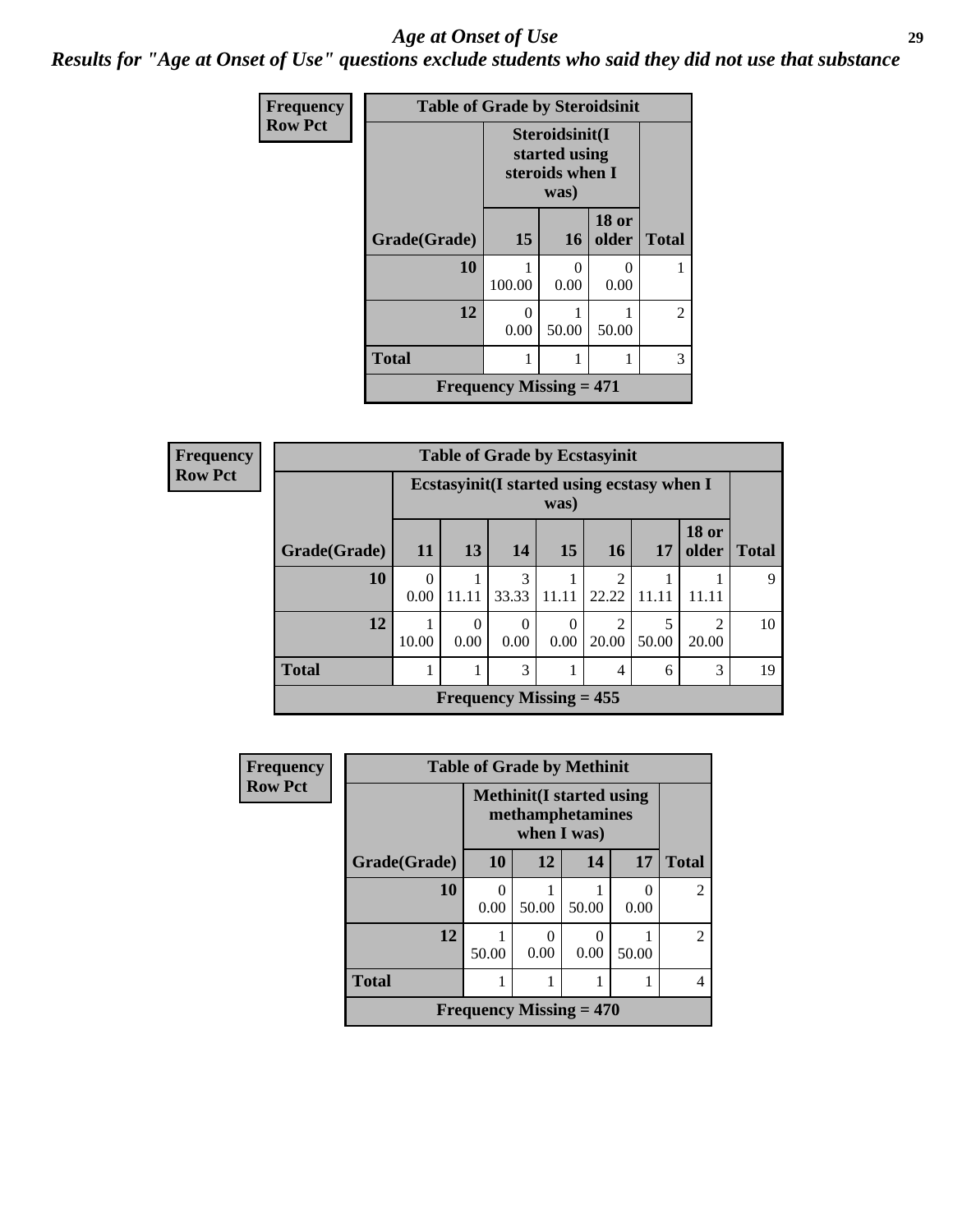# *Age at Onset of Use*

***Results for "Age at Onset of Use" questions exclude students who said they did not use that substance***

**Frequency**
**Row Pct**

**Table of Grade by Steroidsinit**

| Grade(Grade) | Steroidsinit(I started using steroids when I was) | | | Total |
|---|---|---|---|---|
| | 15 | 16 | 18 or older | |
| 10 | 1<br>100.00 | 0<br>0.00 | 0<br>0.00 | 1 |
| 12 | 0<br>0.00 | 1<br>50.00 | 1<br>50.00 | 2 |
| Total | 1 | 1 | 1 | 3 |

Frequency Missing = 471

**Frequency**
**Row Pct**

**Table of Grade by Ecstasyinit**

| Grade(Grade) | Ecstasyinit(I started using ecstasy when I was) | | | | | | | Total |
|---|---|---|---|---|---|---|---|---|
| | 11 | 13 | 14 | 15 | 16 | 17 | 18 or older | |
| 10 | 0<br>0.00 | 1<br>11.11 | 3<br>33.33 | 1<br>11.11 | 2<br>22.22 | 1<br>11.11 | 1<br>11.11 | 9 |
| 12 | 1<br>10.00 | 0<br>0.00 | 0<br>0.00 | 0<br>0.00 | 2<br>20.00 | 5<br>50.00 | 2<br>20.00 | 10 |
| Total | 1 | 1 | 3 | 1 | 4 | 6 | 3 | 19 |

Frequency Missing = 455

**Frequency**
**Row Pct**

**Table of Grade by Methinit**

| Grade(Grade) | Methinit(I started using methamphetamines when I was) | | | | Total |
|---|---|---|---|---|---|
| | 10 | 12 | 14 | 17 | |
| 10 | 0<br>0.00 | 1<br>50.00 | 1<br>50.00 | 0<br>0.00 | 2 |
| 12 | 1<br>50.00 | 0<br>0.00 | 0<br>0.00 | 1<br>50.00 | 2 |
| Total | 1 | 1 | 1 | 1 | 4 |

Frequency Missing = 470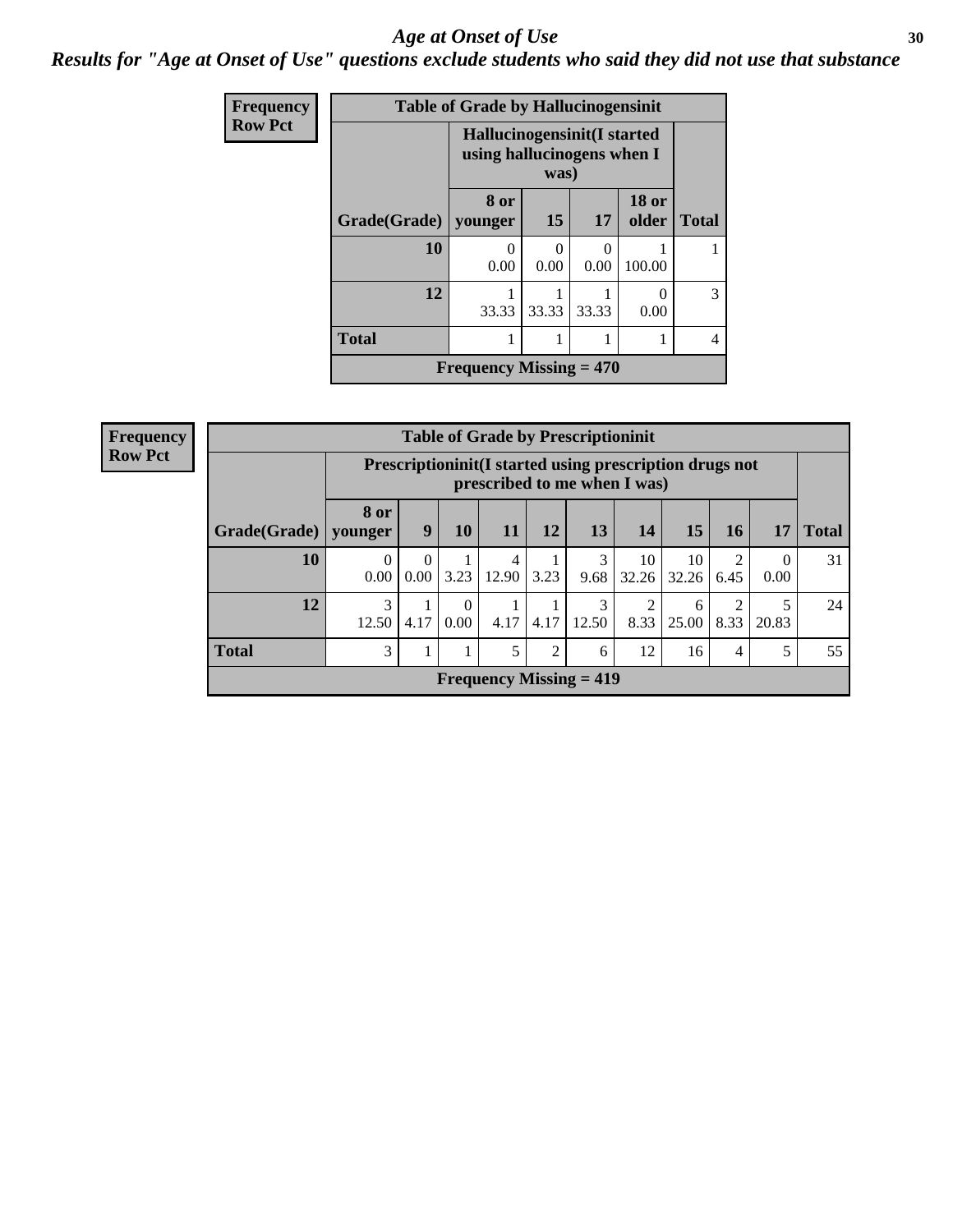# Age at Onset of Use

## Results for "Age at Onset of Use" questions exclude students who said they did not use that substance

**Frequency**
**Row Pct**

| Table of Grade by Hallucinogensinit | | | | | |
|---|---|---|---|---|---|
| | Hallucinogensinit(I started using hallucinogens when I was) | | | | |
| Grade(Grade) | 8 or younger | 15 | 17 | 18 or older | Total |
| 10 | 0<br>0.00 | 0<br>0.00 | 0<br>0.00 | 1<br>100.00 | 1 |
| 12 | 1<br>33.33 | 1<br>33.33 | 1<br>33.33 | 0<br>0.00 | 3 |
| Total | 1 | 1 | 1 | 1 | 4 |
| Frequency Missing = 470 | | | | | |

**Frequency**
**Row Pct**

| Table of Grade by Prescriptioninit | | | | | | | | | | | |
|---|---|---|---|---|---|---|---|---|---|---|---|
| | Prescriptioninit(I started using prescription drugs not prescribed to me when I was) | | | | | | | | | | |
| Grade(Grade) | 8 or younger | 9 | 10 | 11 | 12 | 13 | 14 | 15 | 16 | 17 | Total |
| 10 | 0<br>0.00 | 0<br>0.00 | 1<br>3.23 | 4<br>12.90 | 1<br>3.23 | 3<br>9.68 | 10<br>32.26 | 10<br>32.26 | 2<br>6.45 | 0<br>0.00 | 31 |
| 12 | 3<br>12.50 | 1<br>4.17 | 0<br>0.00 | 1<br>4.17 | 1<br>4.17 | 3<br>12.50 | 2<br>8.33 | 6<br>25.00 | 2<br>8.33 | 5<br>20.83 | 24 |
| Total | 3 | 1 | 1 | 5 | 2 | 6 | 12 | 16 | 4 | 5 | 55 |
| Frequency Missing = 419 | | | | | | | | | | | |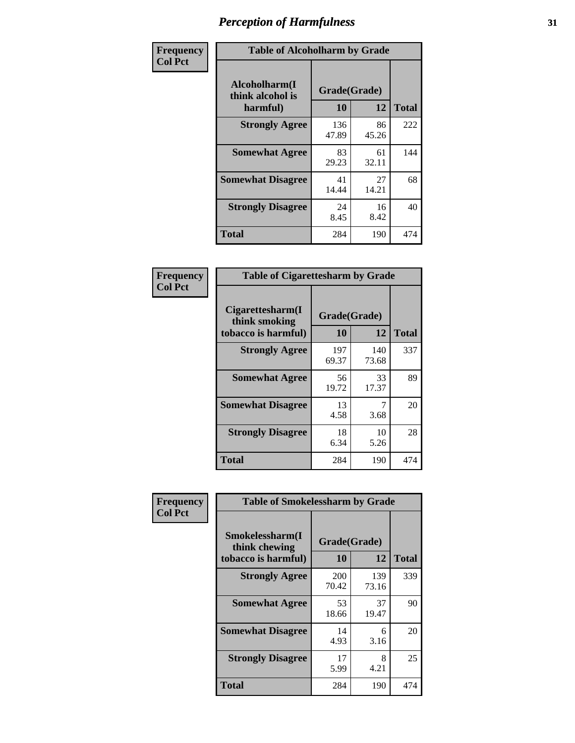# Perception of Harmfulness

| Frequency Col Pct |
|---|

**Table of Alcoholharm by Grade**

| Alcoholharm(I think alcohol is harmful) | Grade(Grade) 10 | 12 | Total |
|---|---|---|---|
| **Strongly Agree** | 136<br>47.89 | 86<br>45.26 | 222 |
| **Somewhat Agree** | 83<br>29.23 | 61<br>32.11 | 144 |
| **Somewhat Disagree** | 41<br>14.44 | 27<br>14.21 | 68 |
| **Strongly Disagree** | 24<br>8.45 | 16<br>8.42 | 40 |
| **Total** | 284 | 190 | 474 |

| Frequency Col Pct |
|---|

**Table of Cigarettesharm by Grade**

| Cigarettesharm(I think smoking tobacco is harmful) | Grade(Grade) 10 | 12 | Total |
|---|---|---|---|
| **Strongly Agree** | 197<br>69.37 | 140<br>73.68 | 337 |
| **Somewhat Agree** | 56<br>19.72 | 33<br>17.37 | 89 |
| **Somewhat Disagree** | 13<br>4.58 | 7<br>3.68 | 20 |
| **Strongly Disagree** | 18<br>6.34 | 10<br>5.26 | 28 |
| **Total** | 284 | 190 | 474 |

| Frequency Col Pct |
|---|

**Table of Smokelessharm by Grade**

| Smokelessharm(I think chewing tobacco is harmful) | Grade(Grade) 10 | 12 | Total |
|---|---|---|---|
| **Strongly Agree** | 200<br>70.42 | 139<br>73.16 | 339 |
| **Somewhat Agree** | 53<br>18.66 | 37<br>19.47 | 90 |
| **Somewhat Disagree** | 14<br>4.93 | 6<br>3.16 | 20 |
| **Strongly Disagree** | 17<br>5.99 | 8<br>4.21 | 25 |
| **Total** | 284 | 190 | 474 |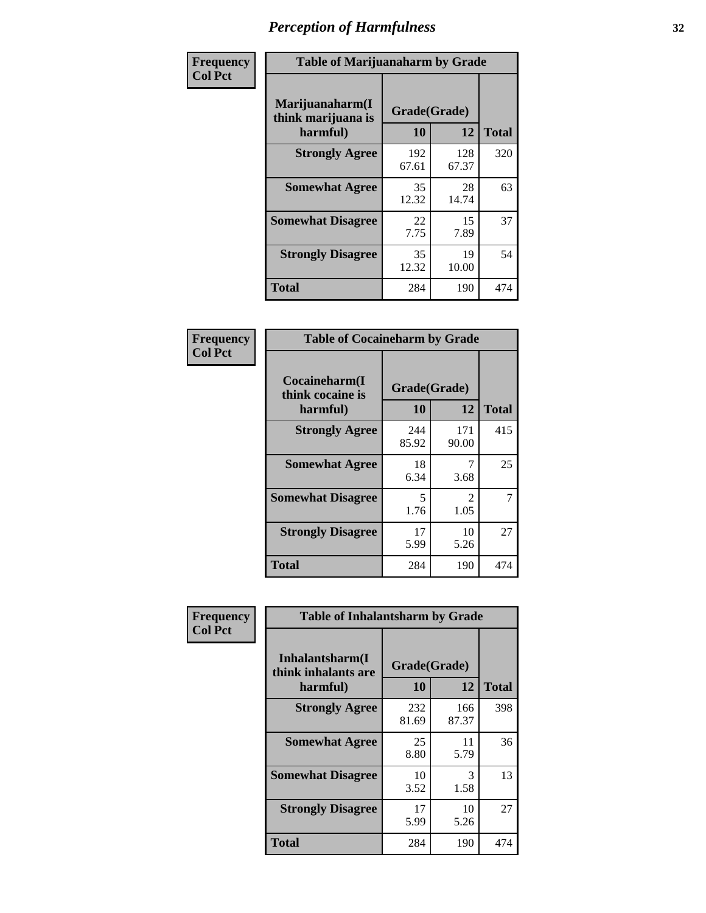# Perception of Harmfulness

**Frequency**
**Col Pct**

| Table of Marijuanaharm by Grade | | | |
|---|---|---|---|
| Marijuanaharm(I think marijuana is harmful) | Grade(Grade) | | Total |
| | 10 | 12 | |
| **Strongly Agree** | 192<br>67.61 | 128<br>67.37 | 320 |
| **Somewhat Agree** | 35<br>12.32 | 28<br>14.74 | 63 |
| **Somewhat Disagree** | 22<br>7.75 | 15<br>7.89 | 37 |
| **Strongly Disagree** | 35<br>12.32 | 19<br>10.00 | 54 |
| **Total** | 284 | 190 | 474 |

**Frequency**
**Col Pct**

| Table of Cocaineharm by Grade | | | |
|---|---|---|---|
| Cocaineharm(I think cocaine is harmful) | Grade(Grade) | | Total |
| | 10 | 12 | |
| **Strongly Agree** | 244<br>85.92 | 171<br>90.00 | 415 |
| **Somewhat Agree** | 18<br>6.34 | 7<br>3.68 | 25 |
| **Somewhat Disagree** | 5<br>1.76 | 2<br>1.05 | 7 |
| **Strongly Disagree** | 17<br>5.99 | 10<br>5.26 | 27 |
| **Total** | 284 | 190 | 474 |

**Frequency**
**Col Pct**

| Table of Inhalantsharm by Grade | | | |
|---|---|---|---|
| Inhalantsharm(I think inhalants are harmful) | Grade(Grade) | | Total |
| | 10 | 12 | |
| **Strongly Agree** | 232<br>81.69 | 166<br>87.37 | 398 |
| **Somewhat Agree** | 25<br>8.80 | 11<br>5.79 | 36 |
| **Somewhat Disagree** | 10<br>3.52 | 3<br>1.58 | 13 |
| **Strongly Disagree** | 17<br>5.99 | 10<br>5.26 | 27 |
| **Total** | 284 | 190 | 474 |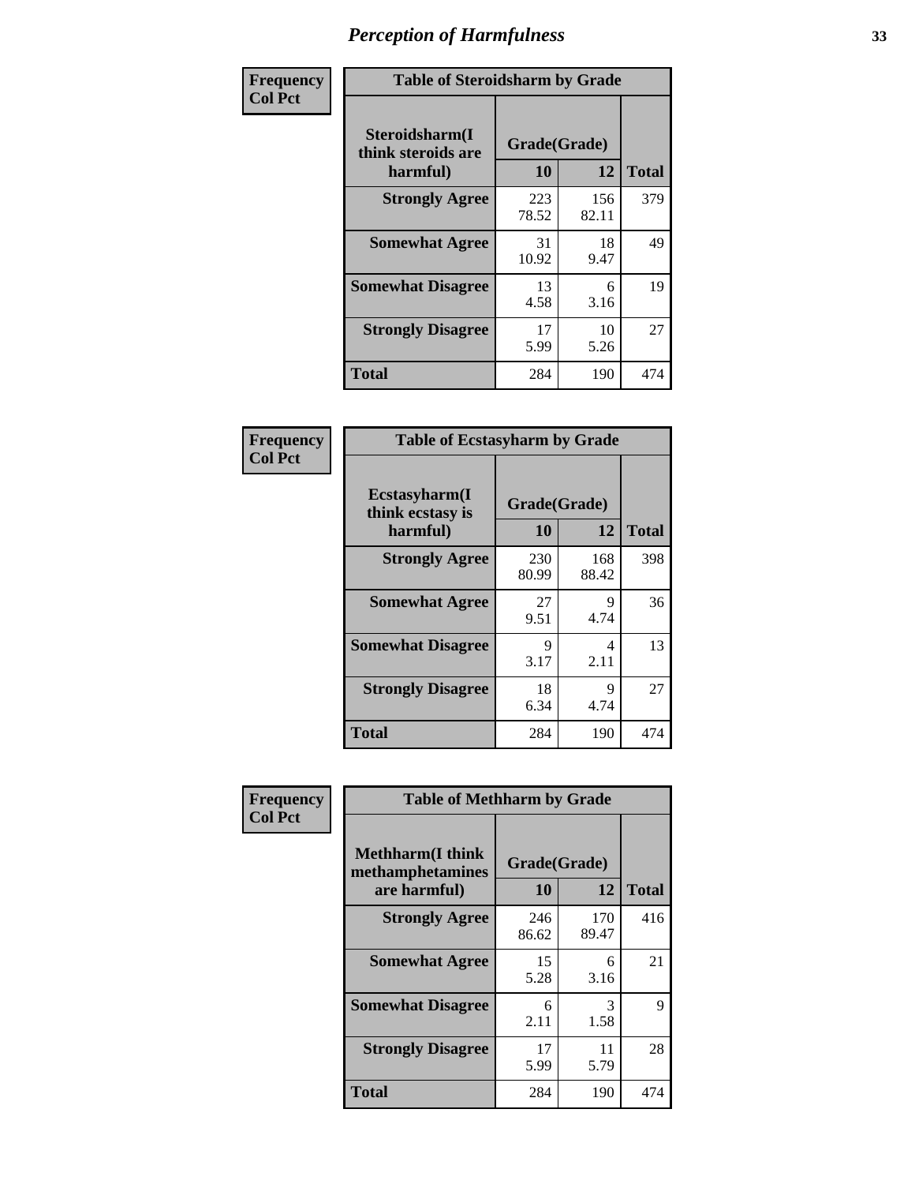# Perception of Harmfulness

**Frequency**
**Col Pct**

| Table of Steroidsharm by Grade | | | |
|---|---|---|---|
| Steroidsharm(I think steroids are harmful) | Grade(Grade) | | Total |
| | 10 | 12 | |
| **Strongly Agree** | 223<br>78.52 | 156<br>82.11 | 379 |
| **Somewhat Agree** | 31<br>10.92 | 18<br>9.47 | 49 |
| **Somewhat Disagree** | 13<br>4.58 | 6<br>3.16 | 19 |
| **Strongly Disagree** | 17<br>5.99 | 10<br>5.26 | 27 |
| **Total** | 284 | 190 | 474 |

**Frequency**
**Col Pct**

| Table of Ecstasyharm by Grade | | | |
|---|---|---|---|
| Ecstasyharm(I think ecstasy is harmful) | Grade(Grade) | | Total |
| | 10 | 12 | |
| **Strongly Agree** | 230<br>80.99 | 168<br>88.42 | 398 |
| **Somewhat Agree** | 27<br>9.51 | 9<br>4.74 | 36 |
| **Somewhat Disagree** | 9<br>3.17 | 4<br>2.11 | 13 |
| **Strongly Disagree** | 18<br>6.34 | 9<br>4.74 | 27 |
| **Total** | 284 | 190 | 474 |

**Frequency**
**Col Pct**

| Table of Methharm by Grade | | | |
|---|---|---|---|
| Methharm(I think methamphetamines are harmful) | Grade(Grade) | | Total |
| | 10 | 12 | |
| **Strongly Agree** | 246<br>86.62 | 170<br>89.47 | 416 |
| **Somewhat Agree** | 15<br>5.28 | 6<br>3.16 | 21 |
| **Somewhat Disagree** | 6<br>2.11 | 3<br>1.58 | 9 |
| **Strongly Disagree** | 17<br>5.99 | 11<br>5.79 | 28 |
| **Total** | 284 | 190 | 474 |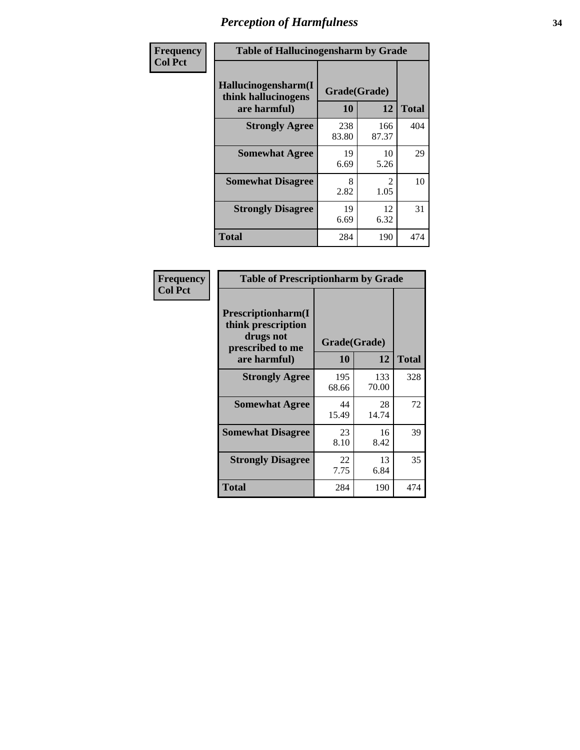# Perception of Harmfulness

| Frequency<br>Col Pct | | | |
|---|---|---|---|

**Table of Hallucinogensharm by Grade**

| Hallucinogensharm(I think hallucinogens are harmful) | Grade(Grade) 10 | 12 | Total |
|---|---|---|---|
| **Strongly Agree** | 238<br>83.80 | 166<br>87.37 | 404 |
| **Somewhat Agree** | 19<br>6.69 | 10<br>5.26 | 29 |
| **Somewhat Disagree** | 8<br>2.82 | 2<br>1.05 | 10 |
| **Strongly Disagree** | 19<br>6.69 | 12<br>6.32 | 31 |
| **Total** | 284 | 190 | 474 |

| Frequency<br>Col Pct | | | |
|---|---|---|---|

**Table of Prescriptionharm by Grade**

| Prescriptionharm(I think prescription drugs not prescribed to me are harmful) | Grade(Grade) 10 | 12 | Total |
|---|---|---|---|
| **Strongly Agree** | 195<br>68.66 | 133<br>70.00 | 328 |
| **Somewhat Agree** | 44<br>15.49 | 28<br>14.74 | 72 |
| **Somewhat Disagree** | 23<br>8.10 | 16<br>8.42 | 39 |
| **Strongly Disagree** | 22<br>7.75 | 13<br>6.84 | 35 |
| **Total** | 284 | 190 | 474 |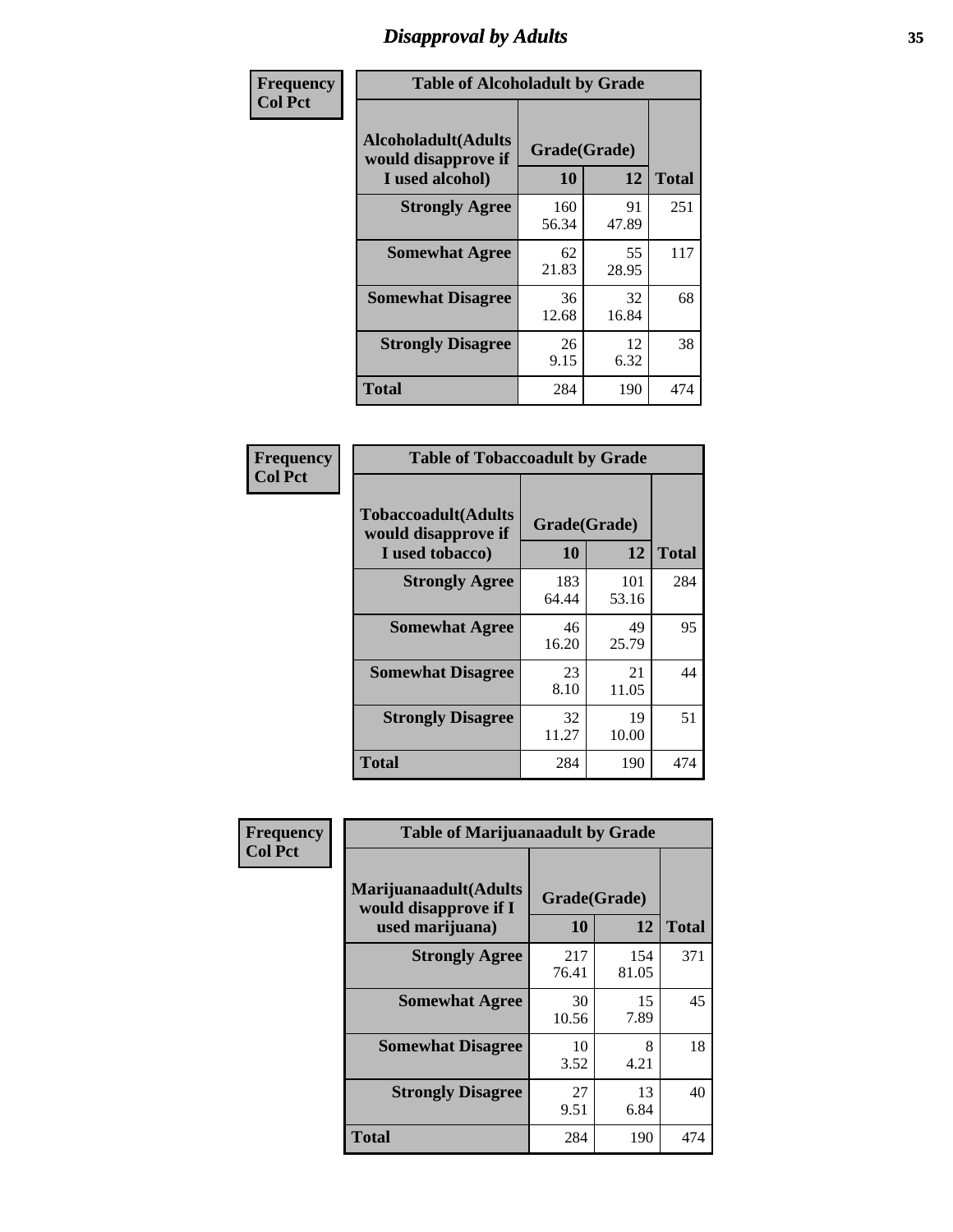# Disapproval by Adults

| Frequency<br>Col Pct | | | |
|---|---|---|---|
| **Table of Alcoholadult by Grade** | | | |
| **Alcoholadult(Adults would disapprove if I used alcohol)** | **Grade(Grade)** | | **Total** |
| | **10** | **12** | |
| **Strongly Agree** | 160<br>56.34 | 91<br>47.89 | 251 |
| **Somewhat Agree** | 62<br>21.83 | 55<br>28.95 | 117 |
| **Somewhat Disagree** | 36<br>12.68 | 32<br>16.84 | 68 |
| **Strongly Disagree** | 26<br>9.15 | 12<br>6.32 | 38 |
| **Total** | 284 | 190 | 474 |

| Frequency<br>Col Pct | | | |
|---|---|---|---|
| **Table of Tobaccoadult by Grade** | | | |
| **Tobaccoadult(Adults would disapprove if I used tobacco)** | **Grade(Grade)** | | **Total** |
| | **10** | **12** | |
| **Strongly Agree** | 183<br>64.44 | 101<br>53.16 | 284 |
| **Somewhat Agree** | 46<br>16.20 | 49<br>25.79 | 95 |
| **Somewhat Disagree** | 23<br>8.10 | 21<br>11.05 | 44 |
| **Strongly Disagree** | 32<br>11.27 | 19<br>10.00 | 51 |
| **Total** | 284 | 190 | 474 |

| Frequency<br>Col Pct | | | |
|---|---|---|---|
| **Table of Marijuanaadult by Grade** | | | |
| **Marijuanaadult(Adults would disapprove if I used marijuana)** | **Grade(Grade)** | | **Total** |
| | **10** | **12** | |
| **Strongly Agree** | 217<br>76.41 | 154<br>81.05 | 371 |
| **Somewhat Agree** | 30<br>10.56 | 15<br>7.89 | 45 |
| **Somewhat Disagree** | 10<br>3.52 | 8<br>4.21 | 18 |
| **Strongly Disagree** | 27<br>9.51 | 13<br>6.84 | 40 |
| **Total** | 284 | 190 | 474 |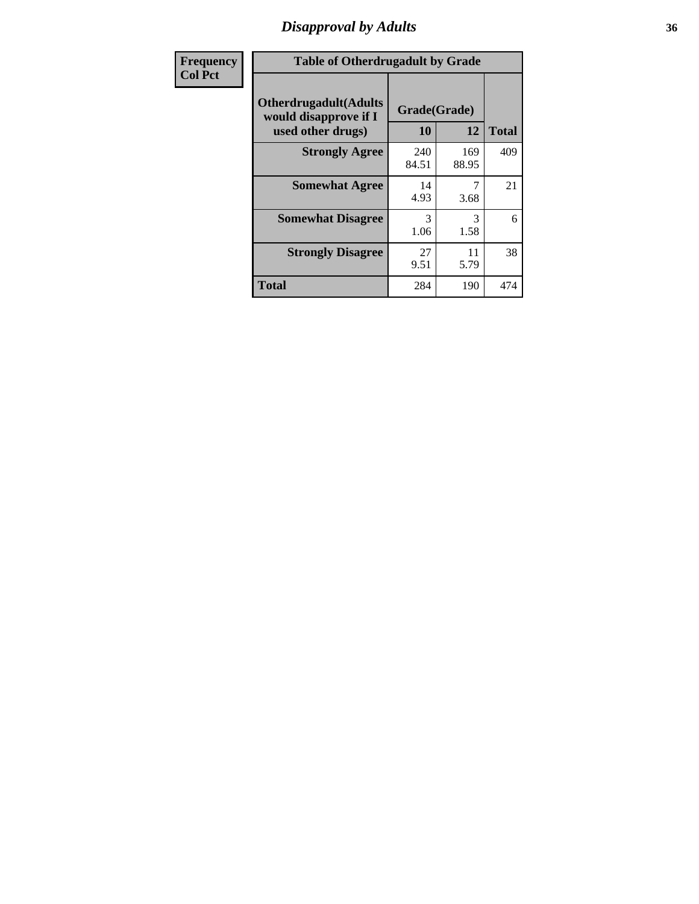| Frequency Col Pct | Table of Otherdrugadult by Grade | | |
|---|---|---|---|
| Otherdrugadult(Adults would disapprove if I used other drugs) | Grade(Grade) | | |
| | 10 | 12 | Total |
| Strongly Agree | 240<br>84.51 | 169<br>88.95 | 409 |
| Somewhat Agree | 14<br>4.93 | 7<br>3.68 | 21 |
| Somewhat Disagree | 3<br>1.06 | 3<br>1.58 | 6 |
| Strongly Disagree | 27<br>9.51 | 11<br>5.79 | 38 |
| Total | 284 | 190 | 474 |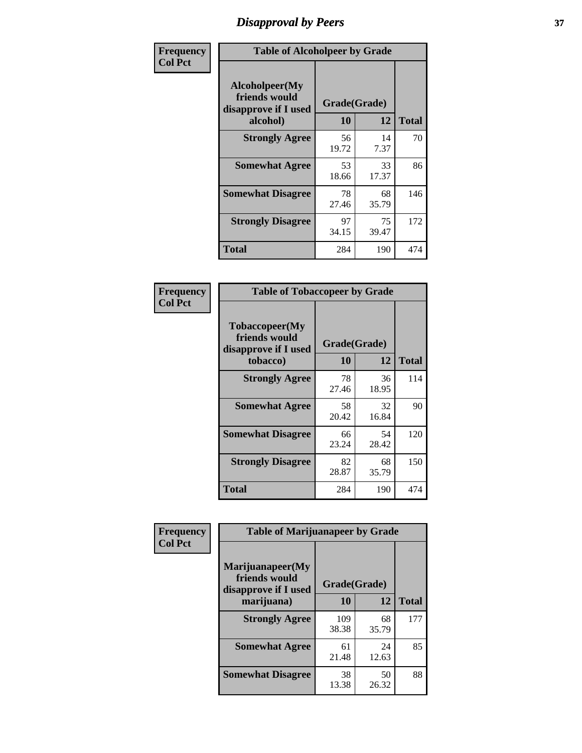# Disapproval by Peers

| Frequency Col Pct | Table of Alcoholpeer by Grade | | |
|---|---|---|---|
| Alcoholpeer(My friends would disapprove if I used alcohol) | Grade(Grade) | | |
| | 10 | 12 | Total |
| Strongly Agree | 56<br>19.72 | 14<br>7.37 | 70 |
| Somewhat Agree | 53<br>18.66 | 33<br>17.37 | 86 |
| Somewhat Disagree | 78<br>27.46 | 68<br>35.79 | 146 |
| Strongly Disagree | 97<br>34.15 | 75<br>39.47 | 172 |
| Total | 284 | 190 | 474 |

| Frequency Col Pct | Table of Tobaccopeer by Grade | | |
|---|---|---|---|
| Tobaccopeer(My friends would disapprove if I used tobacco) | Grade(Grade) | | |
| | 10 | 12 | Total |
| Strongly Agree | 78<br>27.46 | 36<br>18.95 | 114 |
| Somewhat Agree | 58<br>20.42 | 32<br>16.84 | 90 |
| Somewhat Disagree | 66<br>23.24 | 54<br>28.42 | 120 |
| Strongly Disagree | 82<br>28.87 | 68<br>35.79 | 150 |
| Total | 284 | 190 | 474 |

| Frequency Col Pct | Table of Marijuanapeer by Grade | | |
|---|---|---|---|
| Marijuanapeer(My friends would disapprove if I used marijuana) | Grade(Grade) | | |
| | 10 | 12 | Total |
| Strongly Agree | 109<br>38.38 | 68<br>35.79 | 177 |
| Somewhat Agree | 61<br>21.48 | 24<br>12.63 | 85 |
| Somewhat Disagree | 38<br>13.38 | 50<br>26.32 | 88 |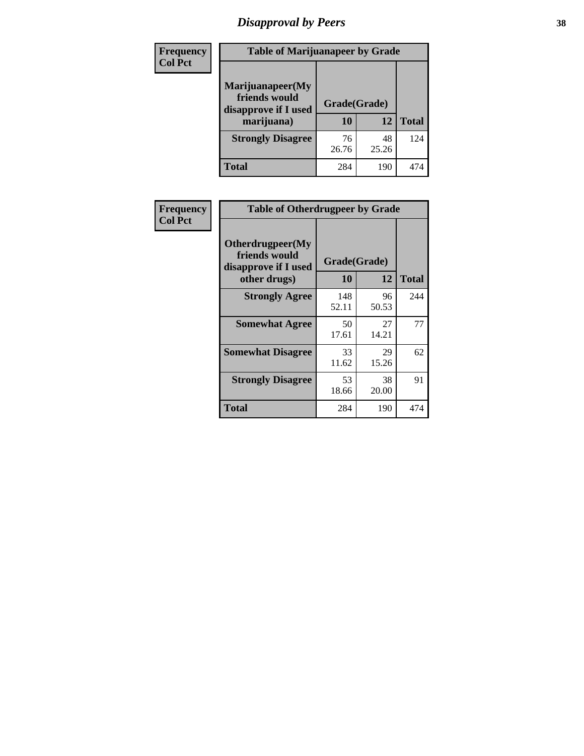# Disapproval by Peers

| Frequency Col Pct | Table of Marijuanapeer by Grade | | |
|---|---|---|---|
| Marijuanapeer(My friends would disapprove if I used marijuana) | Grade(Grade) | | |
| | 10 | 12 | Total |
| Strongly Disagree | 76<br>26.76 | 48<br>25.26 | 124 |
| Total | 284 | 190 | 474 |

| Frequency Col Pct | Table of Otherdrugpeer by Grade | | |
|---|---|---|---|
| Otherdrugpeer(My friends would disapprove if I used other drugs) | Grade(Grade) | | |
| | 10 | 12 | Total |
| Strongly Agree | 148<br>52.11 | 96<br>50.53 | 244 |
| Somewhat Agree | 50<br>17.61 | 27<br>14.21 | 77 |
| Somewhat Disagree | 33<br>11.62 | 29<br>15.26 | 62 |
| Strongly Disagree | 53<br>18.66 | 38<br>20.00 | 91 |
| Total | 284 | 190 | 474 |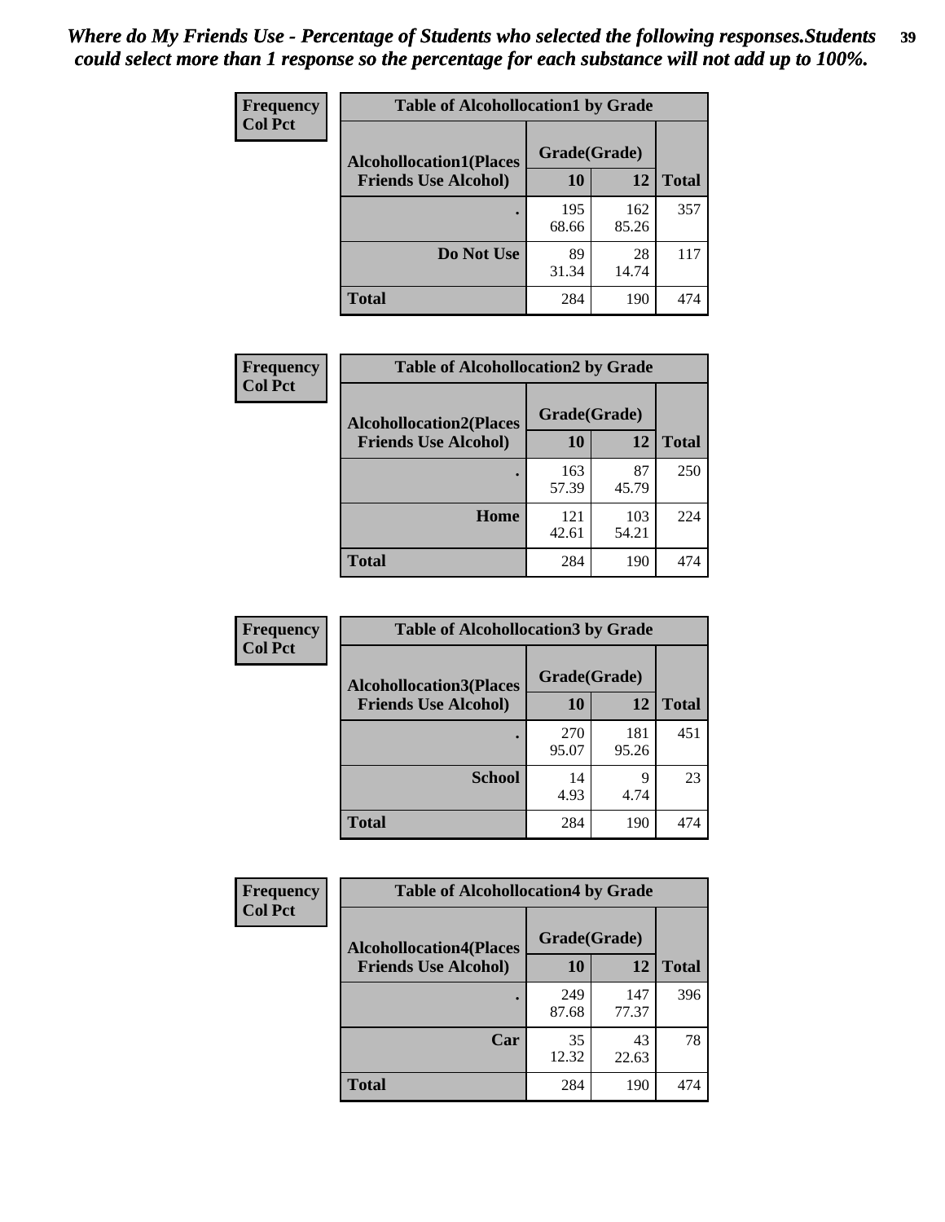*Where do My Friends Use - Percentage of Students who selected the following responses.Students could select more than 1 response so the percentage for each substance will not add up to 100%.*

**Frequency**
**Col Pct**

| Table of Alcohollocation1 by Grade | | | |
|---|---|---|---|
| **Alcohollocation1(Places Friends Use Alcohol)** | **Grade(Grade)** | | **Total** |
| | **10** | **12** | |
| **.** | 195<br>68.66 | 162<br>85.26 | 357 |
| **Do Not Use** | 89<br>31.34 | 28<br>14.74 | 117 |
| **Total** | 284 | 190 | 474 |

**Frequency**
**Col Pct**

| Table of Alcohollocation2 by Grade | | | |
|---|---|---|---|
| **Alcohollocation2(Places Friends Use Alcohol)** | **Grade(Grade)** | | **Total** |
| | **10** | **12** | |
| **.** | 163<br>57.39 | 87<br>45.79 | 250 |
| **Home** | 121<br>42.61 | 103<br>54.21 | 224 |
| **Total** | 284 | 190 | 474 |

**Frequency**
**Col Pct**

| Table of Alcohollocation3 by Grade | | | |
|---|---|---|---|
| **Alcohollocation3(Places Friends Use Alcohol)** | **Grade(Grade)** | | **Total** |
| | **10** | **12** | |
| **.** | 270<br>95.07 | 181<br>95.26 | 451 |
| **School** | 14<br>4.93 | 9<br>4.74 | 23 |
| **Total** | 284 | 190 | 474 |

**Frequency**
**Col Pct**

| Table of Alcohollocation4 by Grade | | | |
|---|---|---|---|
| **Alcohollocation4(Places Friends Use Alcohol)** | **Grade(Grade)** | | **Total** |
| | **10** | **12** | |
| **.** | 249<br>87.68 | 147<br>77.37 | 396 |
| **Car** | 35<br>12.32 | 43<br>22.63 | 78 |
| **Total** | 284 | 190 | 474 |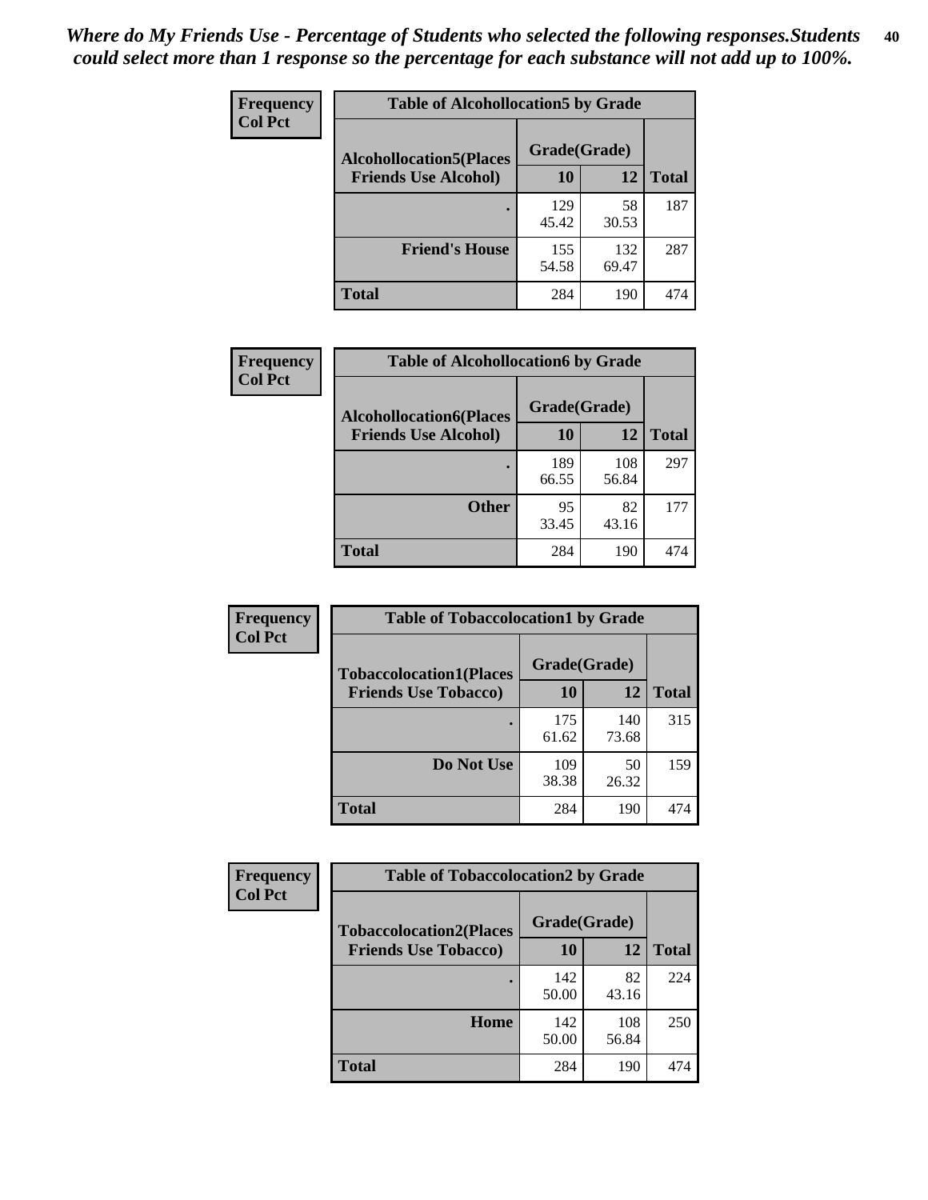*Where do My Friends Use - Percentage of Students who selected the following responses.Students could select more than 1 response so the percentage for each substance will not add up to 100%.*

**Frequency**
**Col Pct**

**Table of Alcohollocation5 by Grade**

| Alcohollocation5(Places Friends Use Alcohol) | Grade(Grade) 10 | 12 | Total |
|---|---|---|---|
| . | 129<br>45.42 | 58<br>30.53 | 187 |
| Friend's House | 155<br>54.58 | 132<br>69.47 | 287 |
| Total | 284 | 190 | 474 |

**Frequency**
**Col Pct**

**Table of Alcohollocation6 by Grade**

| Alcohollocation6(Places Friends Use Alcohol) | Grade(Grade) 10 | 12 | Total |
|---|---|---|---|
| . | 189<br>66.55 | 108<br>56.84 | 297 |
| Other | 95<br>33.45 | 82<br>43.16 | 177 |
| Total | 284 | 190 | 474 |

**Frequency**
**Col Pct**

**Table of Tobaccolocation1 by Grade**

| Tobaccolocation1(Places Friends Use Tobacco) | Grade(Grade) 10 | 12 | Total |
|---|---|---|---|
| . | 175<br>61.62 | 140<br>73.68 | 315 |
| Do Not Use | 109<br>38.38 | 50<br>26.32 | 159 |
| Total | 284 | 190 | 474 |

**Frequency**
**Col Pct**

**Table of Tobaccolocation2 by Grade**

| Tobaccolocation2(Places Friends Use Tobacco) | Grade(Grade) 10 | 12 | Total |
|---|---|---|---|
| . | 142<br>50.00 | 82<br>43.16 | 224 |
| Home | 142<br>50.00 | 108<br>56.84 | 250 |
| Total | 284 | 190 | 474 |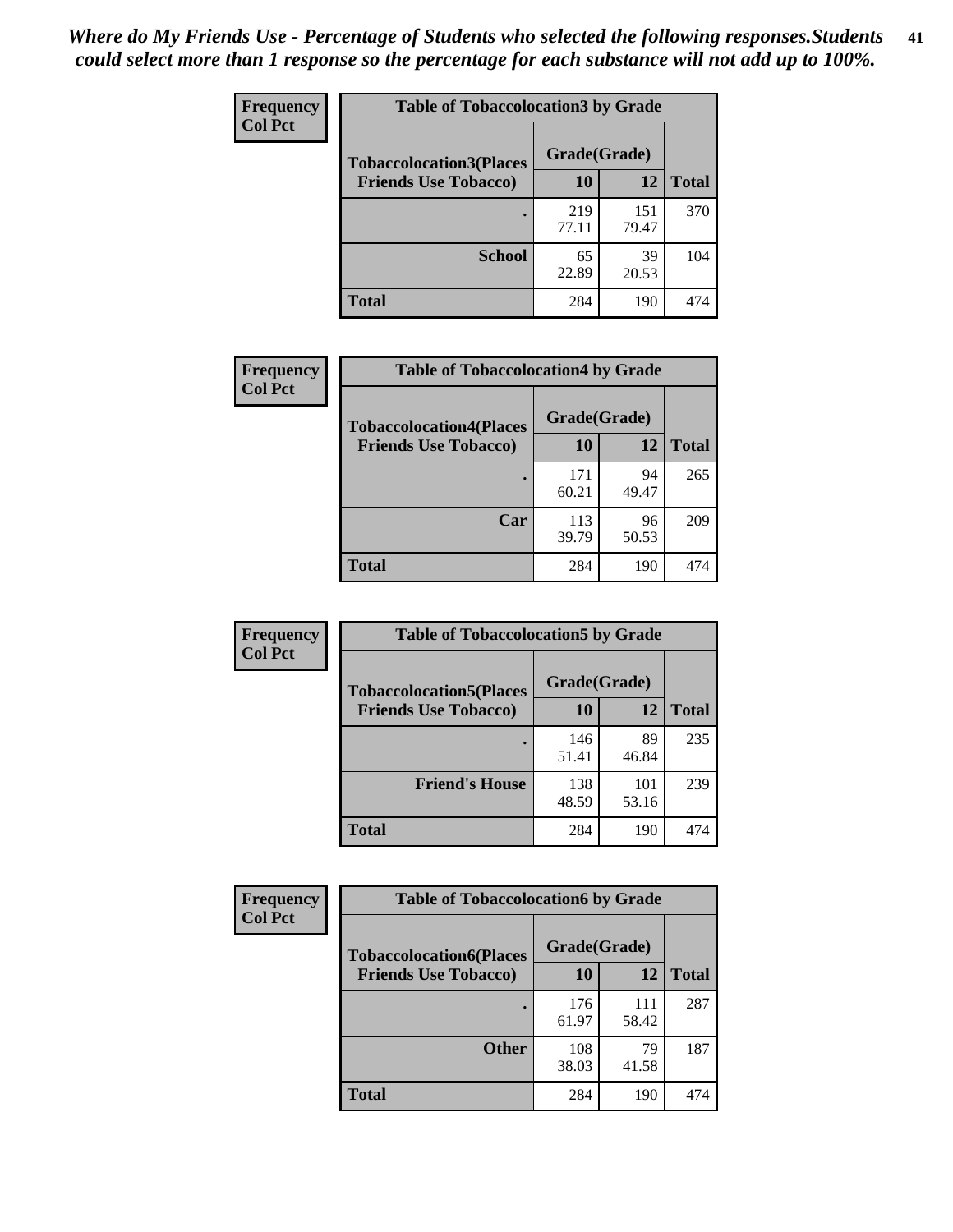*Where do My Friends Use - Percentage of Students who selected the following responses.Students could select more than 1 response so the percentage for each substance will not add up to 100%.*

**Frequency**
**Col Pct**

| Table of Tobaccolocation3 by Grade | | | |
|---|---|---|---|
| **Tobaccolocation3(Places Friends Use Tobacco)** | **Grade(Grade)** | | **Total** |
| | **10** | **12** | |
| **.** | 219<br>77.11 | 151<br>79.47 | 370 |
| **School** | 65<br>22.89 | 39<br>20.53 | 104 |
| **Total** | 284 | 190 | 474 |

**Frequency**
**Col Pct**

| Table of Tobaccolocation4 by Grade | | | |
|---|---|---|---|
| **Tobaccolocation4(Places Friends Use Tobacco)** | **Grade(Grade)** | | **Total** |
| | **10** | **12** | |
| **.** | 171<br>60.21 | 94<br>49.47 | 265 |
| **Car** | 113<br>39.79 | 96<br>50.53 | 209 |
| **Total** | 284 | 190 | 474 |

**Frequency**
**Col Pct**

| Table of Tobaccolocation5 by Grade | | | |
|---|---|---|---|
| **Tobaccolocation5(Places Friends Use Tobacco)** | **Grade(Grade)** | | **Total** |
| | **10** | **12** | |
| **.** | 146<br>51.41 | 89<br>46.84 | 235 |
| **Friend's House** | 138<br>48.59 | 101<br>53.16 | 239 |
| **Total** | 284 | 190 | 474 |

**Frequency**
**Col Pct**

| Table of Tobaccolocation6 by Grade | | | |
|---|---|---|---|
| **Tobaccolocation6(Places Friends Use Tobacco)** | **Grade(Grade)** | | **Total** |
| | **10** | **12** | |
| **.** | 176<br>61.97 | 111<br>58.42 | 287 |
| **Other** | 108<br>38.03 | 79<br>41.58 | 187 |
| **Total** | 284 | 190 | 474 |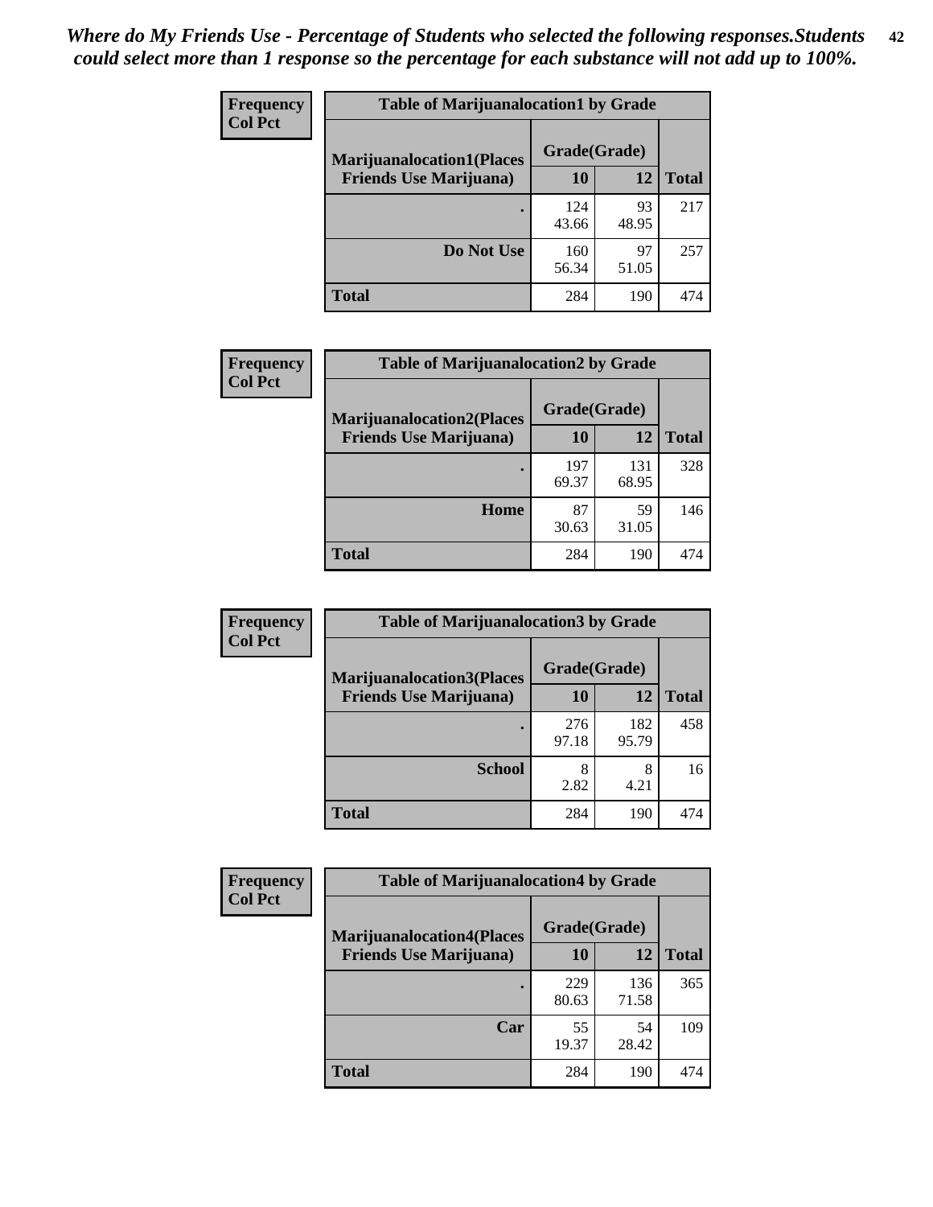*Where do My Friends Use - Percentage of Students who selected the following responses.Students could select more than 1 response so the percentage for each substance will not add up to 100%.*

**Frequency**
**Col Pct**

| Table of Marijuanalocation1 by Grade | | | |
|---|---|---|---|
| **Marijuanalocation1(Places Friends Use Marijuana)** | **Grade(Grade)** | | **Total** |
| | **10** | **12** | |
| **.** | 124<br>43.66 | 93<br>48.95 | 217 |
| **Do Not Use** | 160<br>56.34 | 97<br>51.05 | 257 |
| **Total** | 284 | 190 | 474 |

**Frequency**
**Col Pct**

| Table of Marijuanalocation2 by Grade | | | |
|---|---|---|---|
| **Marijuanalocation2(Places Friends Use Marijuana)** | **Grade(Grade)** | | **Total** |
| | **10** | **12** | |
| **.** | 197<br>69.37 | 131<br>68.95 | 328 |
| **Home** | 87<br>30.63 | 59<br>31.05 | 146 |
| **Total** | 284 | 190 | 474 |

**Frequency**
**Col Pct**

| Table of Marijuanalocation3 by Grade | | | |
|---|---|---|---|
| **Marijuanalocation3(Places Friends Use Marijuana)** | **Grade(Grade)** | | **Total** |
| | **10** | **12** | |
| **.** | 276<br>97.18 | 182<br>95.79 | 458 |
| **School** | 8<br>2.82 | 8<br>4.21 | 16 |
| **Total** | 284 | 190 | 474 |

**Frequency**
**Col Pct**

| Table of Marijuanalocation4 by Grade | | | |
|---|---|---|---|
| **Marijuanalocation4(Places Friends Use Marijuana)** | **Grade(Grade)** | | **Total** |
| | **10** | **12** | |
| **.** | 229<br>80.63 | 136<br>71.58 | 365 |
| **Car** | 55<br>19.37 | 54<br>28.42 | 109 |
| **Total** | 284 | 190 | 474 |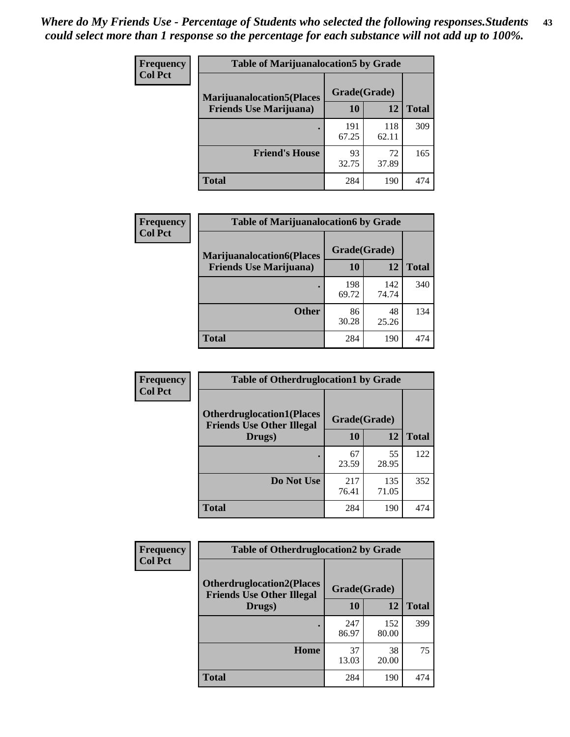*Where do My Friends Use - Percentage of Students who selected the following responses.Students could select more than 1 response so the percentage for each substance will not add up to 100%.*

**Frequency**
**Col Pct**

| Table of Marijuanalocation5 by Grade | | | |
|---|---|---|---|
| **Marijuanalocation5(Places Friends Use Marijuana)** | **Grade(Grade)** | | |
| | **10** | **12** | **Total** |
| **.** | 191<br>67.25 | 118<br>62.11 | 309 |
| **Friend's House** | 93<br>32.75 | 72<br>37.89 | 165 |
| **Total** | 284 | 190 | 474 |

**Frequency**
**Col Pct**

| Table of Marijuanalocation6 by Grade | | | |
|---|---|---|---|
| **Marijuanalocation6(Places Friends Use Marijuana)** | **Grade(Grade)** | | |
| | **10** | **12** | **Total** |
| **.** | 198<br>69.72 | 142<br>74.74 | 340 |
| **Other** | 86<br>30.28 | 48<br>25.26 | 134 |
| **Total** | 284 | 190 | 474 |

**Frequency**
**Col Pct**

| Table of Otherdruglocation1 by Grade | | | |
|---|---|---|---|
| **Otherdruglocation1(Places Friends Use Other Illegal Drugs)** | **Grade(Grade)** | | |
| | **10** | **12** | **Total** |
| **.** | 67<br>23.59 | 55<br>28.95 | 122 |
| **Do Not Use** | 217<br>76.41 | 135<br>71.05 | 352 |
| **Total** | 284 | 190 | 474 |

**Frequency**
**Col Pct**

| Table of Otherdruglocation2 by Grade | | | |
|---|---|---|---|
| **Otherdruglocation2(Places Friends Use Other Illegal Drugs)** | **Grade(Grade)** | | |
| | **10** | **12** | **Total** |
| **.** | 247<br>86.97 | 152<br>80.00 | 399 |
| **Home** | 37<br>13.03 | 38<br>20.00 | 75 |
| **Total** | 284 | 190 | 474 |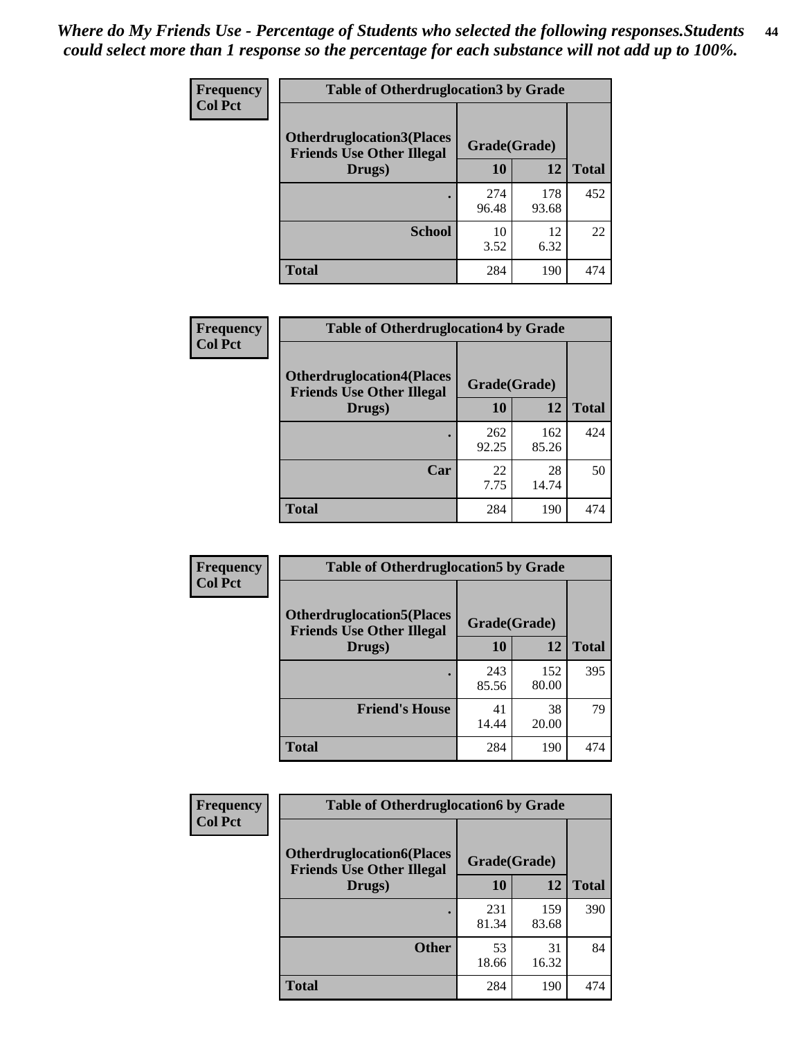*Where do My Friends Use - Percentage of Students who selected the following responses.Students could select more than 1 response so the percentage for each substance will not add up to 100%.*

**Frequency**
**Col Pct**

| Table of Otherdruglocation3 by Grade | | | |
|---|---|---|---|
| **Otherdruglocation3(Places Friends Use Other Illegal Drugs)** | **Grade(Grade)** | | |
| | **10** | **12** | **Total** |
| **.** | 274<br>96.48 | 178<br>93.68 | 452 |
| **School** | 10<br>3.52 | 12<br>6.32 | 22 |
| **Total** | 284 | 190 | 474 |

**Frequency**
**Col Pct**

| Table of Otherdruglocation4 by Grade | | | |
|---|---|---|---|
| **Otherdruglocation4(Places Friends Use Other Illegal Drugs)** | **Grade(Grade)** | | |
| | **10** | **12** | **Total** |
| **.** | 262<br>92.25 | 162<br>85.26 | 424 |
| **Car** | 22<br>7.75 | 28<br>14.74 | 50 |
| **Total** | 284 | 190 | 474 |

**Frequency**
**Col Pct**

| Table of Otherdruglocation5 by Grade | | | |
|---|---|---|---|
| **Otherdruglocation5(Places Friends Use Other Illegal Drugs)** | **Grade(Grade)** | | |
| | **10** | **12** | **Total** |
| **.** | 243<br>85.56 | 152<br>80.00 | 395 |
| **Friend's House** | 41<br>14.44 | 38<br>20.00 | 79 |
| **Total** | 284 | 190 | 474 |

**Frequency**
**Col Pct**

| Table of Otherdruglocation6 by Grade | | | |
|---|---|---|---|
| **Otherdruglocation6(Places Friends Use Other Illegal Drugs)** | **Grade(Grade)** | | |
| | **10** | **12** | **Total** |
| **.** | 231<br>81.34 | 159<br>83.68 | 390 |
| **Other** | 53<br>18.66 | 31<br>16.32 | 84 |
| **Total** | 284 | 190 | 474 |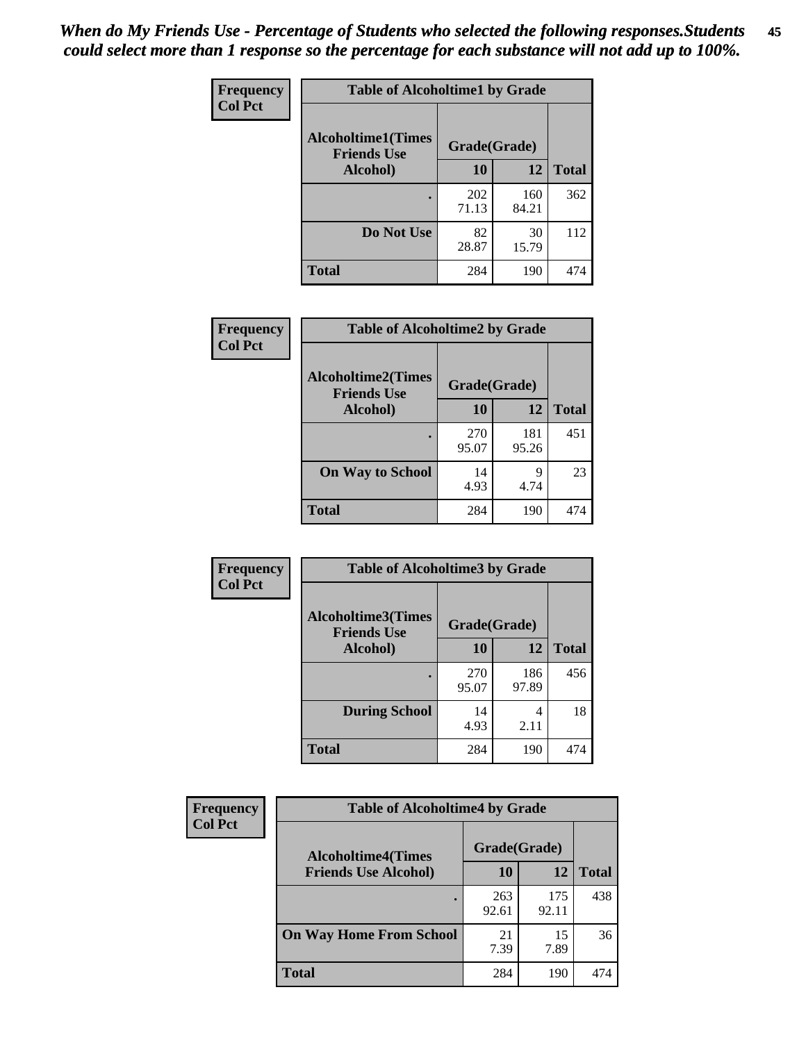*When do My Friends Use - Percentage of Students who selected the following responses.Students could select more than 1 response so the percentage for each substance will not add up to 100%.*

**Frequency**
**Col Pct**

| Table of Alcoholtime1 by Grade | | | |
|---|---|---|---|
| Alcoholtime1(Times Friends Use Alcohol) | Grade(Grade) | | Total |
| | 10 | 12 | |
| . | 202<br>71.13 | 160<br>84.21 | 362 |
| Do Not Use | 82<br>28.87 | 30<br>15.79 | 112 |
| Total | 284 | 190 | 474 |

**Frequency**
**Col Pct**

| Table of Alcoholtime2 by Grade | | | |
|---|---|---|---|
| Alcoholtime2(Times Friends Use Alcohol) | Grade(Grade) | | Total |
| | 10 | 12 | |
| . | 270<br>95.07 | 181<br>95.26 | 451 |
| On Way to School | 14<br>4.93 | 9<br>4.74 | 23 |
| Total | 284 | 190 | 474 |

**Frequency**
**Col Pct**

| Table of Alcoholtime3 by Grade | | | |
|---|---|---|---|
| Alcoholtime3(Times Friends Use Alcohol) | Grade(Grade) | | Total |
| | 10 | 12 | |
| . | 270<br>95.07 | 186<br>97.89 | 456 |
| During School | 14<br>4.93 | 4<br>2.11 | 18 |
| Total | 284 | 190 | 474 |

**Frequency**
**Col Pct**

| Table of Alcoholtime4 by Grade | | | |
|---|---|---|---|
| Alcoholtime4(Times Friends Use Alcohol) | Grade(Grade) | | Total |
| | 10 | 12 | |
| . | 263<br>92.61 | 175<br>92.11 | 438 |
| On Way Home From School | 21<br>7.39 | 15<br>7.89 | 36 |
| Total | 284 | 190 | 474 |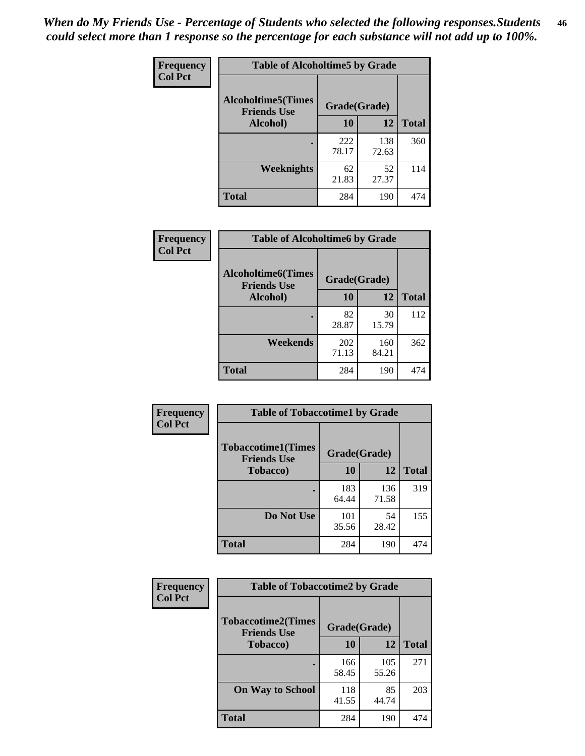*When do My Friends Use - Percentage of Students who selected the following responses.Students could select more than 1 response so the percentage for each substance will not add up to 100%.*

**Frequency Col Pct**

| Table of Alcoholtime5 by Grade | | | |
|---|---|---|---|
| Alcoholtime5(Times Friends Use Alcohol) | Grade(Grade) | | Total |
| | 10 | 12 | |
| . | 222<br>78.17 | 138<br>72.63 | 360 |
| Weeknights | 62<br>21.83 | 52<br>27.37 | 114 |
| Total | 284 | 190 | 474 |

**Frequency Col Pct**

| Table of Alcoholtime6 by Grade | | | |
|---|---|---|---|
| Alcoholtime6(Times Friends Use Alcohol) | Grade(Grade) | | Total |
| | 10 | 12 | |
| . | 82<br>28.87 | 30<br>15.79 | 112 |
| Weekends | 202<br>71.13 | 160<br>84.21 | 362 |
| Total | 284 | 190 | 474 |

**Frequency Col Pct**

| Table of Tobaccotime1 by Grade | | | |
|---|---|---|---|
| Tobaccotime1(Times Friends Use Tobacco) | Grade(Grade) | | Total |
| | 10 | 12 | |
| . | 183<br>64.44 | 136<br>71.58 | 319 |
| Do Not Use | 101<br>35.56 | 54<br>28.42 | 155 |
| Total | 284 | 190 | 474 |

**Frequency Col Pct**

| Table of Tobaccotime2 by Grade | | | |
|---|---|---|---|
| Tobaccotime2(Times Friends Use Tobacco) | Grade(Grade) | | Total |
| | 10 | 12 | |
| . | 166<br>58.45 | 105<br>55.26 | 271 |
| On Way to School | 118<br>41.55 | 85<br>44.74 | 203 |
| Total | 284 | 190 | 474 |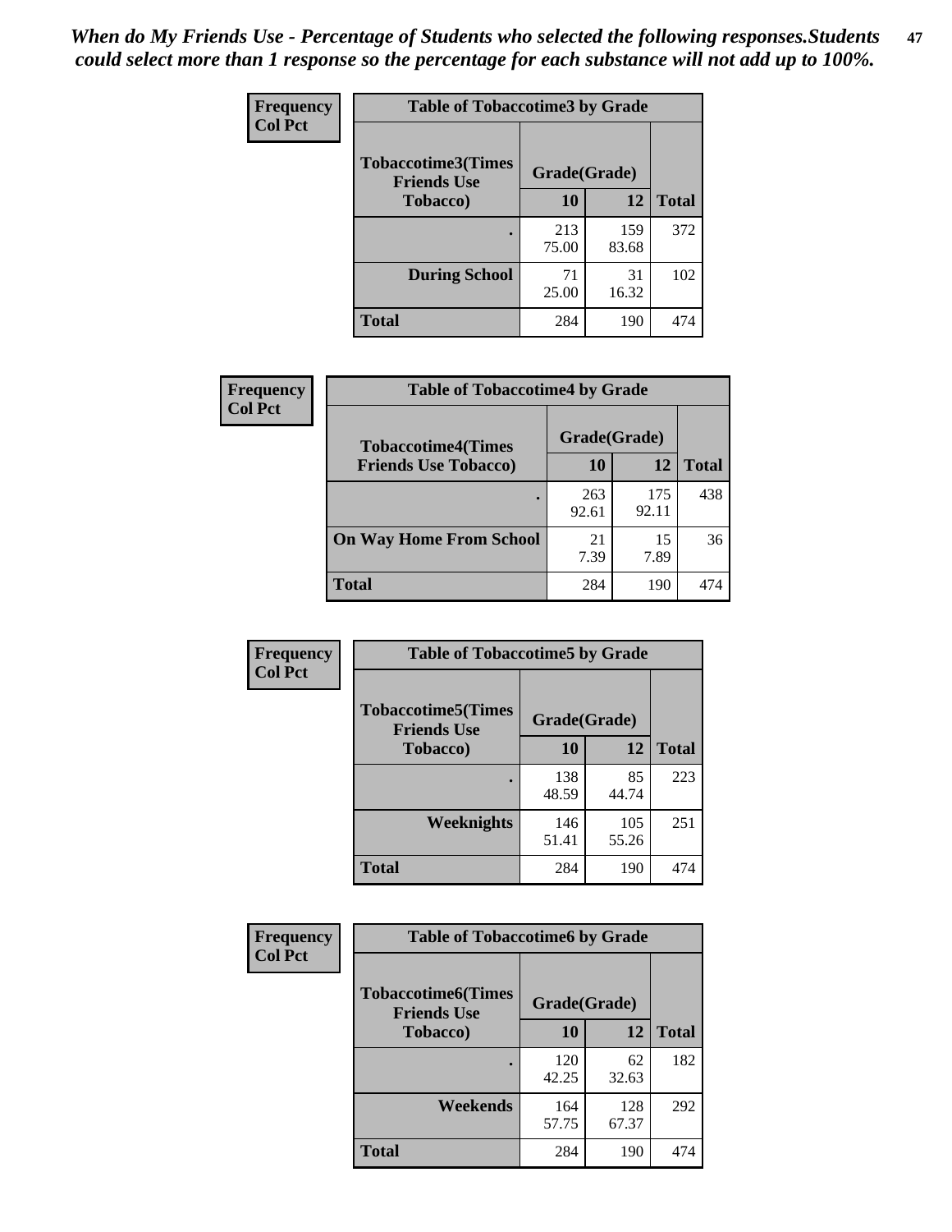*When do My Friends Use - Percentage of Students who selected the following responses.Students could select more than 1 response so the percentage for each substance will not add up to 100%.*

**Frequency / Col Pct**

| Table of Tobaccotime3 by Grade | | | |
|---|---|---|---|
| Tobaccotime3(Times Friends Use Tobacco) | Grade(Grade) | | |
| | 10 | 12 | Total |
| . | 213<br>75.00 | 159<br>83.68 | 372 |
| During School | 71<br>25.00 | 31<br>16.32 | 102 |
| Total | 284 | 190 | 474 |

**Frequency / Col Pct**

| Table of Tobaccotime4 by Grade | | | |
|---|---|---|---|
| Tobaccotime4(Times Friends Use Tobacco) | Grade(Grade) | | |
| | 10 | 12 | Total |
| . | 263<br>92.61 | 175<br>92.11 | 438 |
| On Way Home From School | 21<br>7.39 | 15<br>7.89 | 36 |
| Total | 284 | 190 | 474 |

**Frequency / Col Pct**

| Table of Tobaccotime5 by Grade | | | |
|---|---|---|---|
| Tobaccotime5(Times Friends Use Tobacco) | Grade(Grade) | | |
| | 10 | 12 | Total |
| . | 138<br>48.59 | 85<br>44.74 | 223 |
| Weeknights | 146<br>51.41 | 105<br>55.26 | 251 |
| Total | 284 | 190 | 474 |

**Frequency / Col Pct**

| Table of Tobaccotime6 by Grade | | | |
|---|---|---|---|
| Tobaccotime6(Times Friends Use Tobacco) | Grade(Grade) | | |
| | 10 | 12 | Total |
| . | 120<br>42.25 | 62<br>32.63 | 182 |
| Weekends | 164<br>57.75 | 128<br>67.37 | 292 |
| Total | 284 | 190 | 474 |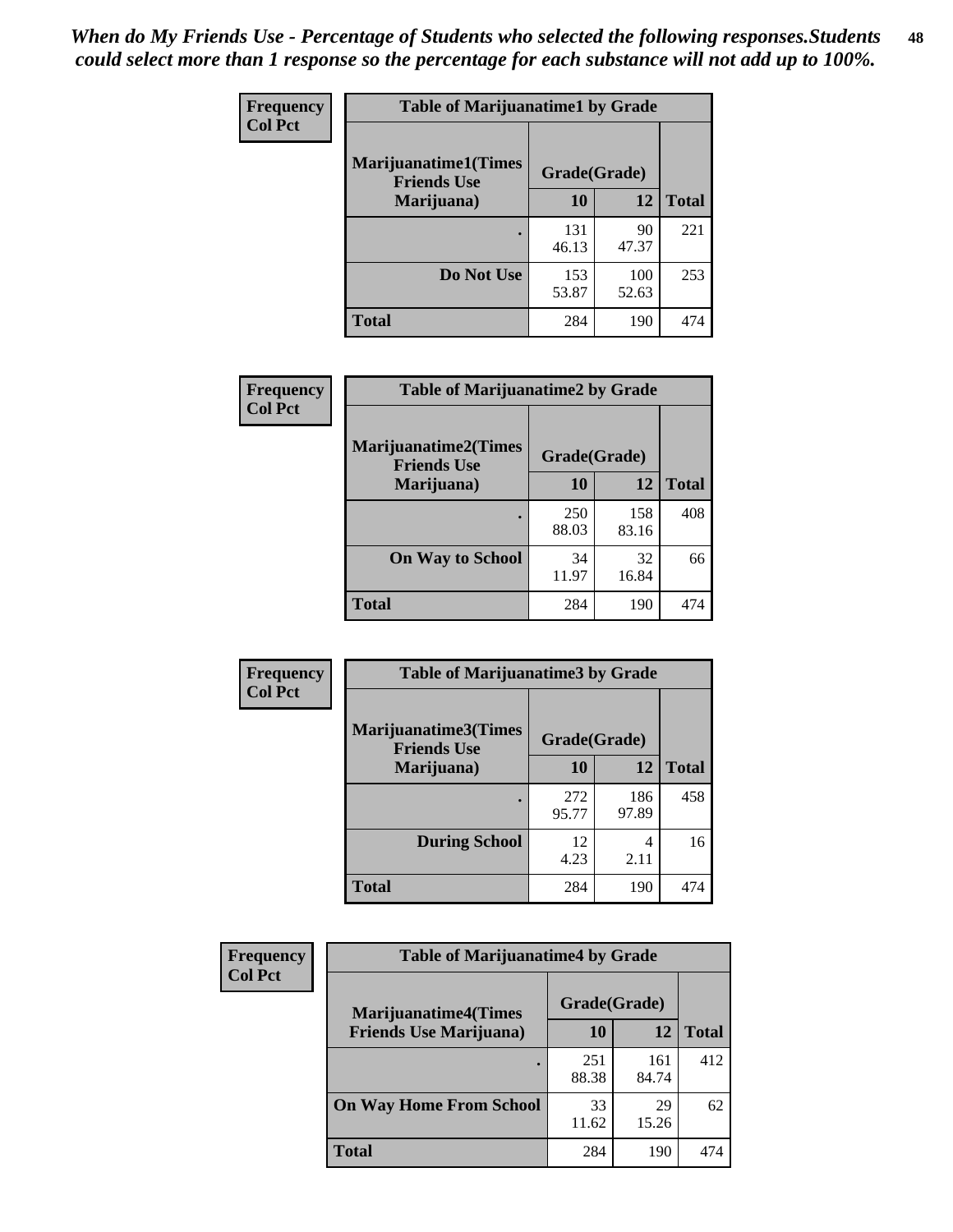*When do My Friends Use - Percentage of Students who selected the following responses.Students could select more than 1 response so the percentage for each substance will not add up to 100%.*

**Frequency**
**Col Pct**

| Table of Marijuanatime1 by Grade | | | |
|---|---|---|---|
| Marijuanatime1(Times Friends Use Marijuana) | Grade(Grade) | | Total |
| | 10 | 12 | |
| . | 131<br>46.13 | 90<br>47.37 | 221 |
| Do Not Use | 153<br>53.87 | 100<br>52.63 | 253 |
| Total | 284 | 190 | 474 |

**Frequency**
**Col Pct**

| Table of Marijuanatime2 by Grade | | | |
|---|---|---|---|
| Marijuanatime2(Times Friends Use Marijuana) | Grade(Grade) | | Total |
| | 10 | 12 | |
| . | 250<br>88.03 | 158<br>83.16 | 408 |
| On Way to School | 34<br>11.97 | 32<br>16.84 | 66 |
| Total | 284 | 190 | 474 |

**Frequency**
**Col Pct**

| Table of Marijuanatime3 by Grade | | | |
|---|---|---|---|
| Marijuanatime3(Times Friends Use Marijuana) | Grade(Grade) | | Total |
| | 10 | 12 | |
| . | 272<br>95.77 | 186<br>97.89 | 458 |
| During School | 12<br>4.23 | 4<br>2.11 | 16 |
| Total | 284 | 190 | 474 |

**Frequency**
**Col Pct**

| Table of Marijuanatime4 by Grade | | | |
|---|---|---|---|
| Marijuanatime4(Times Friends Use Marijuana) | Grade(Grade) | | Total |
| | 10 | 12 | |
| . | 251<br>88.38 | 161<br>84.74 | 412 |
| On Way Home From School | 33<br>11.62 | 29<br>15.26 | 62 |
| Total | 284 | 190 | 474 |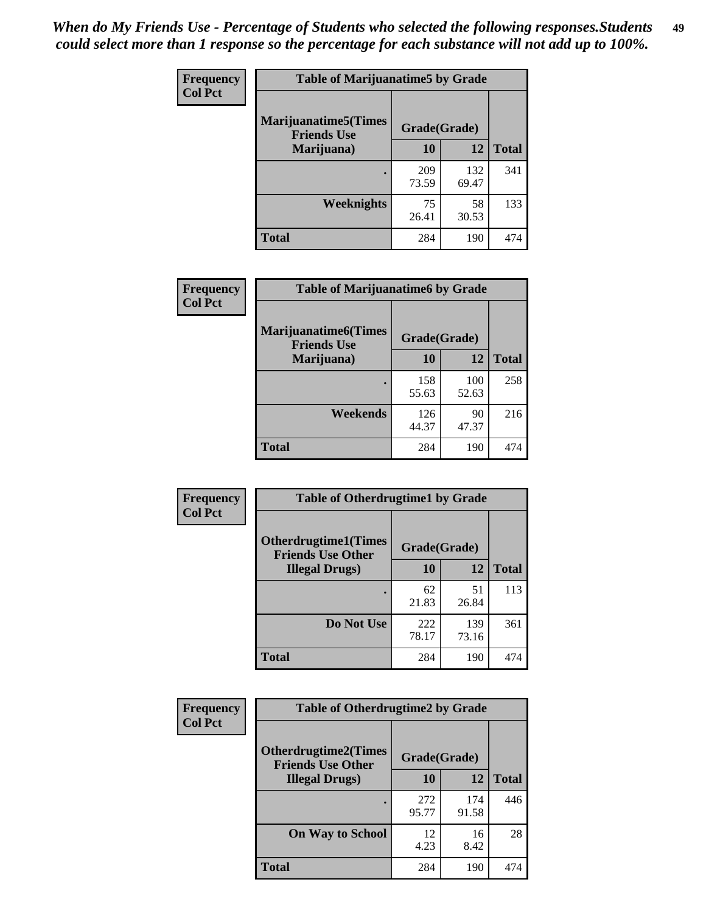*When do My Friends Use - Percentage of Students who selected the following responses.Students could select more than 1 response so the percentage for each substance will not add up to 100%.*

**Frequency**
**Col Pct**

| Table of Marijuanatime5 by Grade | | | |
|---|---|---|---|
| **Marijuanatime5(Times Friends Use Marijuana)** | **Grade(Grade)** | | **Total** |
| | **10** | **12** | |
| **.** | 209<br>73.59 | 132<br>69.47 | 341 |
| **Weeknights** | 75<br>26.41 | 58<br>30.53 | 133 |
| **Total** | 284 | 190 | 474 |

**Frequency**
**Col Pct**

| Table of Marijuanatime6 by Grade | | | |
|---|---|---|---|
| **Marijuanatime6(Times Friends Use Marijuana)** | **Grade(Grade)** | | **Total** |
| | **10** | **12** | |
| **.** | 158<br>55.63 | 100<br>52.63 | 258 |
| **Weekends** | 126<br>44.37 | 90<br>47.37 | 216 |
| **Total** | 284 | 190 | 474 |

**Frequency**
**Col Pct**

| Table of Otherdrugtime1 by Grade | | | |
|---|---|---|---|
| **Otherdrugtime1(Times Friends Use Other Illegal Drugs)** | **Grade(Grade)** | | **Total** |
| | **10** | **12** | |
| **.** | 62<br>21.83 | 51<br>26.84 | 113 |
| **Do Not Use** | 222<br>78.17 | 139<br>73.16 | 361 |
| **Total** | 284 | 190 | 474 |

**Frequency**
**Col Pct**

| Table of Otherdrugtime2 by Grade | | | |
|---|---|---|---|
| **Otherdrugtime2(Times Friends Use Other Illegal Drugs)** | **Grade(Grade)** | | **Total** |
| | **10** | **12** | |
| **.** | 272<br>95.77 | 174<br>91.58 | 446 |
| **On Way to School** | 12<br>4.23 | 16<br>8.42 | 28 |
| **Total** | 284 | 190 | 474 |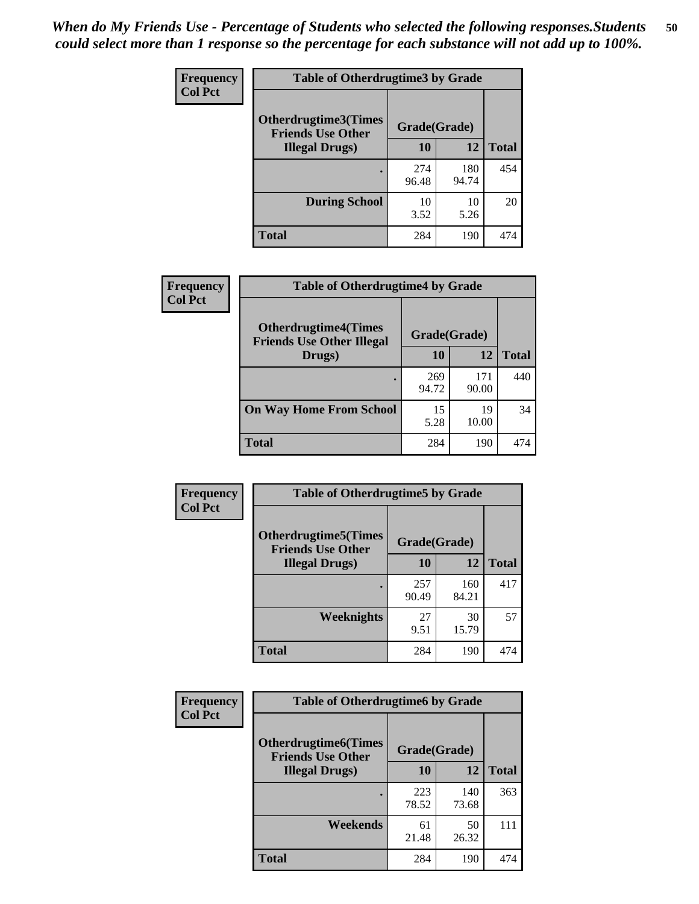*When do My Friends Use - Percentage of Students who selected the following responses.Students could select more than 1 response so the percentage for each substance will not add up to 100%.*

**Frequency**
**Col Pct**

| Table of Otherdrugtime3 by Grade | | | |
|---|---|---|---|
| **Otherdrugtime3(Times Friends Use Other Illegal Drugs)** | **Grade(Grade)** | | |
| | **10** | **12** | **Total** |
| **.** | 274<br>96.48 | 180<br>94.74 | 454 |
| **During School** | 10<br>3.52 | 10<br>5.26 | 20 |
| **Total** | 284 | 190 | 474 |

**Frequency**
**Col Pct**

| Table of Otherdrugtime4 by Grade | | | |
|---|---|---|---|
| **Otherdrugtime4(Times Friends Use Other Illegal Drugs)** | **Grade(Grade)** | | |
| | **10** | **12** | **Total** |
| **.** | 269<br>94.72 | 171<br>90.00 | 440 |
| **On Way Home From School** | 15<br>5.28 | 19<br>10.00 | 34 |
| **Total** | 284 | 190 | 474 |

**Frequency**
**Col Pct**

| Table of Otherdrugtime5 by Grade | | | |
|---|---|---|---|
| **Otherdrugtime5(Times Friends Use Other Illegal Drugs)** | **Grade(Grade)** | | |
| | **10** | **12** | **Total** |
| **.** | 257<br>90.49 | 160<br>84.21 | 417 |
| **Weeknights** | 27<br>9.51 | 30<br>15.79 | 57 |
| **Total** | 284 | 190 | 474 |

**Frequency**
**Col Pct**

| Table of Otherdrugtime6 by Grade | | | |
|---|---|---|---|
| **Otherdrugtime6(Times Friends Use Other Illegal Drugs)** | **Grade(Grade)** | | |
| | **10** | **12** | **Total** |
| **.** | 223<br>78.52 | 140<br>73.68 | 363 |
| **Weekends** | 61<br>21.48 | 50<br>26.32 | 111 |
| **Total** | 284 | 190 | 474 |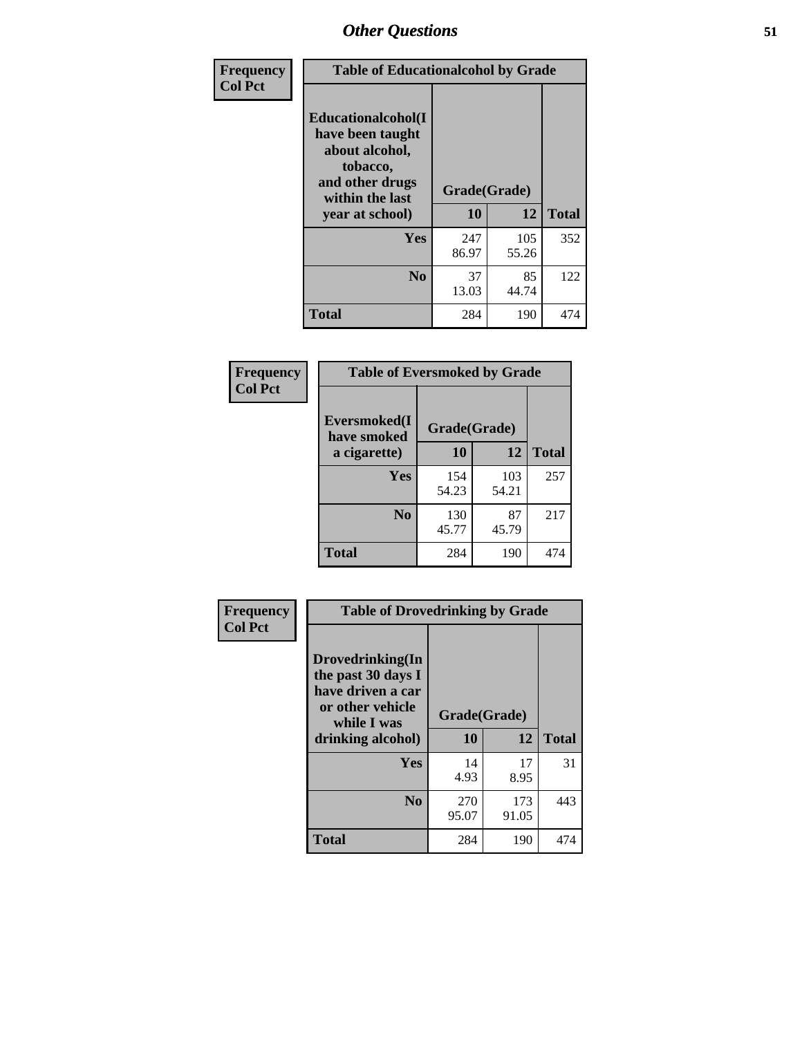| Frequency<br>Col Pct | Table of Educationalcohol by Grade | | |
|---|---|---|---|
| Educationalcohol(I have been taught about alcohol, tobacco, and other drugs within the last year at school) | Grade(Grade) | | |
| | 10 | 12 | Total |
| Yes | 247<br>86.97 | 105<br>55.26 | 352 |
| No | 37<br>13.03 | 85<br>44.74 | 122 |
| Total | 284 | 190 | 474 |

| Frequency<br>Col Pct | Table of Eversmoked by Grade | | |
|---|---|---|---|
| Eversmoked(I have smoked a cigarette) | Grade(Grade) | | |
| | 10 | 12 | Total |
| Yes | 154<br>54.23 | 103<br>54.21 | 257 |
| No | 130<br>45.77 | 87<br>45.79 | 217 |
| Total | 284 | 190 | 474 |

| Frequency<br>Col Pct | Table of Drovedrinking by Grade | | |
|---|---|---|---|
| Drovedrinking(In the past 30 days I have driven a car or other vehicle while I was drinking alcohol) | Grade(Grade) | | |
| | 10 | 12 | Total |
| Yes | 14<br>4.93 | 17<br>8.95 | 31 |
| No | 270<br>95.07 | 173<br>91.05 | 443 |
| Total | 284 | 190 | 474 |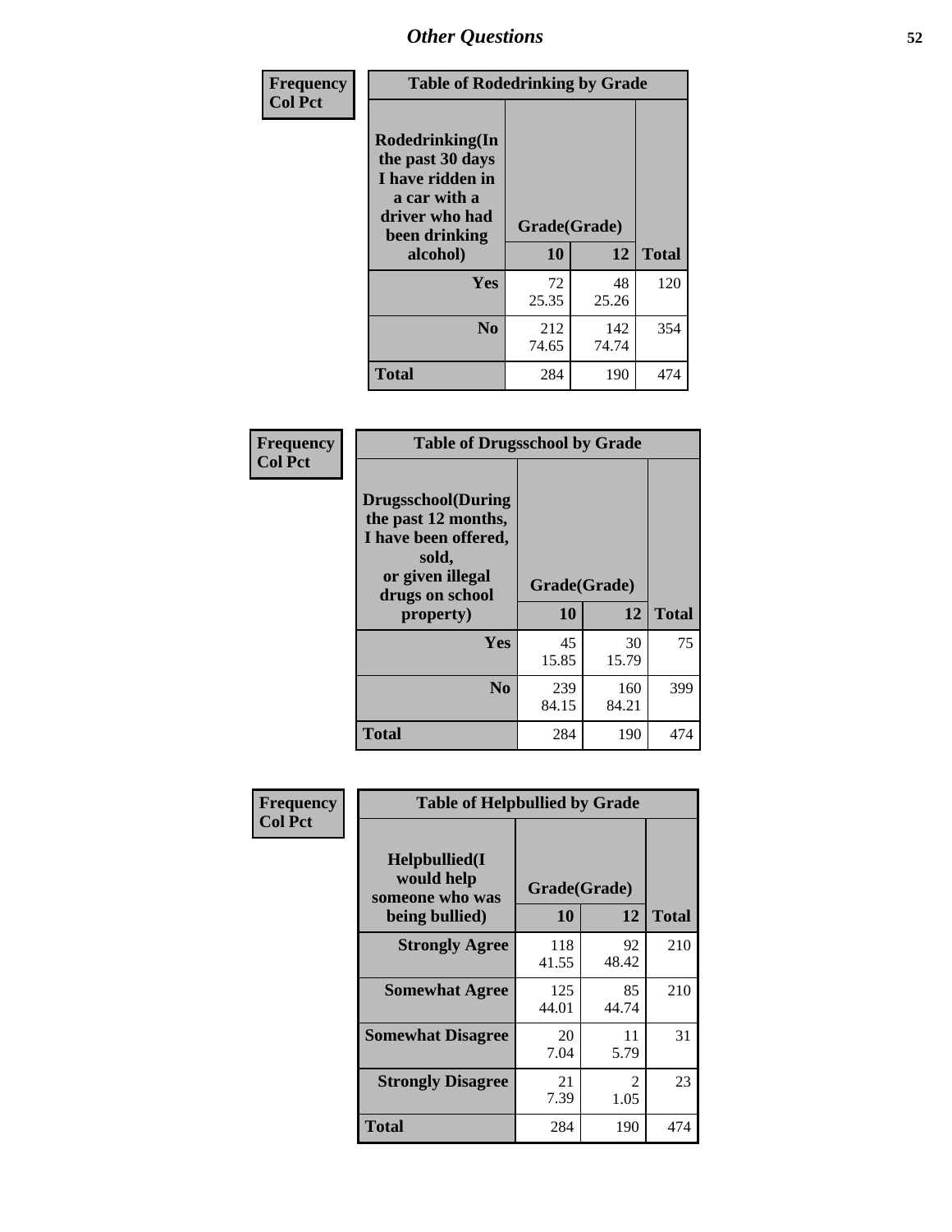# Other Questions

**Frequency**
**Col Pct**

| Table of Rodedrinking by Grade | | | |
|---|---|---|---|
| Rodedrinking(In the past 30 days I have ridden in a car with a driver who had been drinking alcohol) | Grade(Grade) | | |
| | 10 | 12 | Total |
| Yes | 72<br>25.35 | 48<br>25.26 | 120 |
| No | 212<br>74.65 | 142<br>74.74 | 354 |
| Total | 284 | 190 | 474 |

**Frequency**
**Col Pct**

| Table of Drugsschool by Grade | | | |
|---|---|---|---|
| Drugsschool(During the past 12 months, I have been offered, sold, or given illegal drugs on school property) | Grade(Grade) | | |
| | 10 | 12 | Total |
| Yes | 45<br>15.85 | 30<br>15.79 | 75 |
| No | 239<br>84.15 | 160<br>84.21 | 399 |
| Total | 284 | 190 | 474 |

**Frequency**
**Col Pct**

| Table of Helpbullied by Grade | | | |
|---|---|---|---|
| Helpbullied(I would help someone who was being bullied) | Grade(Grade) | | |
| | 10 | 12 | Total |
| Strongly Agree | 118<br>41.55 | 92<br>48.42 | 210 |
| Somewhat Agree | 125<br>44.01 | 85<br>44.74 | 210 |
| Somewhat Disagree | 20<br>7.04 | 11<br>5.79 | 31 |
| Strongly Disagree | 21<br>7.39 | 2<br>1.05 | 23 |
| Total | 284 | 190 | 474 |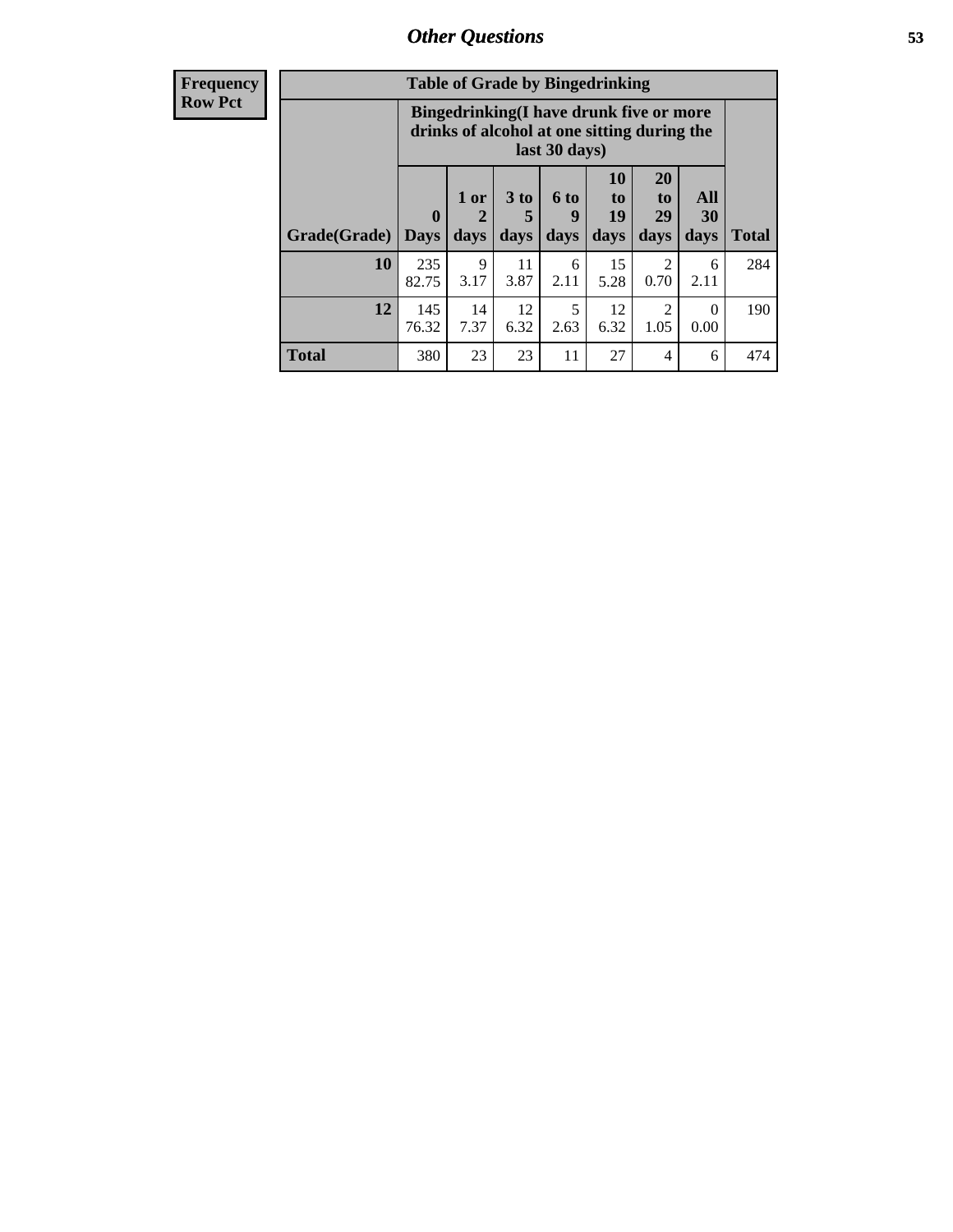| Frequency<br>Row Pct | Table of Grade by Bingedrinking | | | | | | | |
|---|---|---|---|---|---|---|---|---|
| | Bingedrinking(I have drunk five or more drinks of alcohol at one sitting during the last 30 days) | | | | | | | |
| Grade(Grade) | 0 Days | 1 or 2 days | 3 to 5 days | 6 to 9 days | 10 to 19 days | 20 to 29 days | All 30 days | Total |
| 10 | 235<br>82.75 | 9<br>3.17 | 11<br>3.87 | 6<br>2.11 | 15<br>5.28 | 2<br>0.70 | 6<br>2.11 | 284 |
| 12 | 145<br>76.32 | 14<br>7.37 | 12<br>6.32 | 5<br>2.63 | 12<br>6.32 | 2<br>1.05 | 0<br>0.00 | 190 |
| Total | 380 | 23 | 23 | 11 | 27 | 4 | 6 | 474 |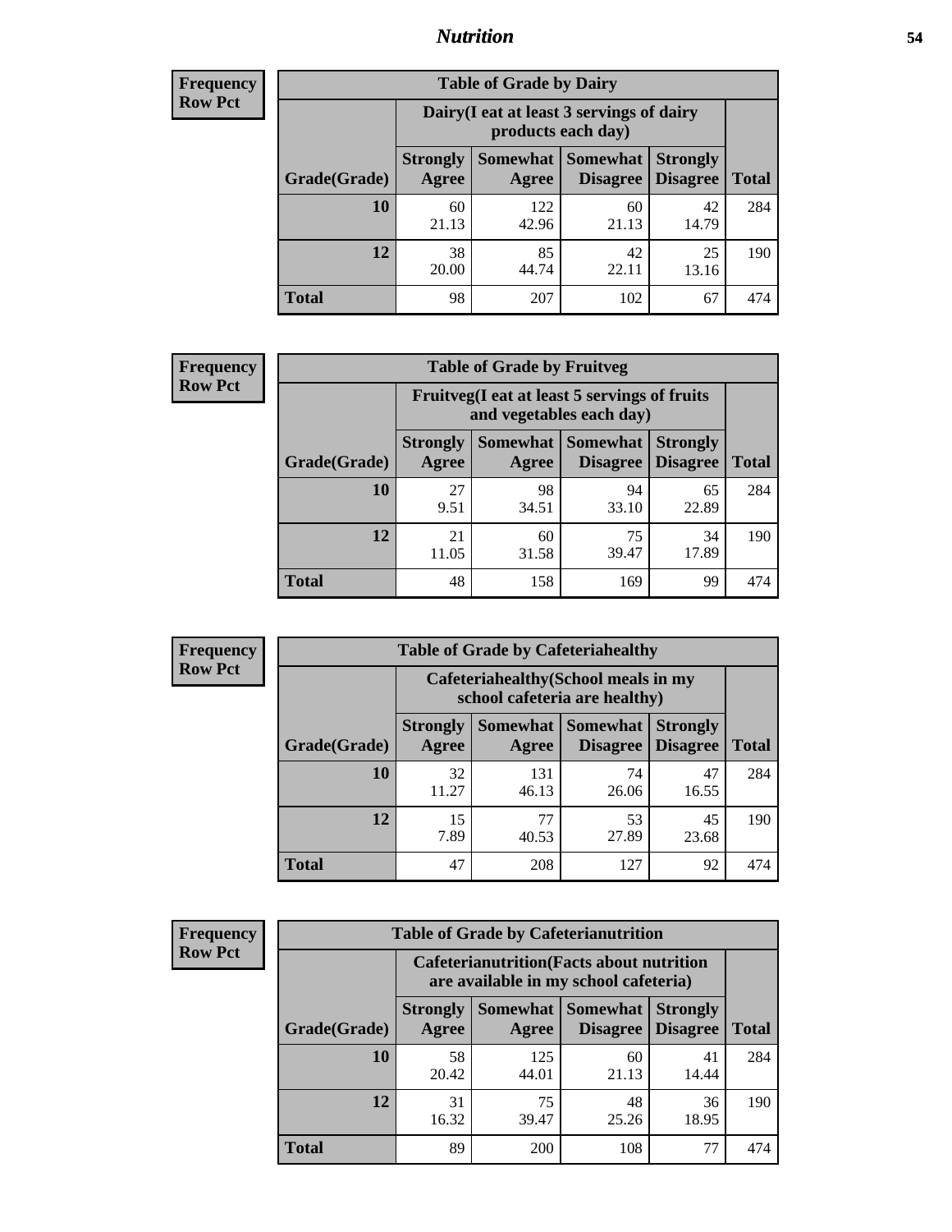**Frequency**
**Row Pct**

| Table of Grade by Dairy | | | | | |
|---|---|---|---|---|---|
| | Dairy(I eat at least 3 servings of dairy products each day) | | | | |
| Grade(Grade) | Strongly Agree | Somewhat Agree | Somewhat Disagree | Strongly Disagree | Total |
| **10** | 60<br>21.13 | 122<br>42.96 | 60<br>21.13 | 42<br>14.79 | 284 |
| **12** | 38<br>20.00 | 85<br>44.74 | 42<br>22.11 | 25<br>13.16 | 190 |
| **Total** | 98 | 207 | 102 | 67 | 474 |

**Frequency**
**Row Pct**

| Table of Grade by Fruitveg | | | | | |
|---|---|---|---|---|---|
| | Fruitveg(I eat at least 5 servings of fruits and vegetables each day) | | | | |
| Grade(Grade) | Strongly Agree | Somewhat Agree | Somewhat Disagree | Strongly Disagree | Total |
| **10** | 27<br>9.51 | 98<br>34.51 | 94<br>33.10 | 65<br>22.89 | 284 |
| **12** | 21<br>11.05 | 60<br>31.58 | 75<br>39.47 | 34<br>17.89 | 190 |
| **Total** | 48 | 158 | 169 | 99 | 474 |

**Frequency**
**Row Pct**

| Table of Grade by Cafeteriahealthy | | | | | |
|---|---|---|---|---|---|
| | Cafeteriahealthy(School meals in my school cafeteria are healthy) | | | | |
| Grade(Grade) | Strongly Agree | Somewhat Agree | Somewhat Disagree | Strongly Disagree | Total |
| **10** | 32<br>11.27 | 131<br>46.13 | 74<br>26.06 | 47<br>16.55 | 284 |
| **12** | 15<br>7.89 | 77<br>40.53 | 53<br>27.89 | 45<br>23.68 | 190 |
| **Total** | 47 | 208 | 127 | 92 | 474 |

**Frequency**
**Row Pct**

| Table of Grade by Cafeterianutrition | | | | | |
|---|---|---|---|---|---|
| | Cafeterianutrition(Facts about nutrition are available in my school cafeteria) | | | | |
| Grade(Grade) | Strongly Agree | Somewhat Agree | Somewhat Disagree | Strongly Disagree | Total |
| **10** | 58<br>20.42 | 125<br>44.01 | 60<br>21.13 | 41<br>14.44 | 284 |
| **12** | 31<br>16.32 | 75<br>39.47 | 48<br>25.26 | 36<br>18.95 | 190 |
| **Total** | 89 | 200 | 108 | 77 | 474 |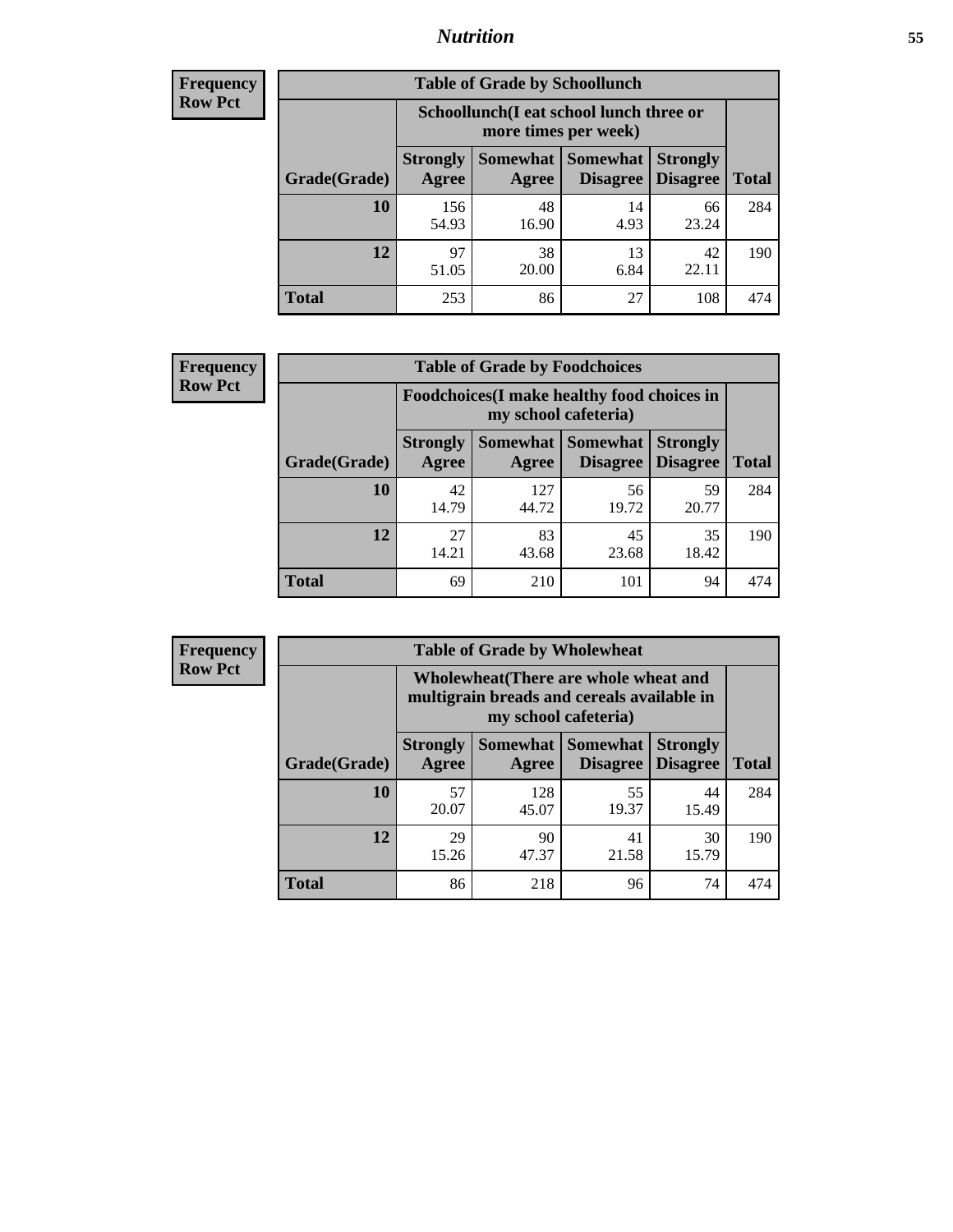| Frequency Row Pct | | | | | |
|---|---|---|---|---|---|
| **Table of Grade by Schoollunch** | | | | | |
| | **Schoollunch(I eat school lunch three or more times per week)** | | | | |
| **Grade(Grade)** | **Strongly Agree** | **Somewhat Agree** | **Somewhat Disagree** | **Strongly Disagree** | **Total** |
| **10** | 156<br>54.93 | 48<br>16.90 | 14<br>4.93 | 66<br>23.24 | 284 |
| **12** | 97<br>51.05 | 38<br>20.00 | 13<br>6.84 | 42<br>22.11 | 190 |
| **Total** | 253 | 86 | 27 | 108 | 474 |

| Frequency Row Pct | | | | | |
|---|---|---|---|---|---|
| **Table of Grade by Foodchoices** | | | | | |
| | **Foodchoices(I make healthy food choices in my school cafeteria)** | | | | |
| **Grade(Grade)** | **Strongly Agree** | **Somewhat Agree** | **Somewhat Disagree** | **Strongly Disagree** | **Total** |
| **10** | 42<br>14.79 | 127<br>44.72 | 56<br>19.72 | 59<br>20.77 | 284 |
| **12** | 27<br>14.21 | 83<br>43.68 | 45<br>23.68 | 35<br>18.42 | 190 |
| **Total** | 69 | 210 | 101 | 94 | 474 |

| Frequency Row Pct | | | | | |
|---|---|---|---|---|---|
| **Table of Grade by Wholewheat** | | | | | |
| | **Wholewheat(There are whole wheat and multigrain breads and cereals available in my school cafeteria)** | | | | |
| **Grade(Grade)** | **Strongly Agree** | **Somewhat Agree** | **Somewhat Disagree** | **Strongly Disagree** | **Total** |
| **10** | 57<br>20.07 | 128<br>45.07 | 55<br>19.37 | 44<br>15.49 | 284 |
| **12** | 29<br>15.26 | 90<br>47.37 | 41<br>21.58 | 30<br>15.79 | 190 |
| **Total** | 86 | 218 | 96 | 74 | 474 |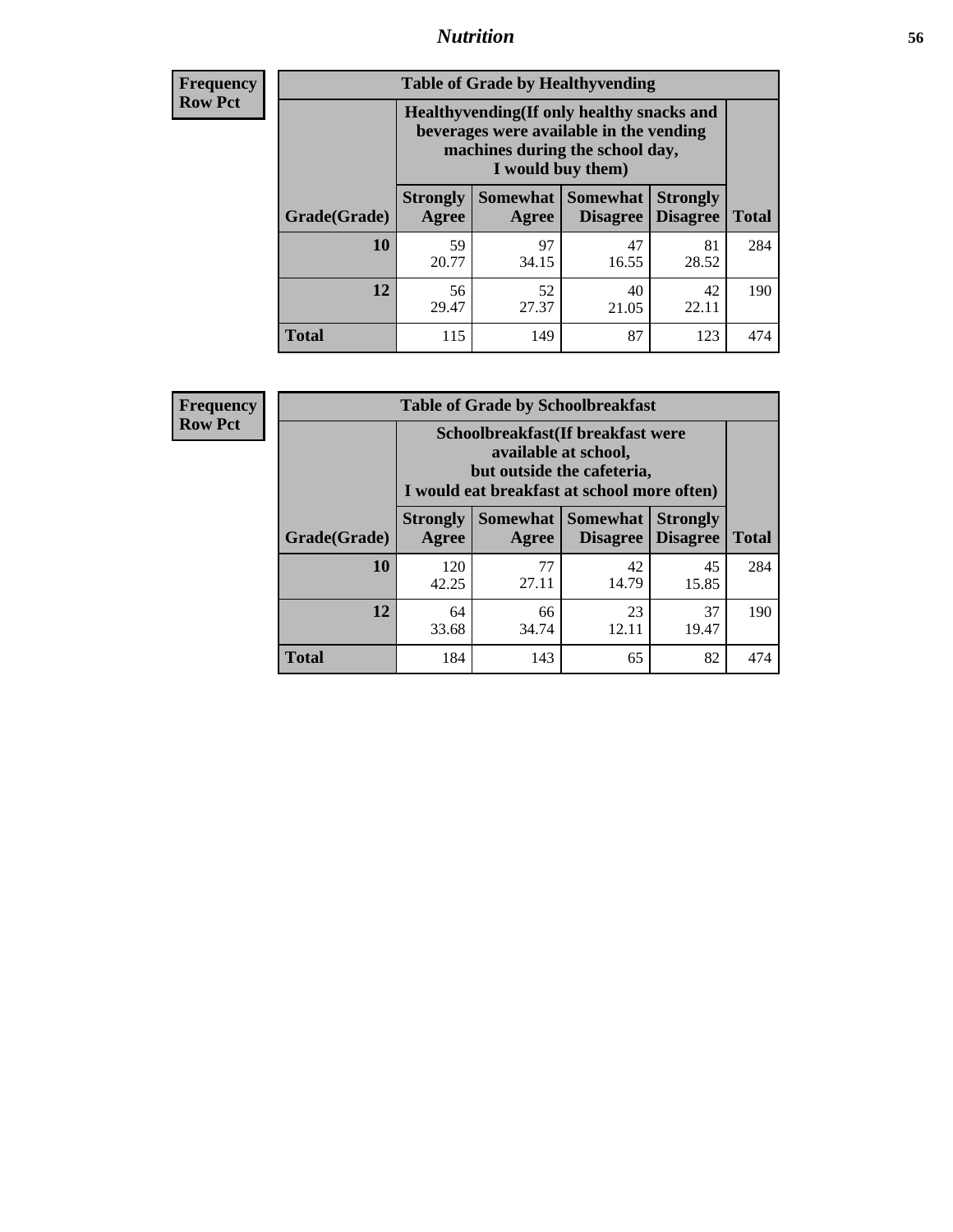**Frequency**
**Row Pct**

| Table of Grade by Healthyvending | | | | | |
|---|---|---|---|---|---|
| | Healthyvending(If only healthy snacks and beverages were available in the vending machines during the school day, I would buy them) | | | | |
| Grade(Grade) | Strongly Agree | Somewhat Agree | Somewhat Disagree | Strongly Disagree | Total |
| **10** | 59<br>20.77 | 97<br>34.15 | 47<br>16.55 | 81<br>28.52 | 284 |
| **12** | 56<br>29.47 | 52<br>27.37 | 40<br>21.05 | 42<br>22.11 | 190 |
| **Total** | 115 | 149 | 87 | 123 | 474 |

**Frequency**
**Row Pct**

| Table of Grade by Schoolbreakfast | | | | | |
|---|---|---|---|---|---|
| | Schoolbreakfast(If breakfast were available at school, but outside the cafeteria, I would eat breakfast at school more often) | | | | |
| Grade(Grade) | Strongly Agree | Somewhat Agree | Somewhat Disagree | Strongly Disagree | Total |
| **10** | 120<br>42.25 | 77<br>27.11 | 42<br>14.79 | 45<br>15.85 | 284 |
| **12** | 64<br>33.68 | 66<br>34.74 | 23<br>12.11 | 37<br>19.47 | 190 |
| **Total** | 184 | 143 | 65 | 82 | 474 |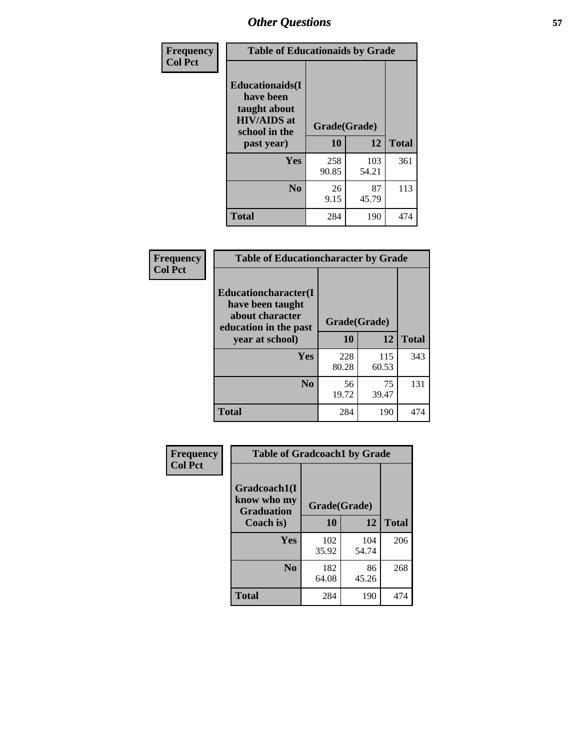## Other Questions

| Frequency<br>Col Pct | Table of Educationaids by Grade | | |
|---|---|---|---|
| Educationaids(I have been taught about HIV/AIDS at school in the past year) | Grade(Grade) | | |
| | 10 | 12 | Total |
| Yes | 258<br>90.85 | 103<br>54.21 | 361 |
| No | 26<br>9.15 | 87<br>45.79 | 113 |
| Total | 284 | 190 | 474 |

| Frequency<br>Col Pct | Table of Educationcharacter by Grade | | |
|---|---|---|---|
| Educationcharacter(I have been taught about character education in the past year at school) | Grade(Grade) | | |
| | 10 | 12 | Total |
| Yes | 228<br>80.28 | 115<br>60.53 | 343 |
| No | 56<br>19.72 | 75<br>39.47 | 131 |
| Total | 284 | 190 | 474 |

| Frequency<br>Col Pct | Table of Gradcoach1 by Grade | | |
|---|---|---|---|
| Gradcoach1(I know who my Graduation Coach is) | Grade(Grade) | | |
| | 10 | 12 | Total |
| Yes | 102<br>35.92 | 104<br>54.74 | 206 |
| No | 182<br>64.08 | 86<br>45.26 | 268 |
| Total | 284 | 190 | 474 |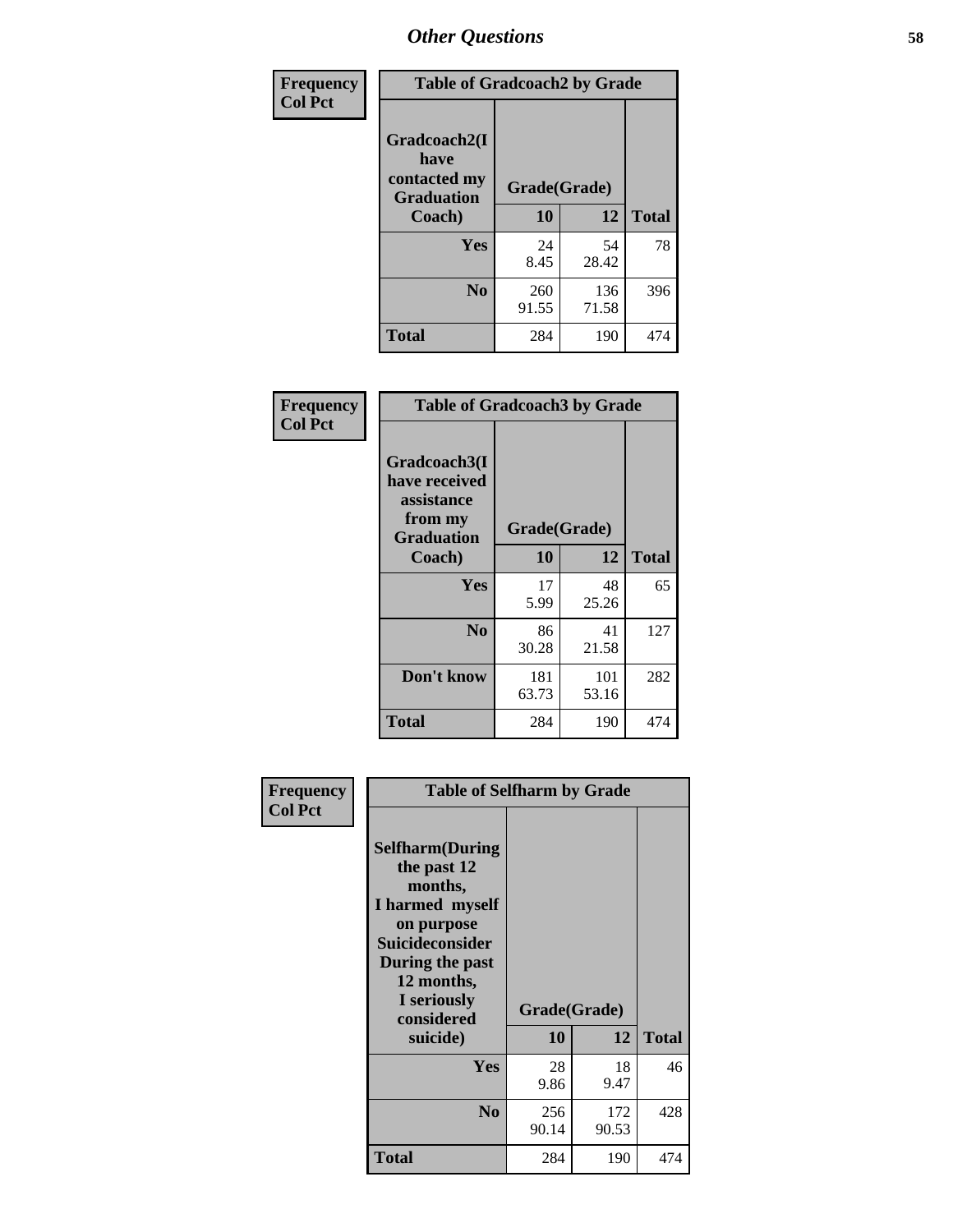# Other Questions

**Frequency**
**Col Pct**

| Table of Gradcoach2 by Grade | | | |
|---|---|---|---|
| **Gradcoach2(I have contacted my Graduation Coach)** | **Grade(Grade)** | | |
| | **10** | **12** | **Total** |
| **Yes** | 24<br>8.45 | 54<br>28.42 | 78 |
| **No** | 260<br>91.55 | 136<br>71.58 | 396 |
| **Total** | 284 | 190 | 474 |

**Frequency**
**Col Pct**

| Table of Gradcoach3 by Grade | | | |
|---|---|---|---|
| **Gradcoach3(I have received assistance from my Graduation Coach)** | **Grade(Grade)** | | |
| | **10** | **12** | **Total** |
| **Yes** | 17<br>5.99 | 48<br>25.26 | 65 |
| **No** | 86<br>30.28 | 41<br>21.58 | 127 |
| **Don't know** | 181<br>63.73 | 101<br>53.16 | 282 |
| **Total** | 284 | 190 | 474 |

**Frequency**
**Col Pct**

| Table of Selfharm by Grade | | | |
|---|---|---|---|
| **Selfharm(During the past 12 months, I harmed myself on purpose Suicideconsider During the past 12 months, I seriously considered suicide)** | **Grade(Grade)** | | |
| | **10** | **12** | **Total** |
| **Yes** | 28<br>9.86 | 18<br>9.47 | 46 |
| **No** | 256<br>90.14 | 172<br>90.53 | 428 |
| **Total** | 284 | 190 | 474 |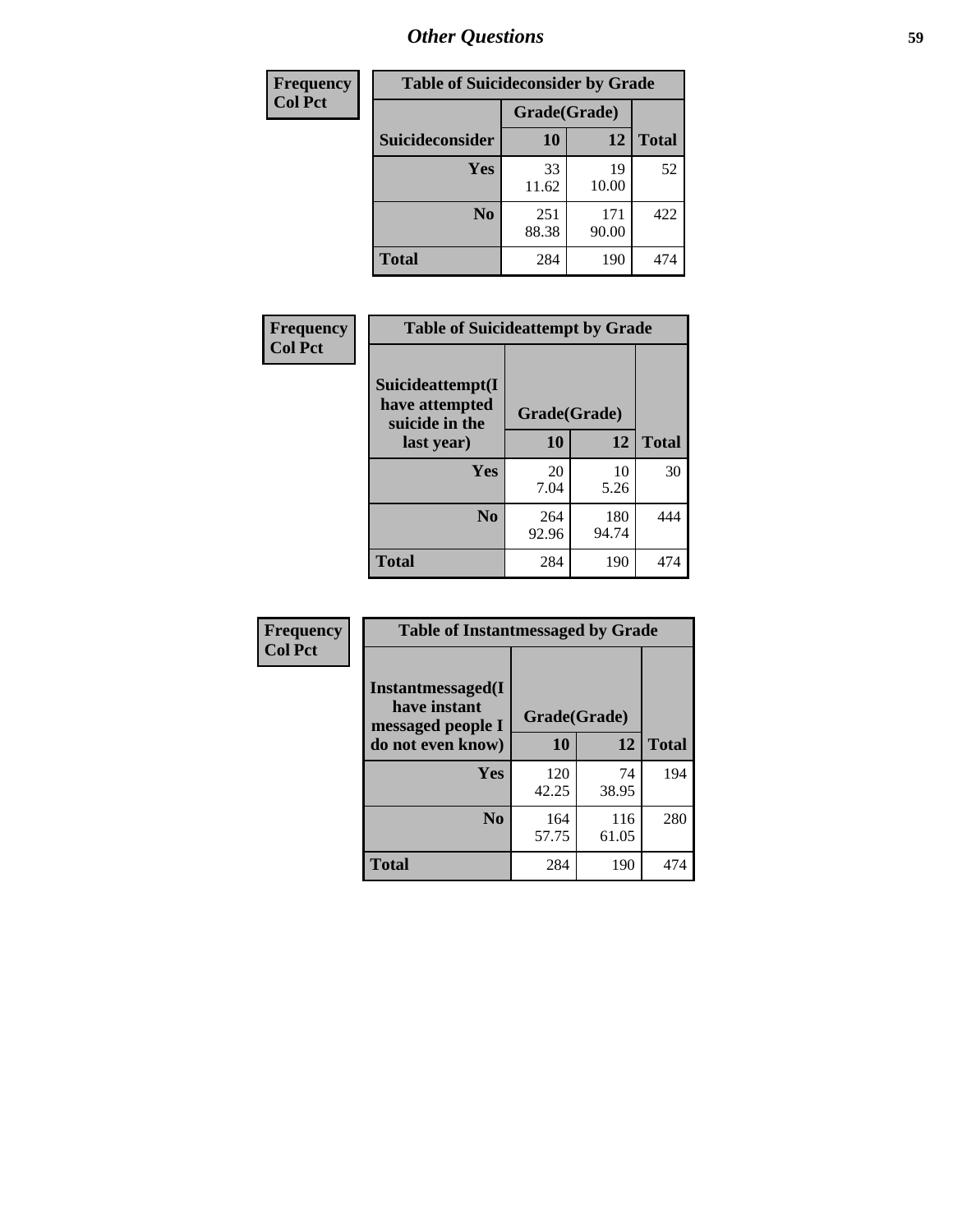# Other Questions

**Frequency**
**Col Pct**

| Table of Suicideconsider by Grade | | | |
|---|---|---|---|
| | Grade(Grade) | | |
| **Suicideconsider** | **10** | **12** | **Total** |
| **Yes** | 33<br>11.62 | 19<br>10.00 | 52 |
| **No** | 251<br>88.38 | 171<br>90.00 | 422 |
| **Total** | 284 | 190 | 474 |

**Frequency**
**Col Pct**

| Table of Suicideattempt by Grade | | | |
|---|---|---|---|
| **Suicideattempt(I have attempted suicide in the last year)** | Grade(Grade) | | |
| | **10** | **12** | **Total** |
| **Yes** | 20<br>7.04 | 10<br>5.26 | 30 |
| **No** | 264<br>92.96 | 180<br>94.74 | 444 |
| **Total** | 284 | 190 | 474 |

**Frequency**
**Col Pct**

| Table of Instantmessaged by Grade | | | |
|---|---|---|---|
| **Instantmessaged(I have instant messaged people I do not even know)** | Grade(Grade) | | |
| | **10** | **12** | **Total** |
| **Yes** | 120<br>42.25 | 74<br>38.95 | 194 |
| **No** | 164<br>57.75 | 116<br>61.05 | 280 |
| **Total** | 284 | 190 | 474 |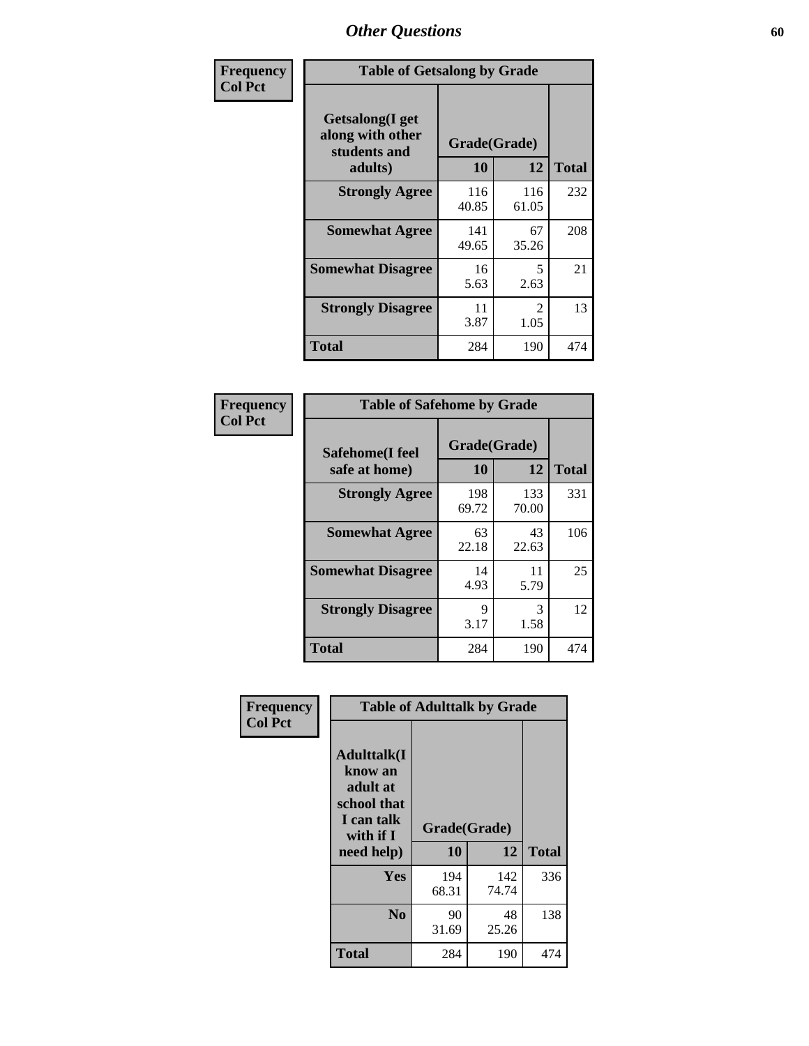| Frequency Col Pct | Table of Getsalong by Grade | | |
|---|---|---|---|
| Getsalong(I get along with other students and adults) | Grade(Grade) | | |
| | 10 | 12 | Total |
| Strongly Agree | 116 40.85 | 116 61.05 | 232 |
| Somewhat Agree | 141 49.65 | 67 35.26 | 208 |
| Somewhat Disagree | 16 5.63 | 5 2.63 | 21 |
| Strongly Disagree | 11 3.87 | 2 1.05 | 13 |
| Total | 284 | 190 | 474 |

| Frequency Col Pct | Table of Safehome by Grade | | |
|---|---|---|---|
| Safehome(I feel safe at home) | Grade(Grade) | | |
| | 10 | 12 | Total |
| Strongly Agree | 198 69.72 | 133 70.00 | 331 |
| Somewhat Agree | 63 22.18 | 43 22.63 | 106 |
| Somewhat Disagree | 14 4.93 | 11 5.79 | 25 |
| Strongly Disagree | 9 3.17 | 3 1.58 | 12 |
| Total | 284 | 190 | 474 |

| Frequency Col Pct | Table of Adulttalk by Grade | | |
|---|---|---|---|
| Adulttalk(I know an adult at school that I can talk with if I need help) | Grade(Grade) | | |
| | 10 | 12 | Total |
| Yes | 194 68.31 | 142 74.74 | 336 |
| No | 90 31.69 | 48 25.26 | 138 |
| Total | 284 | 190 | 474 |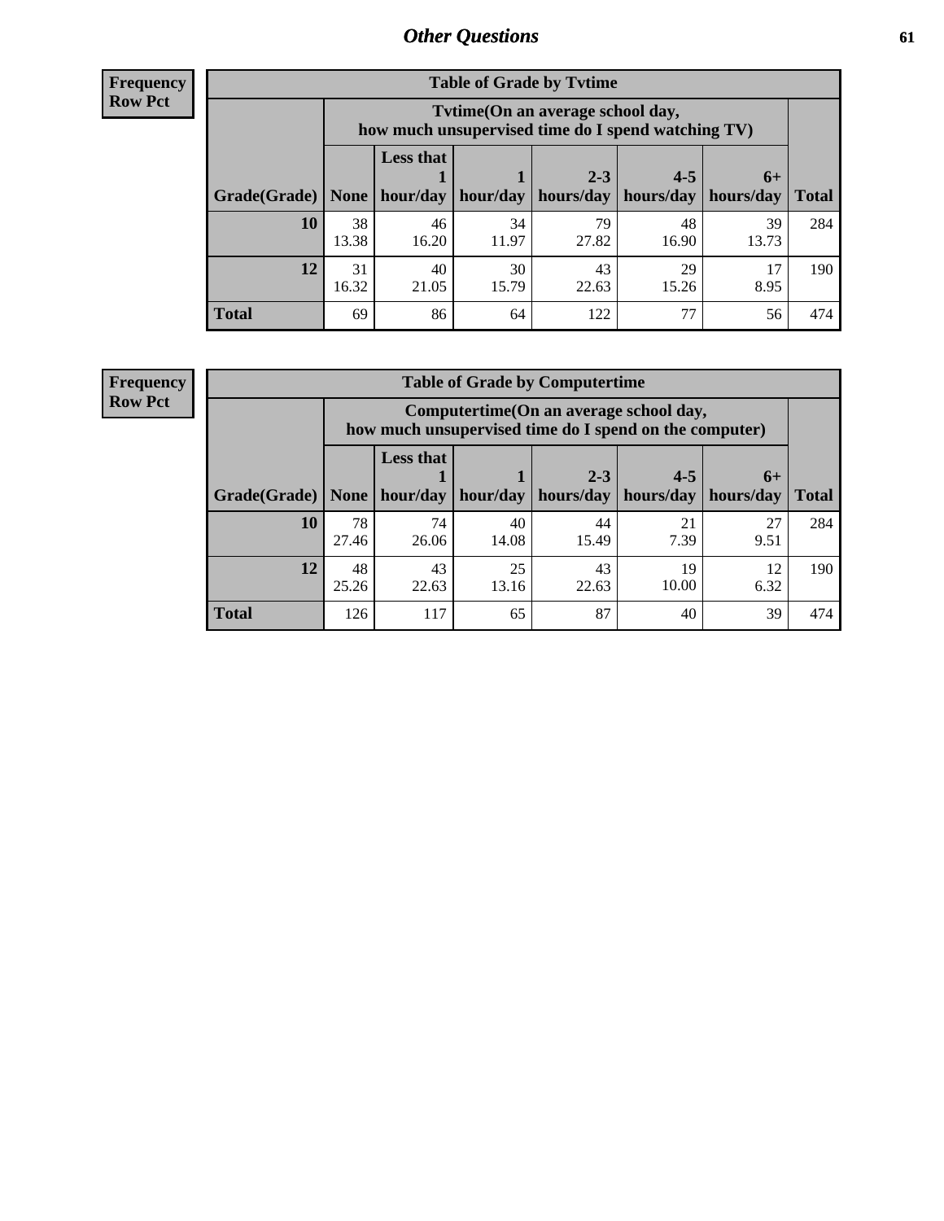**Frequency**
**Row Pct**

| Table of Grade by Tvtime | | | | | | | |
|---|---|---|---|---|---|---|---|
| | Tvtime(On an average school day, how much unsupervised time do I spend watching TV) | | | | | | |
| Grade(Grade) | None | Less that 1 hour/day | 1 hour/day | 2-3 hours/day | 4-5 hours/day | 6+ hours/day | Total |
| **10** | 38<br>13.38 | 46<br>16.20 | 34<br>11.97 | 79<br>27.82 | 48<br>16.90 | 39<br>13.73 | 284 |
| **12** | 31<br>16.32 | 40<br>21.05 | 30<br>15.79 | 43<br>22.63 | 29<br>15.26 | 17<br>8.95 | 190 |
| **Total** | 69 | 86 | 64 | 122 | 77 | 56 | 474 |

**Frequency**
**Row Pct**

| Table of Grade by Computertime | | | | | | | |
|---|---|---|---|---|---|---|---|
| | Computertime(On an average school day, how much unsupervised time do I spend on the computer) | | | | | | |
| Grade(Grade) | None | Less that 1 hour/day | 1 hour/day | 2-3 hours/day | 4-5 hours/day | 6+ hours/day | Total |
| **10** | 78<br>27.46 | 74<br>26.06 | 40<br>14.08 | 44<br>15.49 | 21<br>7.39 | 27<br>9.51 | 284 |
| **12** | 48<br>25.26 | 43<br>22.63 | 25<br>13.16 | 43<br>22.63 | 19<br>10.00 | 12<br>6.32 | 190 |
| **Total** | 126 | 117 | 65 | 87 | 40 | 39 | 474 |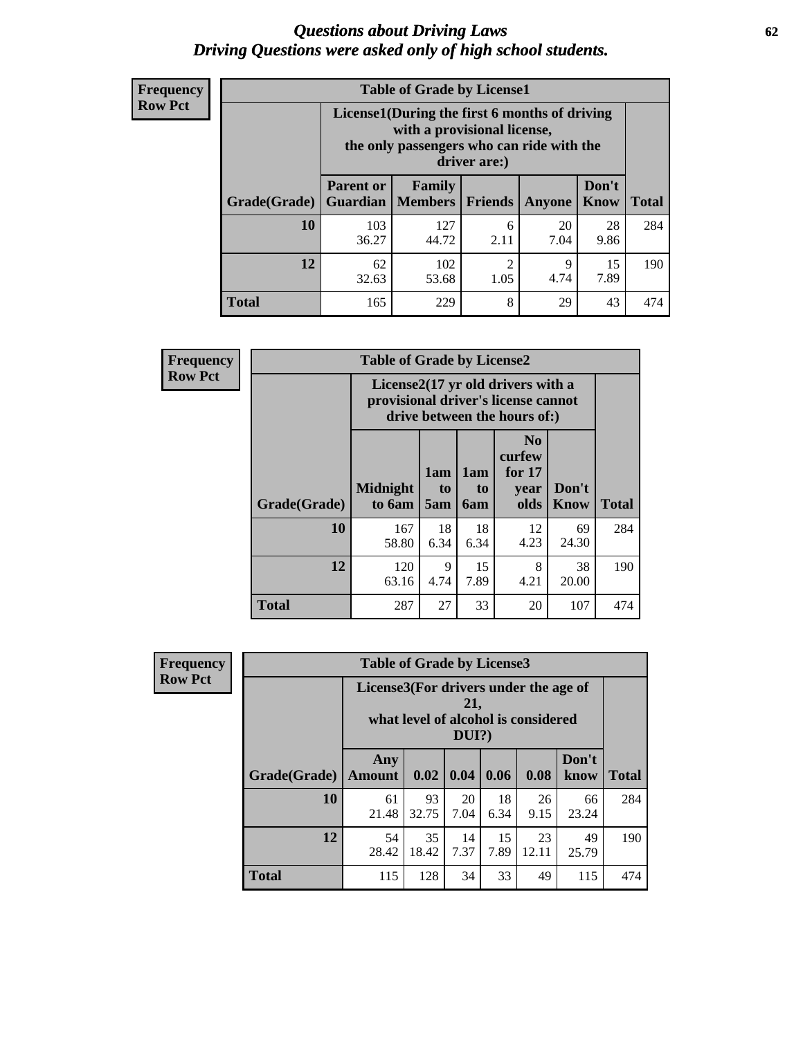# Questions about Driving Laws
## Driving Questions were asked only of high school students.

**Frequency**
**Row Pct**

**Table of Grade by License1**

| Grade(Grade) | License1(During the first 6 months of driving with a provisional license, the only passengers who can ride with the driver are:) | | | | | Total |
|---|---|---|---|---|---|---|
| | Parent or Guardian | Family Members | Friends | Anyone | Don't Know | |
| 10 | 103<br>36.27 | 127<br>44.72 | 6<br>2.11 | 20<br>7.04 | 28<br>9.86 | 284 |
| 12 | 62<br>32.63 | 102<br>53.68 | 2<br>1.05 | 9<br>4.74 | 15<br>7.89 | 190 |
| Total | 165 | 229 | 8 | 29 | 43 | 474 |

**Frequency**
**Row Pct**

**Table of Grade by License2**

| Grade(Grade) | License2(17 yr old drivers with a provisional driver's license cannot drive between the hours of:) | | | | | Total |
|---|---|---|---|---|---|---|
| | Midnight to 6am | 1am to 5am | 1am to 6am | No curfew for 17 year olds | Don't Know | |
| 10 | 167<br>58.80 | 18<br>6.34 | 18<br>6.34 | 12<br>4.23 | 69<br>24.30 | 284 |
| 12 | 120<br>63.16 | 9<br>4.74 | 15<br>7.89 | 8<br>4.21 | 38<br>20.00 | 190 |
| Total | 287 | 27 | 33 | 20 | 107 | 474 |

**Frequency**
**Row Pct**

**Table of Grade by License3**

| Grade(Grade) | License3(For drivers under the age of 21, what level of alcohol is considered DUI?) | | | | | | Total |
|---|---|---|---|---|---|---|---|
| | Any Amount | 0.02 | 0.04 | 0.06 | 0.08 | Don't know | |
| 10 | 61<br>21.48 | 93<br>32.75 | 20<br>7.04 | 18<br>6.34 | 26<br>9.15 | 66<br>23.24 | 284 |
| 12 | 54<br>28.42 | 35<br>18.42 | 14<br>7.37 | 15<br>7.89 | 23<br>12.11 | 49<br>25.79 | 190 |
| Total | 115 | 128 | 34 | 33 | 49 | 115 | 474 |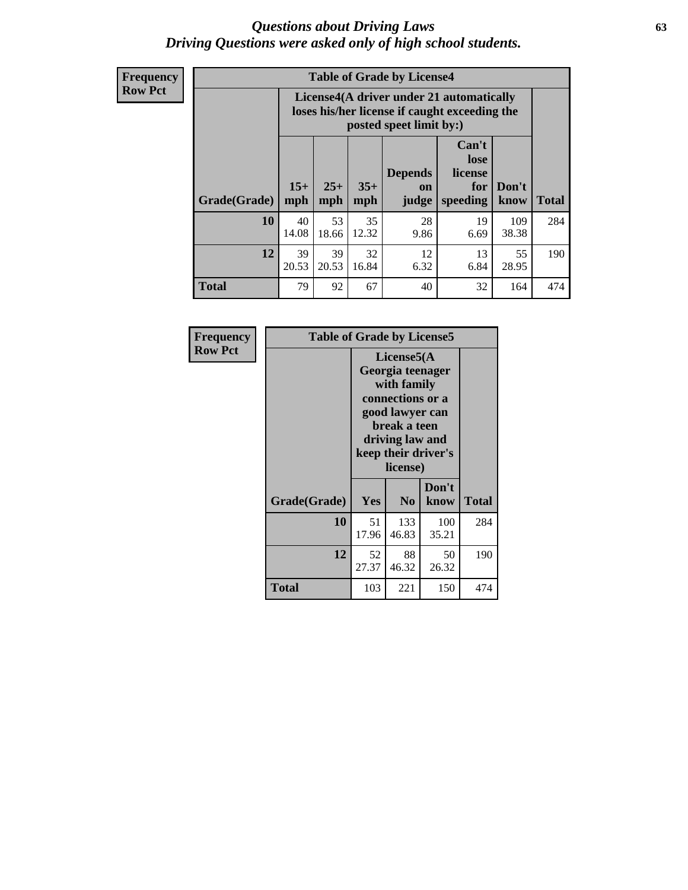# Questions about Driving Laws
## Driving Questions were asked only of high school students.

**Frequency**
**Row Pct**

| Table of Grade by License4 | | | | | | | |
|---|---|---|---|---|---|---|---|
| | License4(A driver under 21 automatically loses his/her license if caught exceeding the posted speet limit by:) | | | | | | |
| Grade(Grade) | 15+ mph | 25+ mph | 35+ mph | Depends on judge | Can't lose license for speeding | Don't know | Total |
| **10** | 40<br>14.08 | 53<br>18.66 | 35<br>12.32 | 28<br>9.86 | 19<br>6.69 | 109<br>38.38 | 284 |
| **12** | 39<br>20.53 | 39<br>20.53 | 32<br>16.84 | 12<br>6.32 | 13<br>6.84 | 55<br>28.95 | 190 |
| **Total** | 79 | 92 | 67 | 40 | 32 | 164 | 474 |

**Frequency**
**Row Pct**

| Table of Grade by License5 | | | | |
|---|---|---|---|---|
| | License5(A Georgia teenager with family connections or a good lawyer can break a teen driving law and keep their driver's license) | | | |
| Grade(Grade) | Yes | No | Don't know | Total |
| **10** | 51<br>17.96 | 133<br>46.83 | 100<br>35.21 | 284 |
| **12** | 52<br>27.37 | 88<br>46.32 | 50<br>26.32 | 190 |
| **Total** | 103 | 221 | 150 | 474 |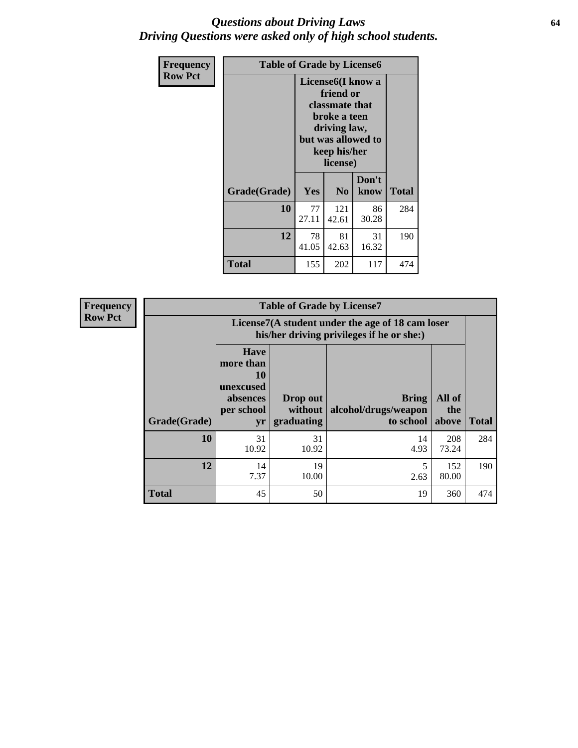# *Questions about Driving Laws*
## *Driving Questions were asked only of high school students.*

| Frequency Row Pct | Table of Grade by License6 | | | |
|---|---|---|---|---|
| | License6(I know a friend or classmate that broke a teen driving law, but was allowed to keep his/her license) | | | |
| Grade(Grade) | Yes | No | Don't know | Total |
| 10 | 77<br>27.11 | 121<br>42.61 | 86<br>30.28 | 284 |
| 12 | 78<br>41.05 | 81<br>42.63 | 31<br>16.32 | 190 |
| Total | 155 | 202 | 117 | 474 |

| Frequency Row Pct | Table of Grade by License7 | | | | |
|---|---|---|---|---|---|
| | License7(A student under the age of 18 cam loser his/her driving privileges if he or she:) | | | | |
| Grade(Grade) | Have more than 10 unexcused absences per school yr | Drop out without graduating | Bring alcohol/drugs/weapon to school | All of the above | Total |
| 10 | 31<br>10.92 | 31<br>10.92 | 14<br>4.93 | 208<br>73.24 | 284 |
| 12 | 14<br>7.37 | 19<br>10.00 | 5<br>2.63 | 152<br>80.00 | 190 |
| Total | 45 | 50 | 19 | 360 | 474 |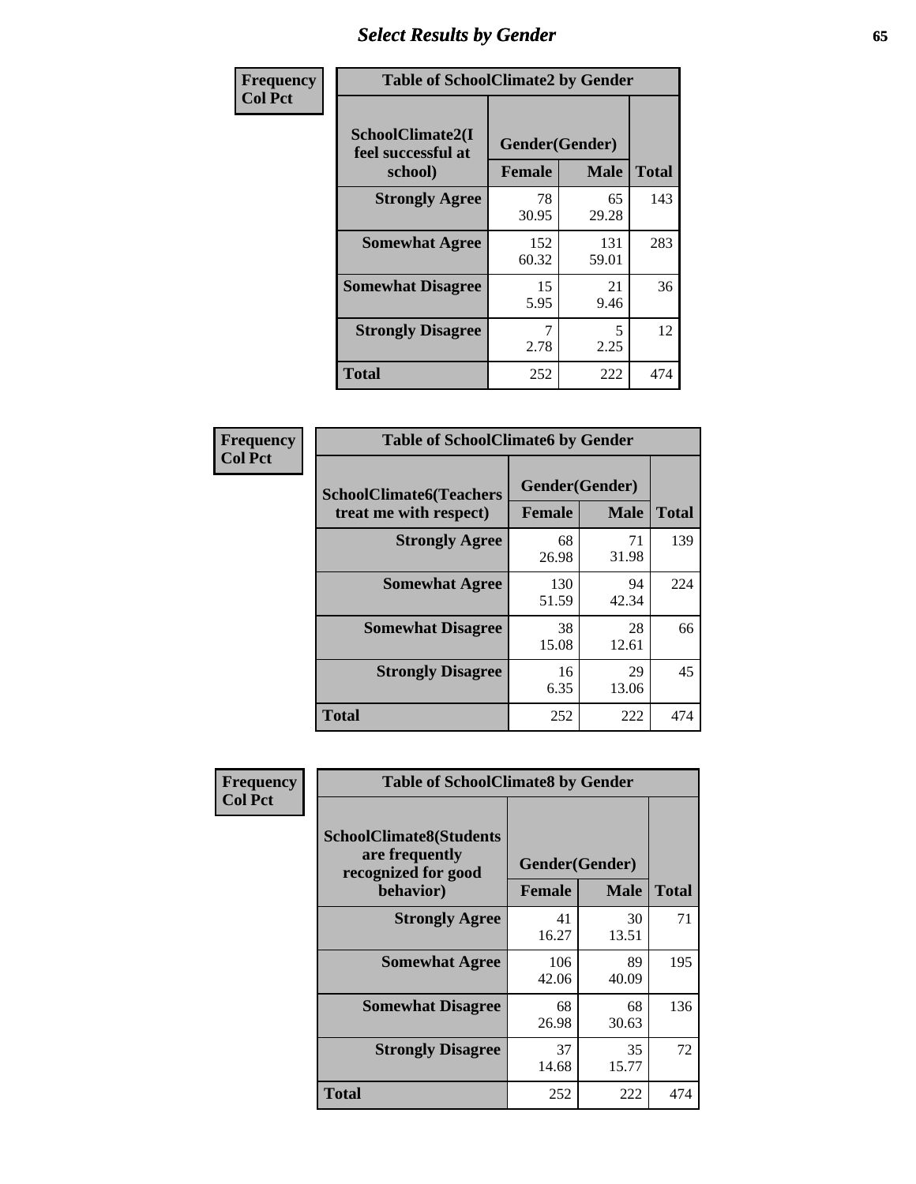# Select Results by Gender

**Frequency**
**Col Pct**

| Table of SchoolClimate2 by Gender | | | |
|---|---|---|---|
| SchoolClimate2(I feel successful at school) | Gender(Gender) | | |
| | Female | Male | Total |
| Strongly Agree | 78<br>30.95 | 65<br>29.28 | 143 |
| Somewhat Agree | 152<br>60.32 | 131<br>59.01 | 283 |
| Somewhat Disagree | 15<br>5.95 | 21<br>9.46 | 36 |
| Strongly Disagree | 7<br>2.78 | 5<br>2.25 | 12 |
| Total | 252 | 222 | 474 |

**Frequency**
**Col Pct**

| Table of SchoolClimate6 by Gender | | | |
|---|---|---|---|
| SchoolClimate6(Teachers treat me with respect) | Gender(Gender) | | |
| | Female | Male | Total |
| Strongly Agree | 68<br>26.98 | 71<br>31.98 | 139 |
| Somewhat Agree | 130<br>51.59 | 94<br>42.34 | 224 |
| Somewhat Disagree | 38<br>15.08 | 28<br>12.61 | 66 |
| Strongly Disagree | 16<br>6.35 | 29<br>13.06 | 45 |
| Total | 252 | 222 | 474 |

**Frequency**
**Col Pct**

| Table of SchoolClimate8 by Gender | | | |
|---|---|---|---|
| SchoolClimate8(Students are frequently recognized for good behavior) | Gender(Gender) | | |
| | Female | Male | Total |
| Strongly Agree | 41<br>16.27 | 30<br>13.51 | 71 |
| Somewhat Agree | 106<br>42.06 | 89<br>40.09 | 195 |
| Somewhat Disagree | 68<br>26.98 | 68<br>30.63 | 136 |
| Strongly Disagree | 37<br>14.68 | 35<br>15.77 | 72 |
| Total | 252 | 222 | 474 |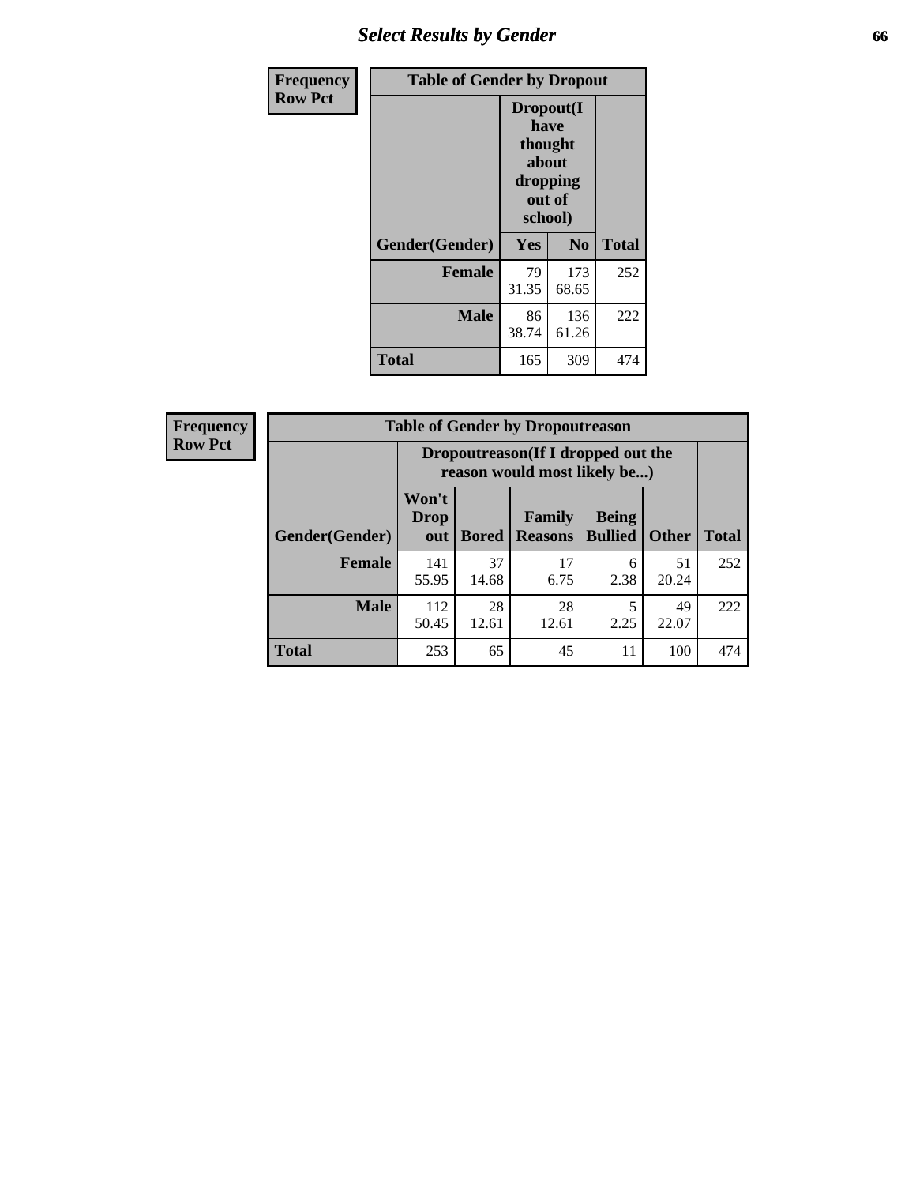## Select Results by Gender

**Frequency**
**Row Pct**

| Table of Gender by Dropout | | | |
|---|---|---|---|
| | Dropout(I have thought about dropping out of school) | | |
| Gender(Gender) | Yes | No | Total |
| **Female** | 79<br>31.35 | 173<br>68.65 | 252 |
| **Male** | 86<br>38.74 | 136<br>61.26 | 222 |
| **Total** | 165 | 309 | 474 |

**Frequency**
**Row Pct**

| Table of Gender by Dropoutreason | | | | | | |
|---|---|---|---|---|---|---|
| | Dropoutreason(If I dropped out the reason would most likely be...) | | | | | |
| Gender(Gender) | Won't Drop out | Bored | Family Reasons | Being Bullied | Other | Total |
| **Female** | 141<br>55.95 | 37<br>14.68 | 17<br>6.75 | 6<br>2.38 | 51<br>20.24 | 252 |
| **Male** | 112<br>50.45 | 28<br>12.61 | 28<br>12.61 | 5<br>2.25 | 49<br>22.07 | 222 |
| **Total** | 253 | 65 | 45 | 11 | 100 | 474 |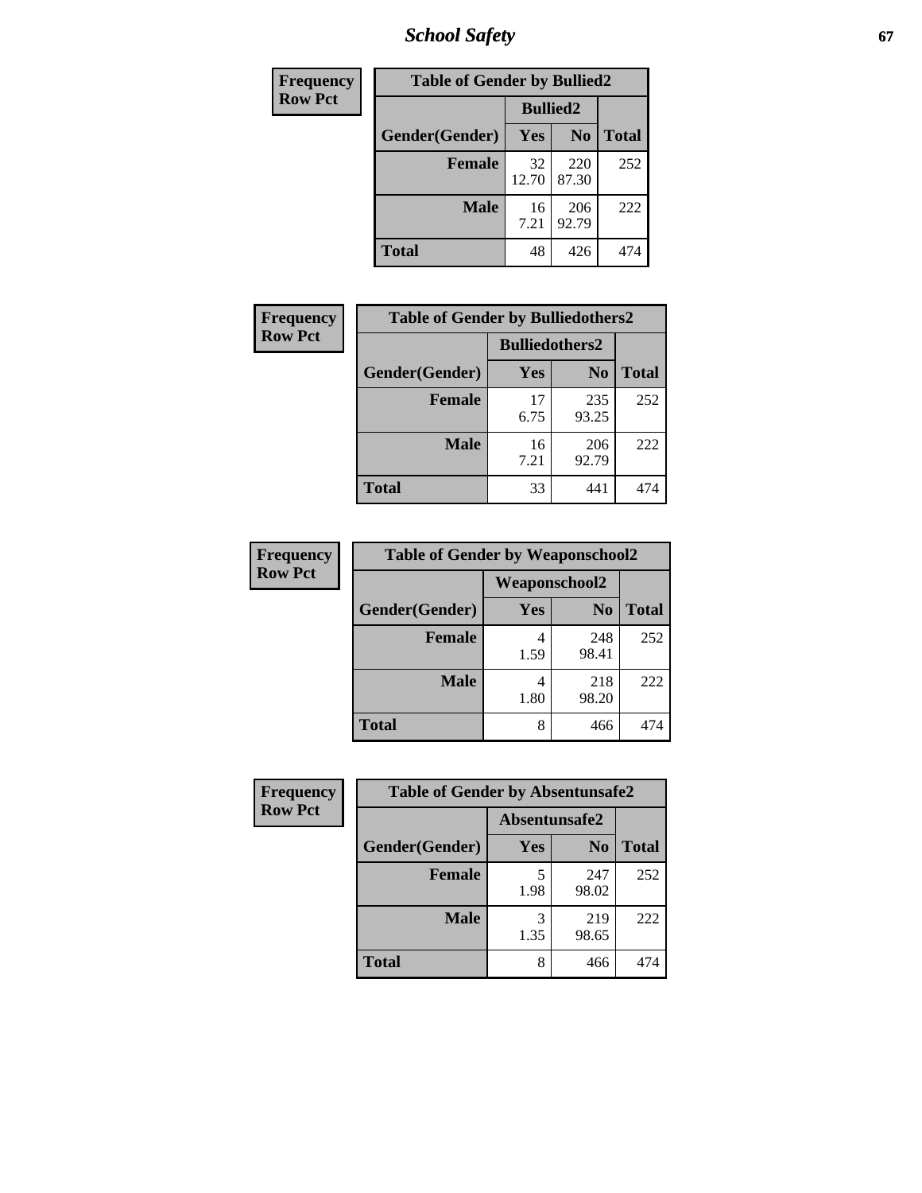| Frequency Row Pct | Table of Gender by Bullied2 | | |
|---|---|---|---|
| | Bullied2 | | |
| Gender(Gender) | Yes | No | Total |
| Female | 32 12.70 | 220 87.30 | 252 |
| Male | 16 7.21 | 206 92.79 | 222 |
| Total | 48 | 426 | 474 |

| Frequency Row Pct | Table of Gender by Bulliedothers2 | | |
|---|---|---|---|
| | Bulliedothers2 | | |
| Gender(Gender) | Yes | No | Total |
| Female | 17 6.75 | 235 93.25 | 252 |
| Male | 16 7.21 | 206 92.79 | 222 |
| Total | 33 | 441 | 474 |

| Frequency Row Pct | Table of Gender by Weaponschool2 | | |
|---|---|---|---|
| | Weaponschool2 | | |
| Gender(Gender) | Yes | No | Total |
| Female | 4 1.59 | 248 98.41 | 252 |
| Male | 4 1.80 | 218 98.20 | 222 |
| Total | 8 | 466 | 474 |

| Frequency Row Pct | Table of Gender by Absentunsafe2 | | |
|---|---|---|---|
| | Absentunsafe2 | | |
| Gender(Gender) | Yes | No | Total |
| Female | 5 1.98 | 247 98.02 | 252 |
| Male | 3 1.35 | 219 98.65 | 222 |
| Total | 8 | 466 | 474 |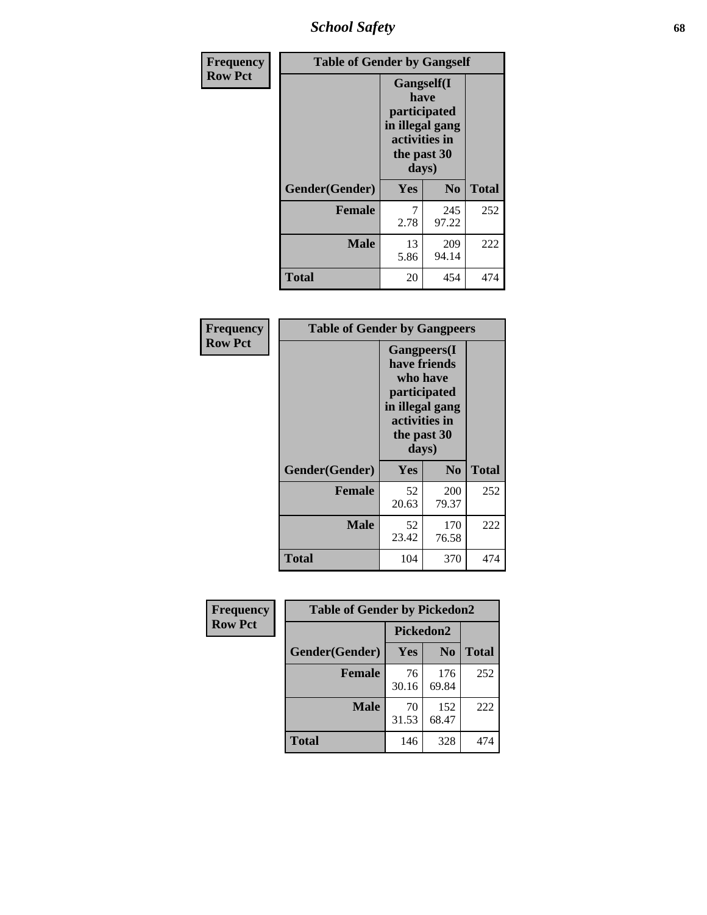| Frequency Row Pct | Table of Gender by Gangself | | |
|---|---|---|---|
| | Gangself(I have participated in illegal gang activities in the past 30 days) | | |
| Gender(Gender) | Yes | No | Total |
| Female | 7<br>2.78 | 245<br>97.22 | 252 |
| Male | 13<br>5.86 | 209<br>94.14 | 222 |
| Total | 20 | 454 | 474 |

| Frequency Row Pct | Table of Gender by Gangpeers | | |
|---|---|---|---|
| | Gangpeers(I have friends who have participated in illegal gang activities in the past 30 days) | | |
| Gender(Gender) | Yes | No | Total |
| Female | 52<br>20.63 | 200<br>79.37 | 252 |
| Male | 52<br>23.42 | 170<br>76.58 | 222 |
| Total | 104 | 370 | 474 |

| Frequency Row Pct | Table of Gender by Pickedon2 | | |
|---|---|---|---|
| | Pickedon2 | | |
| Gender(Gender) | Yes | No | Total |
| Female | 76<br>30.16 | 176<br>69.84 | 252 |
| Male | 70<br>31.53 | 152<br>68.47 | 222 |
| Total | 146 | 328 | 474 |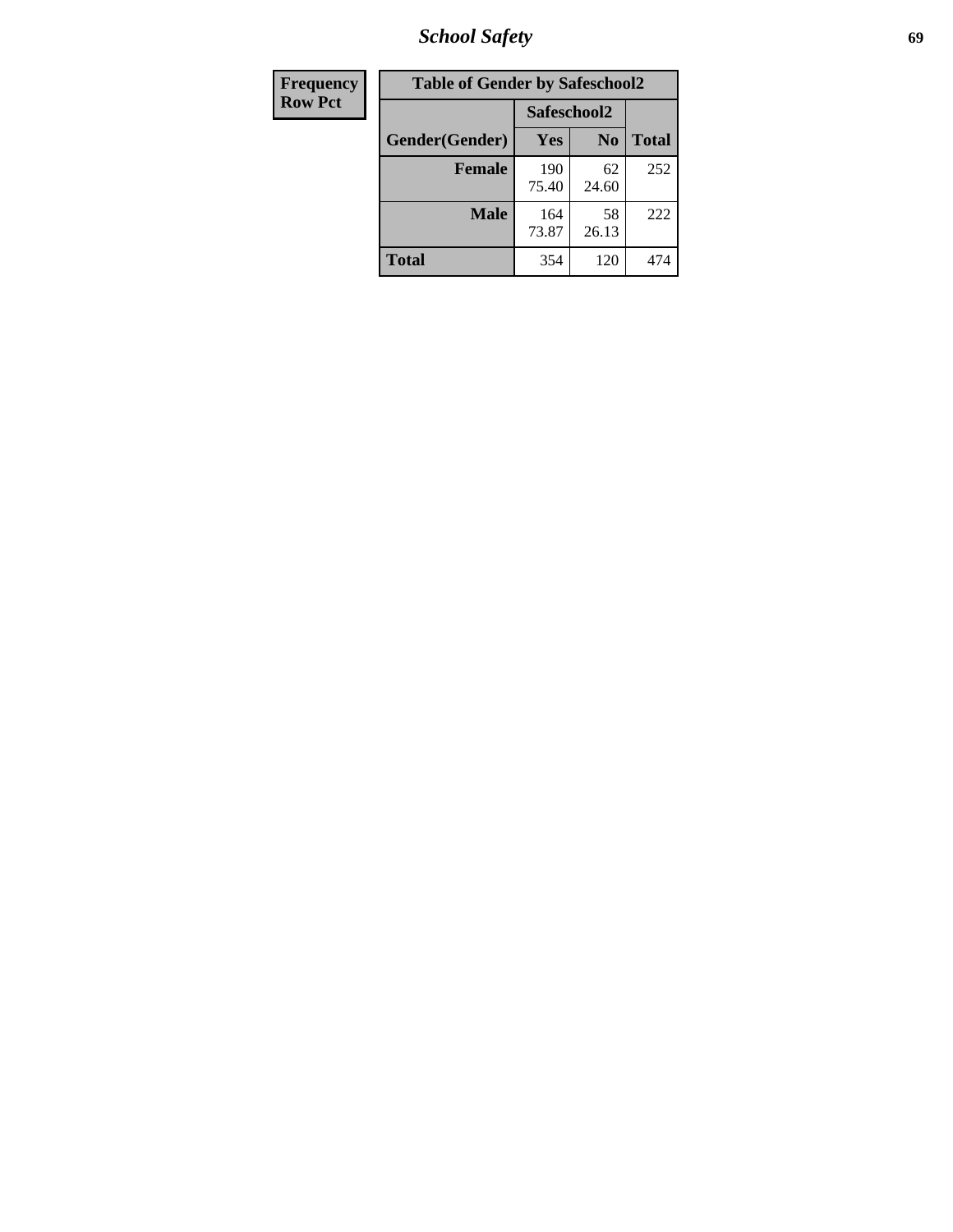| Frequency<br>Row Pct |
|---|

| Table of Gender by Safeschool2 | | | |
|---|---|---|---|
| | Safeschool2 | | |
| Gender(Gender) | Yes | No | Total |
| Female | 190<br>75.40 | 62<br>24.60 | 252 |
| Male | 164<br>73.87 | 58<br>26.13 | 222 |
| Total | 354 | 120 | 474 |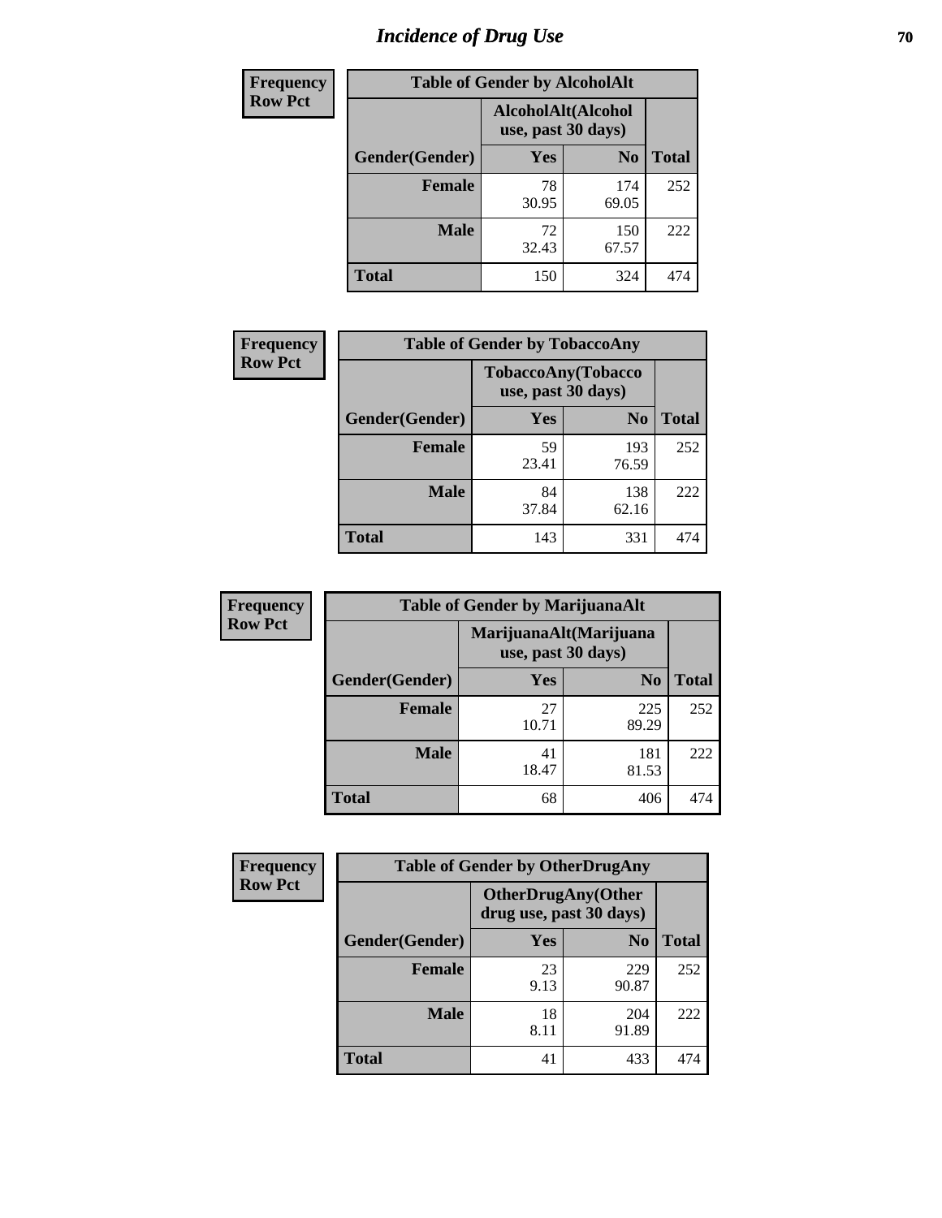# Incidence of Drug Use

**Frequency**
**Row Pct**

| Table of Gender by AlcoholAlt | | | |
|---|---|---|---|
| | AlcoholAlt(Alcohol use, past 30 days) | | |
| Gender(Gender) | Yes | No | Total |
| Female | 78<br>30.95 | 174<br>69.05 | 252 |
| Male | 72<br>32.43 | 150<br>67.57 | 222 |
| Total | 150 | 324 | 474 |

**Frequency**
**Row Pct**

| Table of Gender by TobaccoAny | | | |
|---|---|---|---|
| | TobaccoAny(Tobacco use, past 30 days) | | |
| Gender(Gender) | Yes | No | Total |
| Female | 59<br>23.41 | 193<br>76.59 | 252 |
| Male | 84<br>37.84 | 138<br>62.16 | 222 |
| Total | 143 | 331 | 474 |

**Frequency**
**Row Pct**

| Table of Gender by MarijuanaAlt | | | |
|---|---|---|---|
| | MarijuanaAlt(Marijuana use, past 30 days) | | |
| Gender(Gender) | Yes | No | Total |
| Female | 27<br>10.71 | 225<br>89.29 | 252 |
| Male | 41<br>18.47 | 181<br>81.53 | 222 |
| Total | 68 | 406 | 474 |

**Frequency**
**Row Pct**

| Table of Gender by OtherDrugAny | | | |
|---|---|---|---|
| | OtherDrugAny(Other drug use, past 30 days) | | |
| Gender(Gender) | Yes | No | Total |
| Female | 23<br>9.13 | 229<br>90.87 | 252 |
| Male | 18<br>8.11 | 204<br>91.89 | 222 |
| Total | 41 | 433 | 474 |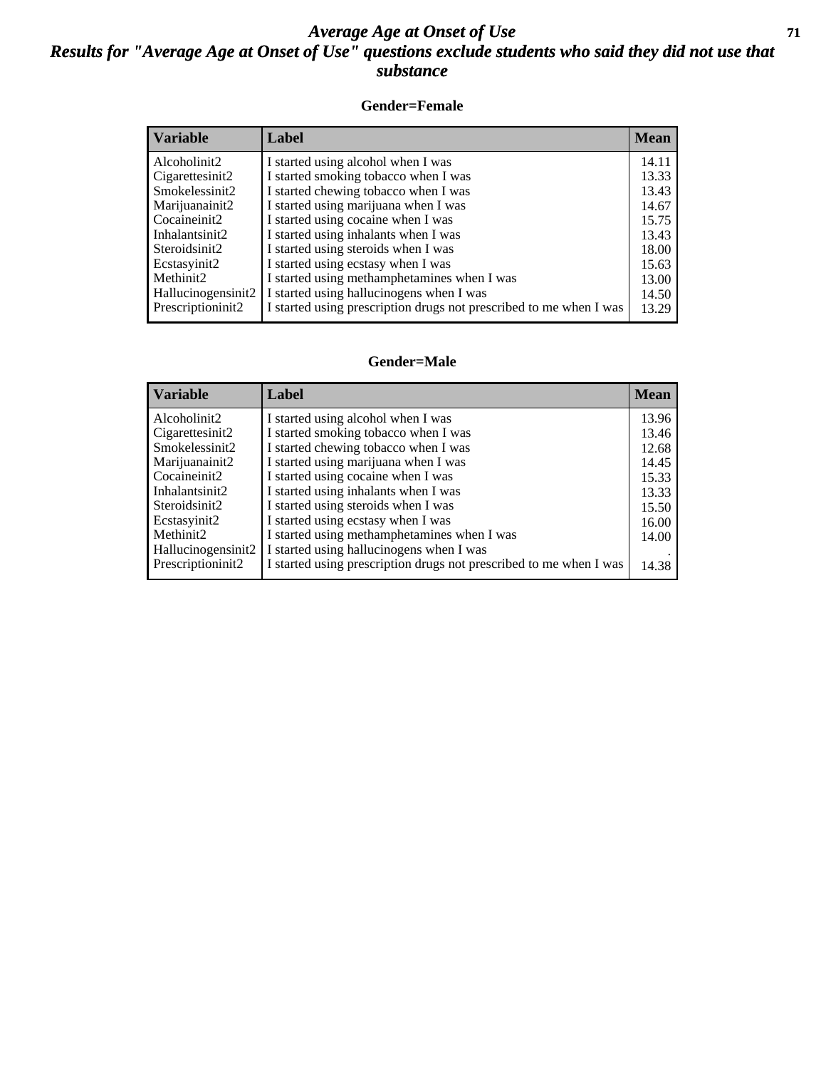# Average Age at Onset of Use

## Results for "Average Age at Onset of Use" questions exclude students who said they did not use that substance

### Gender=Female

| Variable | Label | Mean |
|---|---|---|
| Alcoholinit2 | I started using alcohol when I was | 14.11 |
| Cigarettesinit2 | I started smoking tobacco when I was | 13.33 |
| Smokelessinit2 | I started chewing tobacco when I was | 13.43 |
| Marijuanainit2 | I started using marijuana when I was | 14.67 |
| Cocaineinit2 | I started using cocaine when I was | 15.75 |
| Inhalantsinit2 | I started using inhalants when I was | 13.43 |
| Steroidsinit2 | I started using steroids when I was | 18.00 |
| Ecstasyinit2 | I started using ecstasy when I was | 15.63 |
| Methinit2 | I started using methamphetamines when I was | 13.00 |
| Hallucinogensinit2 | I started using hallucinogens when I was | 14.50 |
| Prescriptioninit2 | I started using prescription drugs not prescribed to me when I was | 13.29 |

### Gender=Male

| Variable | Label | Mean |
|---|---|---|
| Alcoholinit2 | I started using alcohol when I was | 13.96 |
| Cigarettesinit2 | I started smoking tobacco when I was | 13.46 |
| Smokelessinit2 | I started chewing tobacco when I was | 12.68 |
| Marijuanainit2 | I started using marijuana when I was | 14.45 |
| Cocaineinit2 | I started using cocaine when I was | 15.33 |
| Inhalantsinit2 | I started using inhalants when I was | 13.33 |
| Steroidsinit2 | I started using steroids when I was | 15.50 |
| Ecstasyinit2 | I started using ecstasy when I was | 16.00 |
| Methinit2 | I started using methamphetamines when I was | 14.00 |
| Hallucinogensinit2 | I started using hallucinogens when I was | . |
| Prescriptioninit2 | I started using prescription drugs not prescribed to me when I was | 14.38 |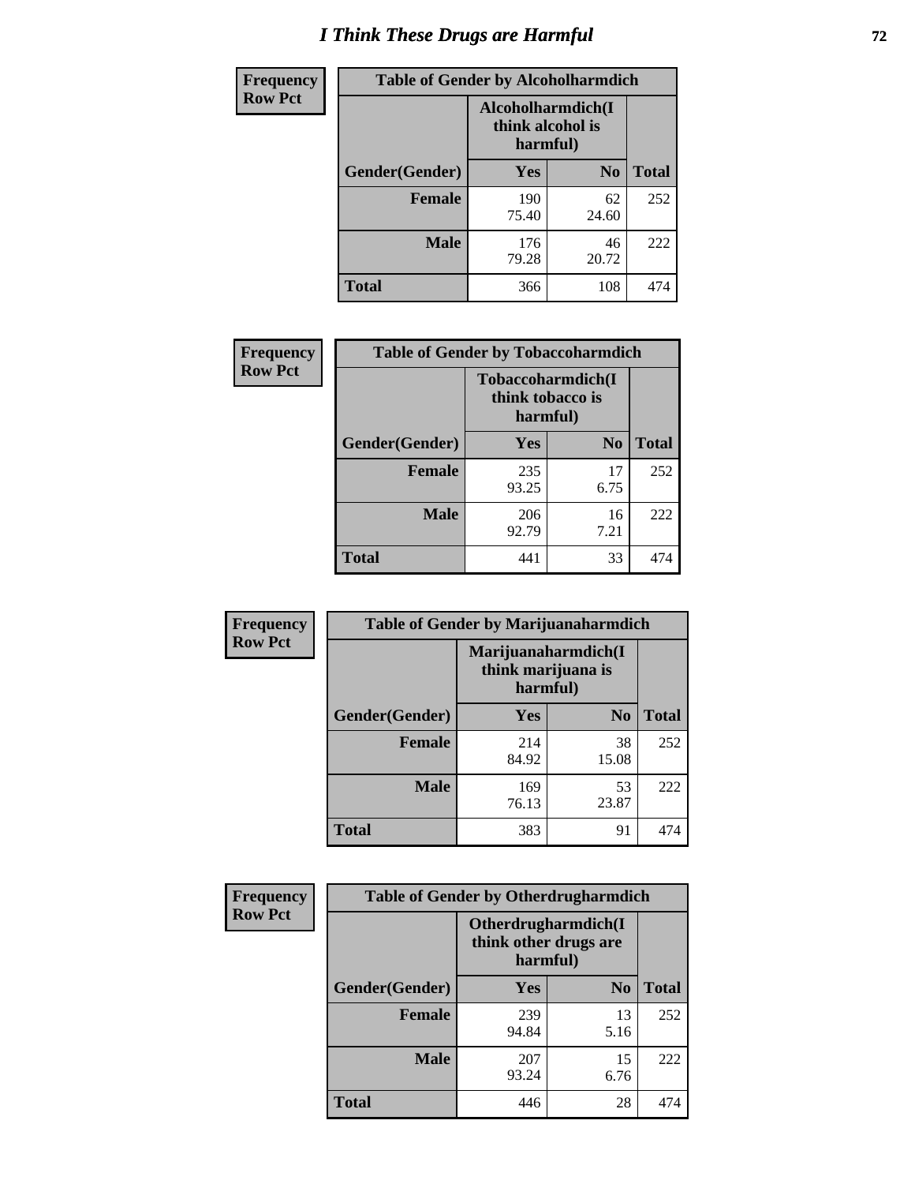# I Think These Drugs are Harmful

| Frequency Row Pct | Table of Gender by Alcoholharmdich | | |
|---|---|---|---|
| | Alcoholharmdich(I think alcohol is harmful) | | |
| Gender(Gender) | Yes | No | Total |
| Female | 190<br>75.40 | 62<br>24.60 | 252 |
| Male | 176<br>79.28 | 46<br>20.72 | 222 |
| Total | 366 | 108 | 474 |

| Frequency Row Pct | Table of Gender by Tobaccoharmdich | | |
|---|---|---|---|
| | Tobaccoharmdich(I think tobacco is harmful) | | |
| Gender(Gender) | Yes | No | Total |
| Female | 235<br>93.25 | 17<br>6.75 | 252 |
| Male | 206<br>92.79 | 16<br>7.21 | 222 |
| Total | 441 | 33 | 474 |

| Frequency Row Pct | Table of Gender by Marijuanaharmdich | | |
|---|---|---|---|
| | Marijuanaharmdich(I think marijuana is harmful) | | |
| Gender(Gender) | Yes | No | Total |
| Female | 214<br>84.92 | 38<br>15.08 | 252 |
| Male | 169<br>76.13 | 53<br>23.87 | 222 |
| Total | 383 | 91 | 474 |

| Frequency Row Pct | Table of Gender by Otherdrugharmdich | | |
|---|---|---|---|
| | Otherdrugharmdich(I think other drugs are harmful) | | |
| Gender(Gender) | Yes | No | Total |
| Female | 239<br>94.84 | 13<br>5.16 | 252 |
| Male | 207<br>93.24 | 15<br>6.76 | 222 |
| Total | 446 | 28 | 474 |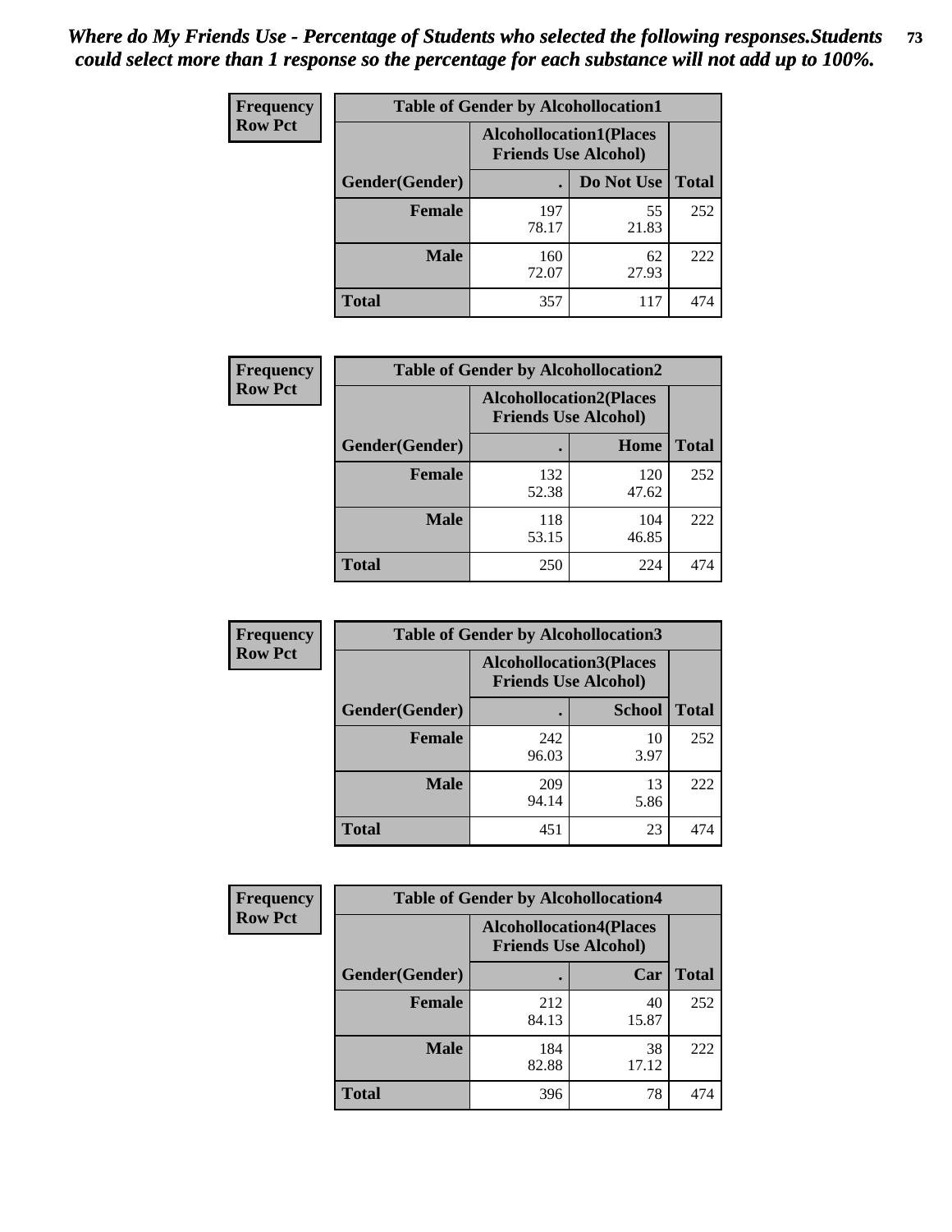*Where do My Friends Use - Percentage of Students who selected the following responses.Students could select more than 1 response so the percentage for each substance will not add up to 100%.*

**Frequency**
**Row Pct**

| Table of Gender by Alcohollocation1 | | | |
|---|---|---|---|
| | Alcohollocation1(Places Friends Use Alcohol) | | |
| Gender(Gender) | . | Do Not Use | Total |
| **Female** | 197<br>78.17 | 55<br>21.83 | 252 |
| **Male** | 160<br>72.07 | 62<br>27.93 | 222 |
| **Total** | 357 | 117 | 474 |

**Frequency**
**Row Pct**

| Table of Gender by Alcohollocation2 | | | |
|---|---|---|---|
| | Alcohollocation2(Places Friends Use Alcohol) | | |
| Gender(Gender) | . | Home | Total |
| **Female** | 132<br>52.38 | 120<br>47.62 | 252 |
| **Male** | 118<br>53.15 | 104<br>46.85 | 222 |
| **Total** | 250 | 224 | 474 |

**Frequency**
**Row Pct**

| Table of Gender by Alcohollocation3 | | | |
|---|---|---|---|
| | Alcohollocation3(Places Friends Use Alcohol) | | |
| Gender(Gender) | . | School | Total |
| **Female** | 242<br>96.03 | 10<br>3.97 | 252 |
| **Male** | 209<br>94.14 | 13<br>5.86 | 222 |
| **Total** | 451 | 23 | 474 |

**Frequency**
**Row Pct**

| Table of Gender by Alcohollocation4 | | | |
|---|---|---|---|
| | Alcohollocation4(Places Friends Use Alcohol) | | |
| Gender(Gender) | . | Car | Total |
| **Female** | 212<br>84.13 | 40<br>15.87 | 252 |
| **Male** | 184<br>82.88 | 38<br>17.12 | 222 |
| **Total** | 396 | 78 | 474 |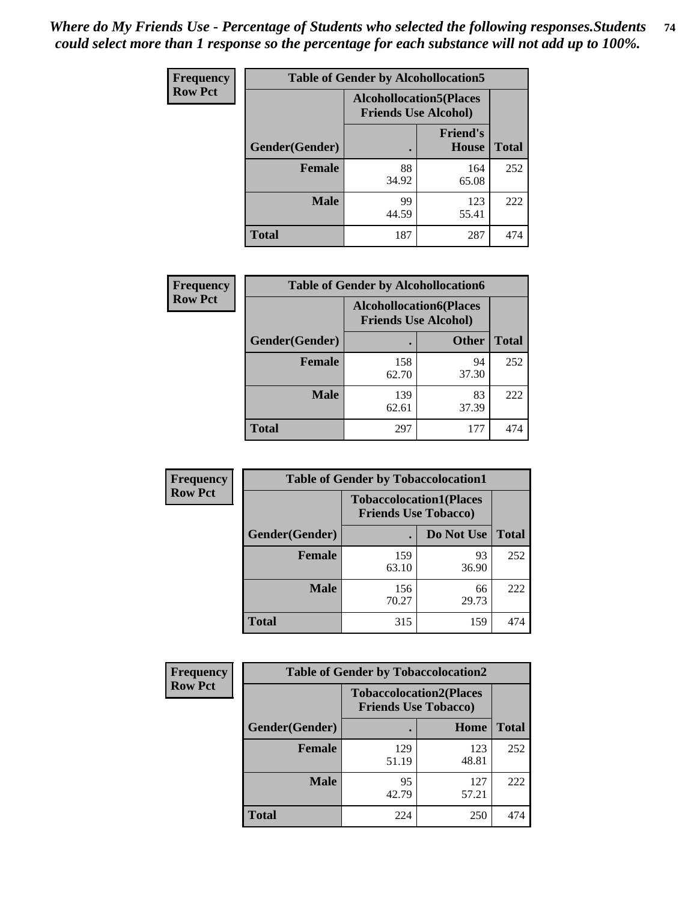*Where do My Friends Use - Percentage of Students who selected the following responses.Students could select more than 1 response so the percentage for each substance will not add up to 100%.*

**Frequency / Row Pct**

| Table of Gender by Alcohollocation5 | | | |
|---|---|---|---|
| | Alcohollocation5(Places Friends Use Alcohol) | | |
| Gender(Gender) | . | Friend's House | Total |
| Female | 88<br>34.92 | 164<br>65.08 | 252 |
| Male | 99<br>44.59 | 123<br>55.41 | 222 |
| Total | 187 | 287 | 474 |

**Frequency / Row Pct**

| Table of Gender by Alcohollocation6 | | | |
|---|---|---|---|
| | Alcohollocation6(Places Friends Use Alcohol) | | |
| Gender(Gender) | . | Other | Total |
| Female | 158<br>62.70 | 94<br>37.30 | 252 |
| Male | 139<br>62.61 | 83<br>37.39 | 222 |
| Total | 297 | 177 | 474 |

**Frequency / Row Pct**

| Table of Gender by Tobaccolocation1 | | | |
|---|---|---|---|
| | Tobaccolocation1(Places Friends Use Tobacco) | | |
| Gender(Gender) | . | Do Not Use | Total |
| Female | 159<br>63.10 | 93<br>36.90 | 252 |
| Male | 156<br>70.27 | 66<br>29.73 | 222 |
| Total | 315 | 159 | 474 |

**Frequency / Row Pct**

| Table of Gender by Tobaccolocation2 | | | |
|---|---|---|---|
| | Tobaccolocation2(Places Friends Use Tobacco) | | |
| Gender(Gender) | . | Home | Total |
| Female | 129<br>51.19 | 123<br>48.81 | 252 |
| Male | 95<br>42.79 | 127<br>57.21 | 222 |
| Total | 224 | 250 | 474 |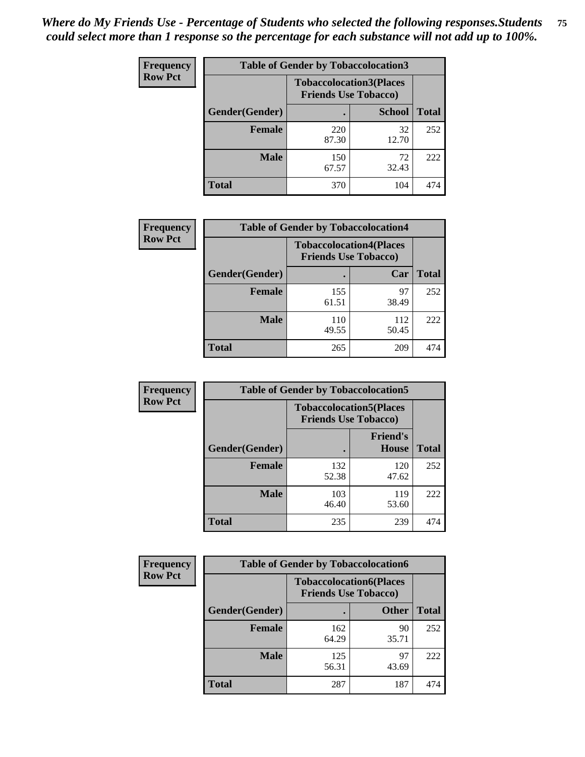*Where do My Friends Use - Percentage of Students who selected the following responses.Students could select more than 1 response so the percentage for each substance will not add up to 100%.*

**Frequency**
**Row Pct**

| Table of Gender by Tobaccolocation3 | | | |
|---|---|---|---|
| | Tobaccolocation3(Places Friends Use Tobacco) | | |
| Gender(Gender) | . | School | Total |
| Female | 220<br>87.30 | 32<br>12.70 | 252 |
| Male | 150<br>67.57 | 72<br>32.43 | 222 |
| Total | 370 | 104 | 474 |

**Frequency**
**Row Pct**

| Table of Gender by Tobaccolocation4 | | | |
|---|---|---|---|
| | Tobaccolocation4(Places Friends Use Tobacco) | | |
| Gender(Gender) | . | Car | Total |
| Female | 155<br>61.51 | 97<br>38.49 | 252 |
| Male | 110<br>49.55 | 112<br>50.45 | 222 |
| Total | 265 | 209 | 474 |

**Frequency**
**Row Pct**

| Table of Gender by Tobaccolocation5 | | | |
|---|---|---|---|
| | Tobaccolocation5(Places Friends Use Tobacco) | | |
| Gender(Gender) | . | Friend's House | Total |
| Female | 132<br>52.38 | 120<br>47.62 | 252 |
| Male | 103<br>46.40 | 119<br>53.60 | 222 |
| Total | 235 | 239 | 474 |

**Frequency**
**Row Pct**

| Table of Gender by Tobaccolocation6 | | | |
|---|---|---|---|
| | Tobaccolocation6(Places Friends Use Tobacco) | | |
| Gender(Gender) | . | Other | Total |
| Female | 162<br>64.29 | 90<br>35.71 | 252 |
| Male | 125<br>56.31 | 97<br>43.69 | 222 |
| Total | 287 | 187 | 474 |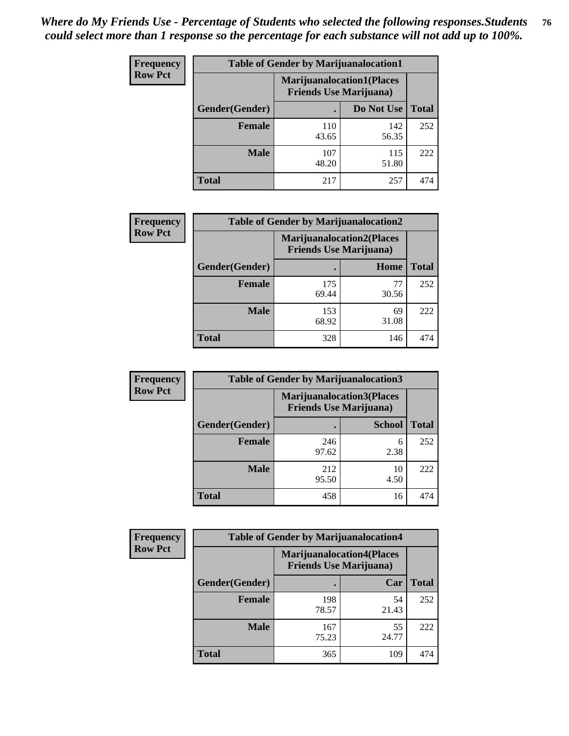*Where do My Friends Use - Percentage of Students who selected the following responses.Students could select more than 1 response so the percentage for each substance will not add up to 100%.*

**Frequency**
**Row Pct**

| Table of Gender by Marijuanalocation1 | | | |
|---|---|---|---|
| | Marijuanalocation1(Places Friends Use Marijuana) | | |
| Gender(Gender) | . | Do Not Use | Total |
| Female | 110<br>43.65 | 142<br>56.35 | 252 |
| Male | 107<br>48.20 | 115<br>51.80 | 222 |
| Total | 217 | 257 | 474 |

**Frequency**
**Row Pct**

| Table of Gender by Marijuanalocation2 | | | |
|---|---|---|---|
| | Marijuanalocation2(Places Friends Use Marijuana) | | |
| Gender(Gender) | . | Home | Total |
| Female | 175<br>69.44 | 77<br>30.56 | 252 |
| Male | 153<br>68.92 | 69<br>31.08 | 222 |
| Total | 328 | 146 | 474 |

**Frequency**
**Row Pct**

| Table of Gender by Marijuanalocation3 | | | |
|---|---|---|---|
| | Marijuanalocation3(Places Friends Use Marijuana) | | |
| Gender(Gender) | . | School | Total |
| Female | 246<br>97.62 | 6<br>2.38 | 252 |
| Male | 212<br>95.50 | 10<br>4.50 | 222 |
| Total | 458 | 16 | 474 |

**Frequency**
**Row Pct**

| Table of Gender by Marijuanalocation4 | | | |
|---|---|---|---|
| | Marijuanalocation4(Places Friends Use Marijuana) | | |
| Gender(Gender) | . | Car | Total |
| Female | 198<br>78.57 | 54<br>21.43 | 252 |
| Male | 167<br>75.23 | 55<br>24.77 | 222 |
| Total | 365 | 109 | 474 |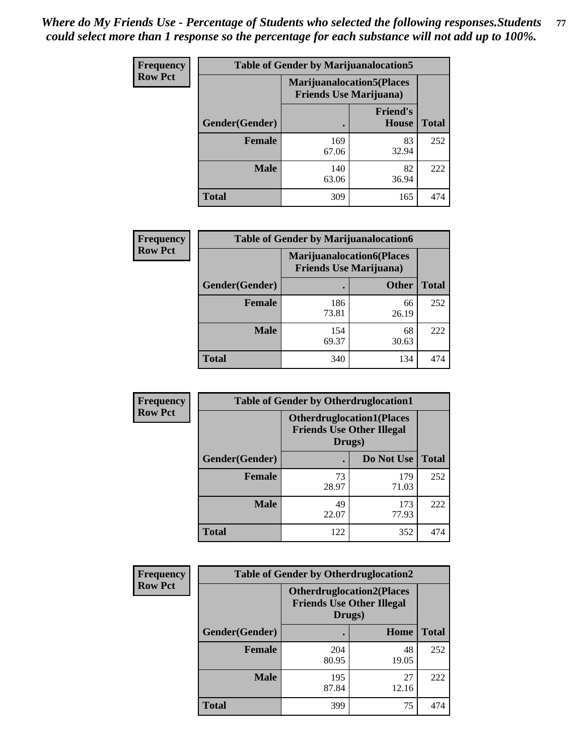*Where do My Friends Use - Percentage of Students who selected the following responses.Students could select more than 1 response so the percentage for each substance will not add up to 100%.*

**Frequency**
**Row Pct**

| Table of Gender by Marijuanalocation5 | | | |
|---|---|---|---|
| | Marijuanalocation5(Places Friends Use Marijuana) | | |
| Gender(Gender) | . | Friend's House | Total |
| **Female** | 169<br>67.06 | 83<br>32.94 | 252 |
| **Male** | 140<br>63.06 | 82<br>36.94 | 222 |
| **Total** | 309 | 165 | 474 |

**Frequency**
**Row Pct**

| Table of Gender by Marijuanalocation6 | | | |
|---|---|---|---|
| | Marijuanalocation6(Places Friends Use Marijuana) | | |
| Gender(Gender) | . | Other | Total |
| **Female** | 186<br>73.81 | 66<br>26.19 | 252 |
| **Male** | 154<br>69.37 | 68<br>30.63 | 222 |
| **Total** | 340 | 134 | 474 |

**Frequency**
**Row Pct**

| Table of Gender by Otherdruglocation1 | | | |
|---|---|---|---|
| | Otherdruglocation1(Places Friends Use Other Illegal Drugs) | | |
| Gender(Gender) | . | Do Not Use | Total |
| **Female** | 73<br>28.97 | 179<br>71.03 | 252 |
| **Male** | 49<br>22.07 | 173<br>77.93 | 222 |
| **Total** | 122 | 352 | 474 |

**Frequency**
**Row Pct**

| Table of Gender by Otherdruglocation2 | | | |
|---|---|---|---|
| | Otherdruglocation2(Places Friends Use Other Illegal Drugs) | | |
| Gender(Gender) | . | Home | Total |
| **Female** | 204<br>80.95 | 48<br>19.05 | 252 |
| **Male** | 195<br>87.84 | 27<br>12.16 | 222 |
| **Total** | 399 | 75 | 474 |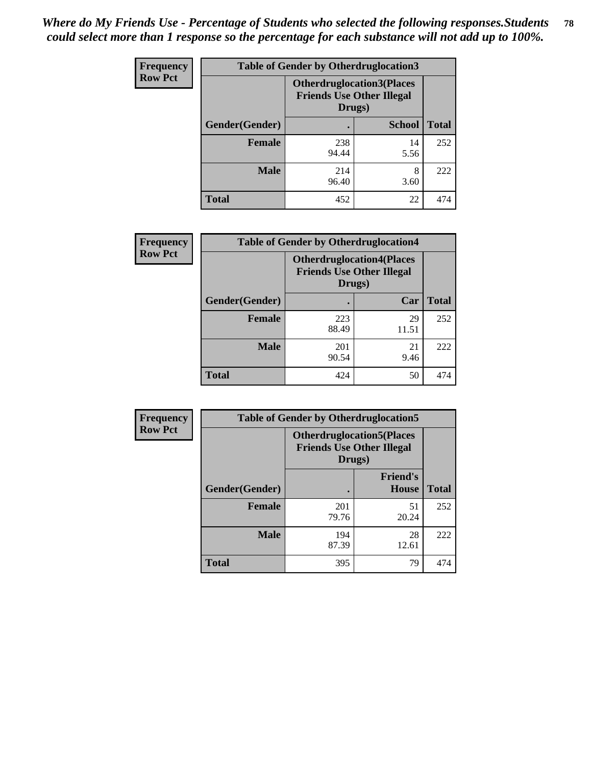*Where do My Friends Use - Percentage of Students who selected the following responses.Students could select more than 1 response so the percentage for each substance will not add up to 100%.*

**Frequency**
**Row Pct**

| Table of Gender by Otherdruglocation3 | | | |
|---|---|---|---|
| | **Otherdruglocation3(Places Friends Use Other Illegal Drugs)** | | |
| **Gender(Gender)** | **.** | **School** | **Total** |
| **Female** | 238<br>94.44 | 14<br>5.56 | 252 |
| **Male** | 214<br>96.40 | 8<br>3.60 | 222 |
| **Total** | 452 | 22 | 474 |

**Frequency**
**Row Pct**

| Table of Gender by Otherdruglocation4 | | | |
|---|---|---|---|
| | **Otherdruglocation4(Places Friends Use Other Illegal Drugs)** | | |
| **Gender(Gender)** | **.** | **Car** | **Total** |
| **Female** | 223<br>88.49 | 29<br>11.51 | 252 |
| **Male** | 201<br>90.54 | 21<br>9.46 | 222 |
| **Total** | 424 | 50 | 474 |

**Frequency**
**Row Pct**

| Table of Gender by Otherdruglocation5 | | | |
|---|---|---|---|
| | **Otherdruglocation5(Places Friends Use Other Illegal Drugs)** | | |
| **Gender(Gender)** | **.** | **Friend's House** | **Total** |
| **Female** | 201<br>79.76 | 51<br>20.24 | 252 |
| **Male** | 194<br>87.39 | 28<br>12.61 | 222 |
| **Total** | 395 | 79 | 474 |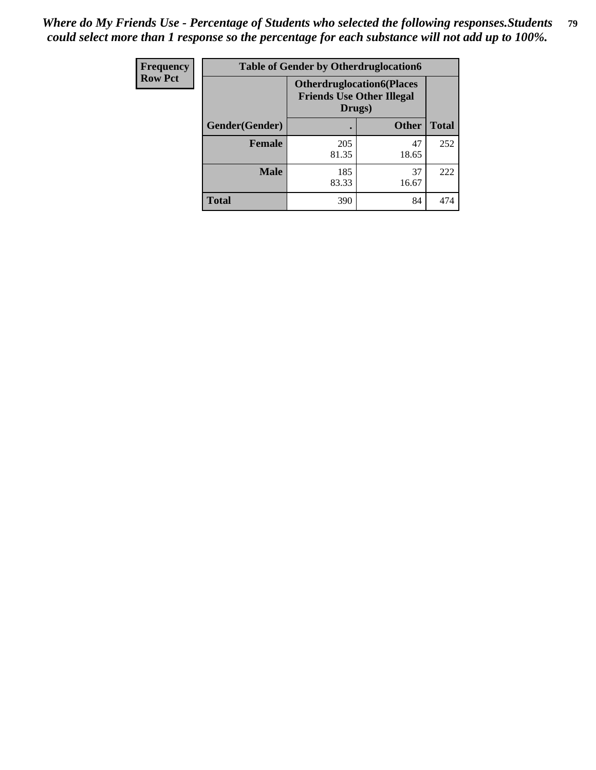*Where do My Friends Use - Percentage of Students who selected the following responses.Students could select more than 1 response so the percentage for each substance will not add up to 100%.*

| Frequency Row Pct | Table of Gender by Otherdruglocation6 | | |
|---|---|---|---|
| | Otherdruglocation6(Places Friends Use Other Illegal Drugs) | | |
| Gender(Gender) | . | Other | Total |
| Female | 205<br>81.35 | 47<br>18.65 | 252 |
| Male | 185<br>83.33 | 37<br>16.67 | 222 |
| Total | 390 | 84 | 474 |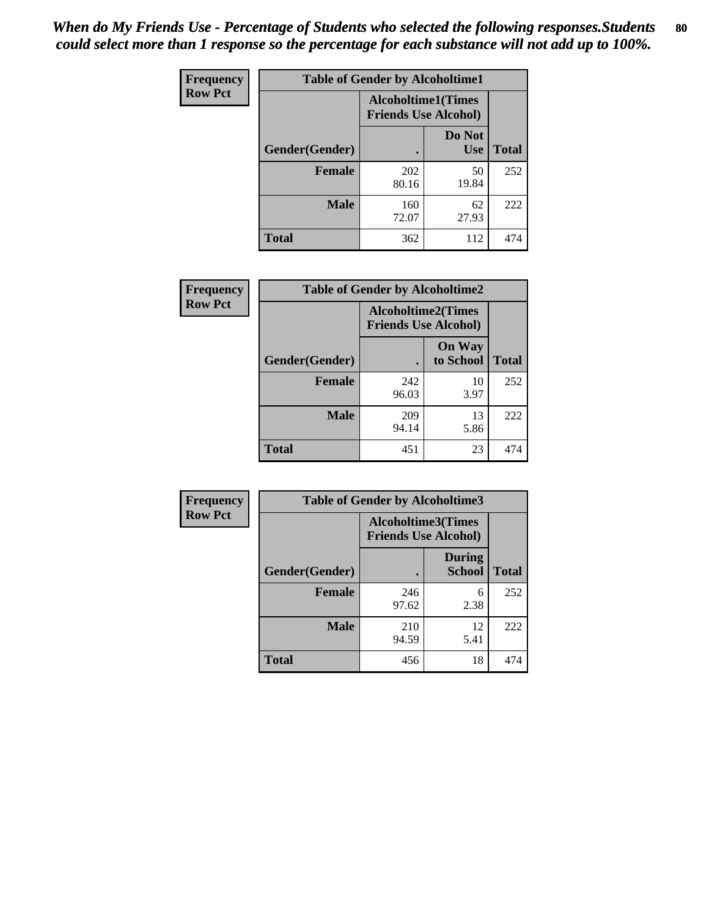*When do My Friends Use - Percentage of Students who selected the following responses.Students could select more than 1 response so the percentage for each substance will not add up to 100%.*

| Frequency Row Pct | Table of Gender by Alcoholtime1 | | |
|---|---|---|---|
| | Alcoholtime1(Times Friends Use Alcohol) | | |
| Gender(Gender) | . | Do Not Use | Total |
| **Female** | 202<br>80.16 | 50<br>19.84 | 252 |
| **Male** | 160<br>72.07 | 62<br>27.93 | 222 |
| **Total** | 362 | 112 | 474 |

| Frequency Row Pct | Table of Gender by Alcoholtime2 | | |
|---|---|---|---|
| | Alcoholtime2(Times Friends Use Alcohol) | | |
| Gender(Gender) | . | On Way to School | Total |
| **Female** | 242<br>96.03 | 10<br>3.97 | 252 |
| **Male** | 209<br>94.14 | 13<br>5.86 | 222 |
| **Total** | 451 | 23 | 474 |

| Frequency Row Pct | Table of Gender by Alcoholtime3 | | |
|---|---|---|---|
| | Alcoholtime3(Times Friends Use Alcohol) | | |
| Gender(Gender) | . | During School | Total |
| **Female** | 246<br>97.62 | 6<br>2.38 | 252 |
| **Male** | 210<br>94.59 | 12<br>5.41 | 222 |
| **Total** | 456 | 18 | 474 |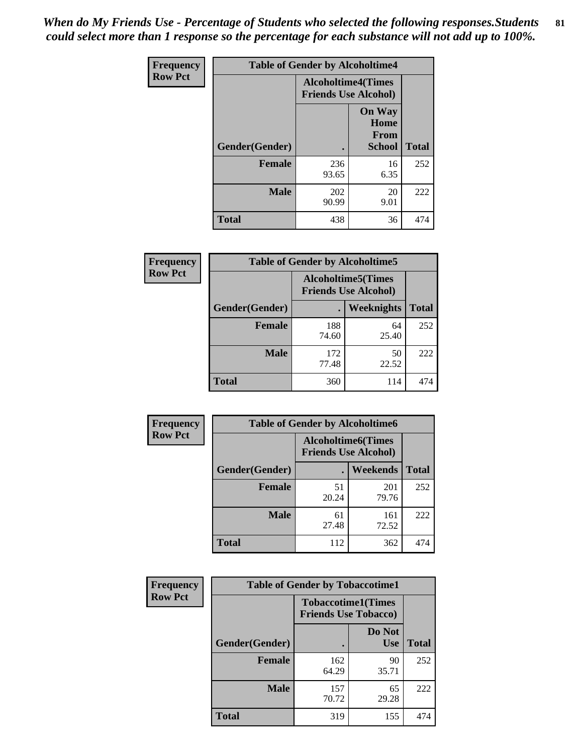*When do My Friends Use - Percentage of Students who selected the following responses.Students could select more than 1 response so the percentage for each substance will not add up to 100%.*

**Frequency**
**Row Pct**

| Table of Gender by Alcoholtime4 | | | |
|---|---|---|---|
| | Alcoholtime4(Times Friends Use Alcohol) | | |
| Gender(Gender) | . | On Way Home From School | Total |
| **Female** | 236<br>93.65 | 16<br>6.35 | 252 |
| **Male** | 202<br>90.99 | 20<br>9.01 | 222 |
| **Total** | 438 | 36 | 474 |

**Frequency**
**Row Pct**

| Table of Gender by Alcoholtime5 | | | |
|---|---|---|---|
| | Alcoholtime5(Times Friends Use Alcohol) | | |
| Gender(Gender) | . | Weeknights | Total |
| **Female** | 188<br>74.60 | 64<br>25.40 | 252 |
| **Male** | 172<br>77.48 | 50<br>22.52 | 222 |
| **Total** | 360 | 114 | 474 |

**Frequency**
**Row Pct**

| Table of Gender by Alcoholtime6 | | | |
|---|---|---|---|
| | Alcoholtime6(Times Friends Use Alcohol) | | |
| Gender(Gender) | . | Weekends | Total |
| **Female** | 51<br>20.24 | 201<br>79.76 | 252 |
| **Male** | 61<br>27.48 | 161<br>72.52 | 222 |
| **Total** | 112 | 362 | 474 |

**Frequency**
**Row Pct**

| Table of Gender by Tobaccotime1 | | | |
|---|---|---|---|
| | Tobaccotime1(Times Friends Use Tobacco) | | |
| Gender(Gender) | . | Do Not Use | Total |
| **Female** | 162<br>64.29 | 90<br>35.71 | 252 |
| **Male** | 157<br>70.72 | 65<br>29.28 | 222 |
| **Total** | 319 | 155 | 474 |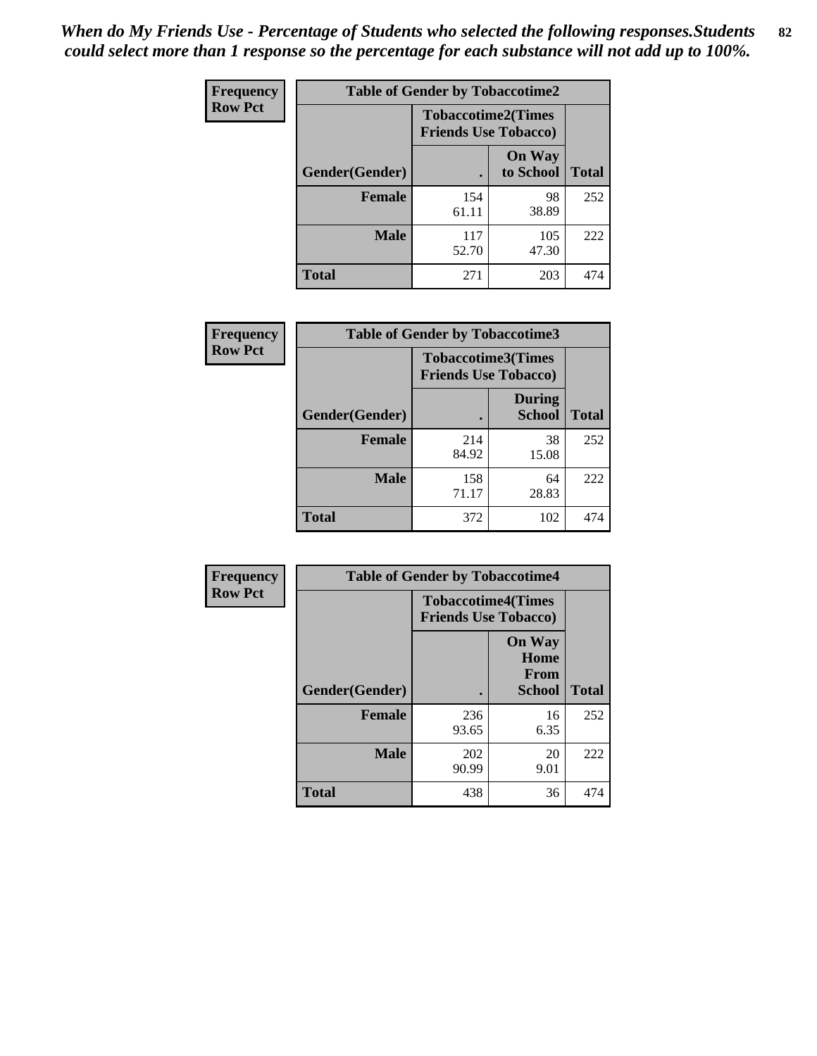*When do My Friends Use - Percentage of Students who selected the following responses.Students could select more than 1 response so the percentage for each substance will not add up to 100%.*

**Frequency Row Pct**

| Table of Gender by Tobaccotime2 | | | |
|---|---|---|---|
| | Tobaccotime2(Times Friends Use Tobacco) | | |
| Gender(Gender) | . | On Way to School | Total |
| Female | 154<br>61.11 | 98<br>38.89 | 252 |
| Male | 117<br>52.70 | 105<br>47.30 | 222 |
| Total | 271 | 203 | 474 |

**Frequency Row Pct**

| Table of Gender by Tobaccotime3 | | | |
|---|---|---|---|
| | Tobaccotime3(Times Friends Use Tobacco) | | |
| Gender(Gender) | . | During School | Total |
| Female | 214<br>84.92 | 38<br>15.08 | 252 |
| Male | 158<br>71.17 | 64<br>28.83 | 222 |
| Total | 372 | 102 | 474 |

**Frequency Row Pct**

| Table of Gender by Tobaccotime4 | | | |
|---|---|---|---|
| | Tobaccotime4(Times Friends Use Tobacco) | | |
| Gender(Gender) | . | On Way Home From School | Total |
| Female | 236<br>93.65 | 16<br>6.35 | 252 |
| Male | 202<br>90.99 | 20<br>9.01 | 222 |
| Total | 438 | 36 | 474 |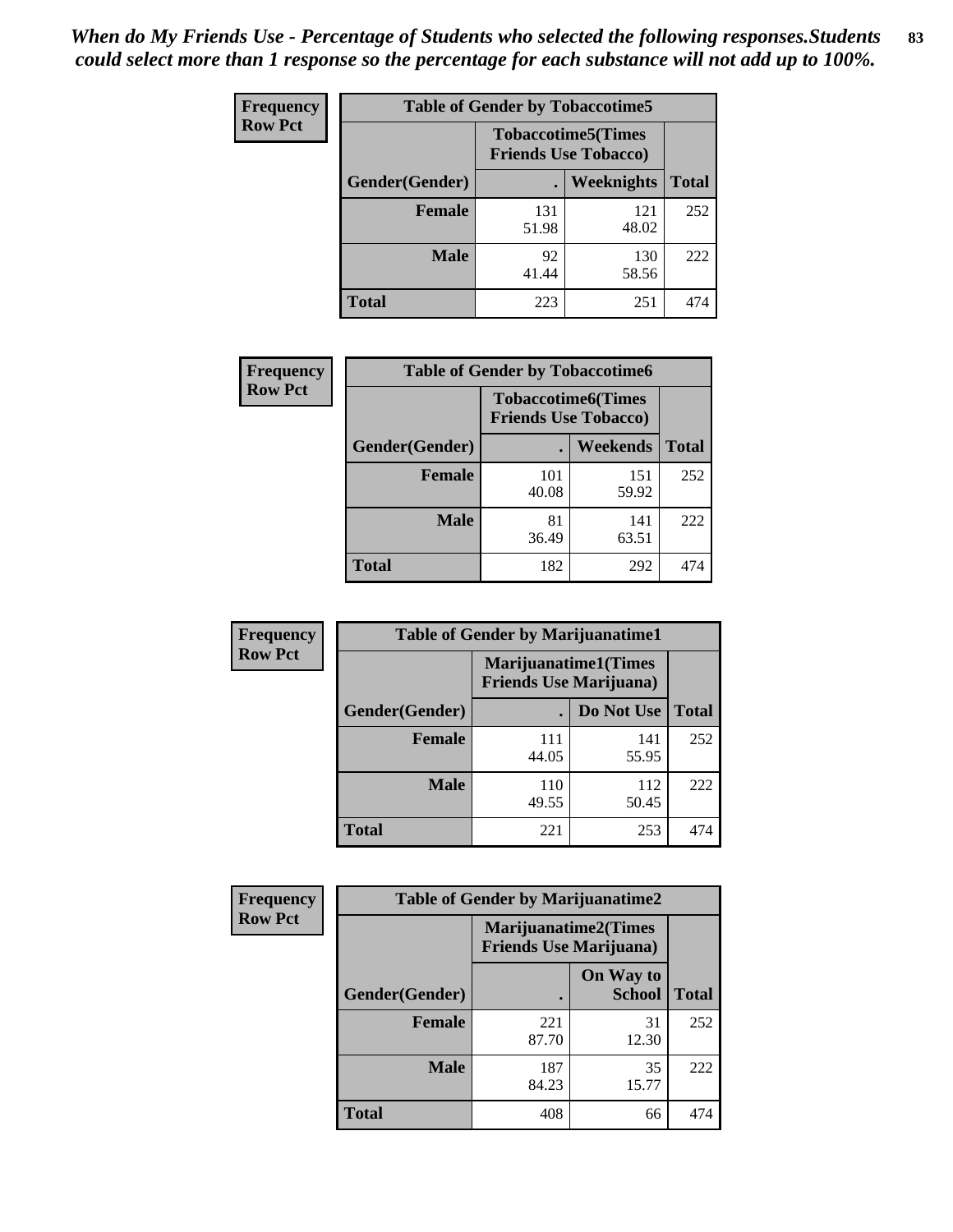*When do My Friends Use - Percentage of Students who selected the following responses.Students could select more than 1 response so the percentage for each substance will not add up to 100%.*

**Frequency**
**Row Pct**

| Table of Gender by Tobaccotime5 | | | |
|---|---|---|---|
| | Tobaccotime5(Times Friends Use Tobacco) | | |
| Gender(Gender) | . | Weeknights | Total |
| **Female** | 131<br>51.98 | 121<br>48.02 | 252 |
| **Male** | 92<br>41.44 | 130<br>58.56 | 222 |
| **Total** | 223 | 251 | 474 |

**Frequency**
**Row Pct**

| Table of Gender by Tobaccotime6 | | | |
|---|---|---|---|
| | Tobaccotime6(Times Friends Use Tobacco) | | |
| Gender(Gender) | . | Weekends | Total |
| **Female** | 101<br>40.08 | 151<br>59.92 | 252 |
| **Male** | 81<br>36.49 | 141<br>63.51 | 222 |
| **Total** | 182 | 292 | 474 |

**Frequency**
**Row Pct**

| Table of Gender by Marijuanatime1 | | | |
|---|---|---|---|
| | Marijuanatime1(Times Friends Use Marijuana) | | |
| Gender(Gender) | . | Do Not Use | Total |
| **Female** | 111<br>44.05 | 141<br>55.95 | 252 |
| **Male** | 110<br>49.55 | 112<br>50.45 | 222 |
| **Total** | 221 | 253 | 474 |

**Frequency**
**Row Pct**

| Table of Gender by Marijuanatime2 | | | |
|---|---|---|---|
| | Marijuanatime2(Times Friends Use Marijuana) | | |
| Gender(Gender) | . | On Way to School | Total |
| **Female** | 221<br>87.70 | 31<br>12.30 | 252 |
| **Male** | 187<br>84.23 | 35<br>15.77 | 222 |
| **Total** | 408 | 66 | 474 |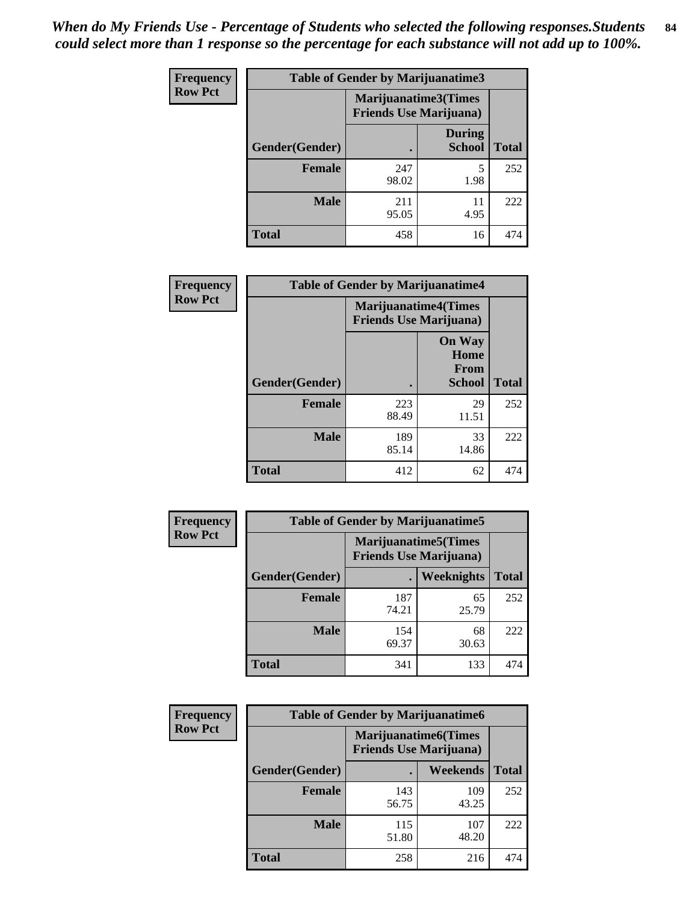*When do My Friends Use - Percentage of Students who selected the following responses.Students could select more than 1 response so the percentage for each substance will not add up to 100%.*

**Frequency**
**Row Pct**

| Table of Gender by Marijuanatime3 | | | |
|---|---|---|---|
| | Marijuanatime3(Times Friends Use Marijuana) | | |
| Gender(Gender) | . | During School | Total |
| Female | 247<br>98.02 | 5<br>1.98 | 252 |
| Male | 211<br>95.05 | 11<br>4.95 | 222 |
| Total | 458 | 16 | 474 |

**Frequency**
**Row Pct**

| Table of Gender by Marijuanatime4 | | | |
|---|---|---|---|
| | Marijuanatime4(Times Friends Use Marijuana) | | |
| Gender(Gender) | . | On Way Home From School | Total |
| Female | 223<br>88.49 | 29<br>11.51 | 252 |
| Male | 189<br>85.14 | 33<br>14.86 | 222 |
| Total | 412 | 62 | 474 |

**Frequency**
**Row Pct**

| Table of Gender by Marijuanatime5 | | | |
|---|---|---|---|
| | Marijuanatime5(Times Friends Use Marijuana) | | |
| Gender(Gender) | . | Weeknights | Total |
| Female | 187<br>74.21 | 65<br>25.79 | 252 |
| Male | 154<br>69.37 | 68<br>30.63 | 222 |
| Total | 341 | 133 | 474 |

**Frequency**
**Row Pct**

| Table of Gender by Marijuanatime6 | | | |
|---|---|---|---|
| | Marijuanatime6(Times Friends Use Marijuana) | | |
| Gender(Gender) | . | Weekends | Total |
| Female | 143<br>56.75 | 109<br>43.25 | 252 |
| Male | 115<br>51.80 | 107<br>48.20 | 222 |
| Total | 258 | 216 | 474 |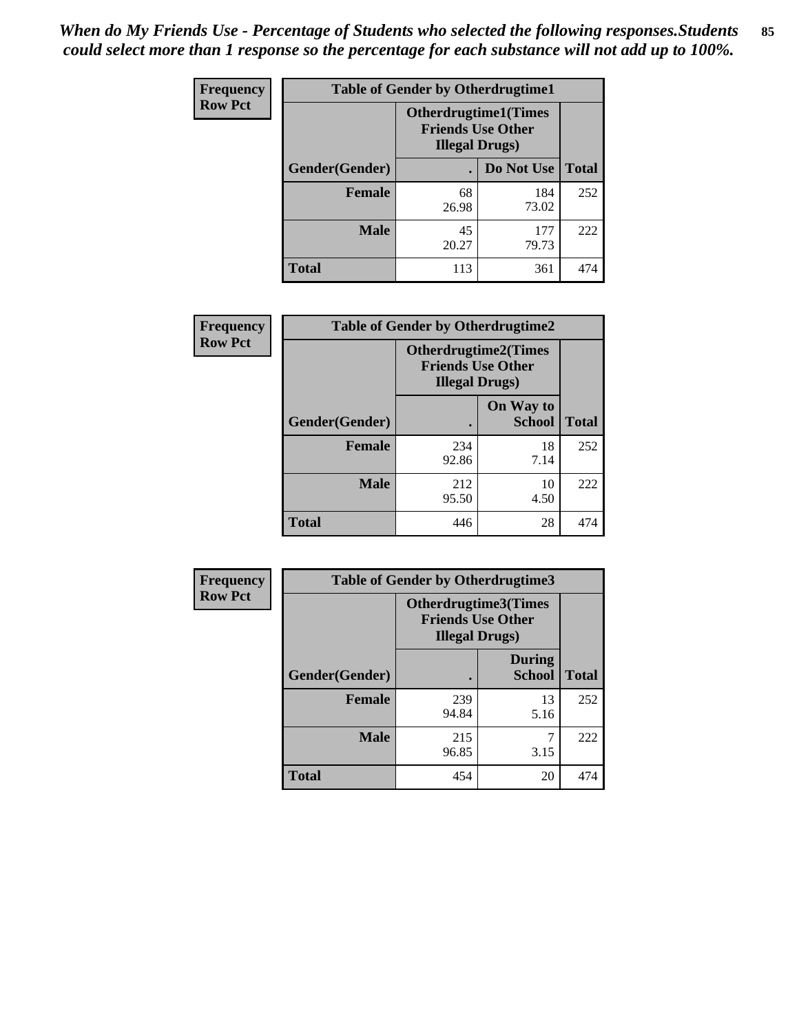*When do My Friends Use - Percentage of Students who selected the following responses.Students could select more than 1 response so the percentage for each substance will not add up to 100%.*

**Frequency**
**Row Pct**

| Table of Gender by Otherdrugtime1 | | | |
|---|---|---|---|
| | Otherdrugtime1(Times Friends Use Other Illegal Drugs) | | |
| Gender(Gender) | . | Do Not Use | Total |
| **Female** | 68<br>26.98 | 184<br>73.02 | 252 |
| **Male** | 45<br>20.27 | 177<br>79.73 | 222 |
| **Total** | 113 | 361 | 474 |

**Frequency**
**Row Pct**

| Table of Gender by Otherdrugtime2 | | | |
|---|---|---|---|
| | Otherdrugtime2(Times Friends Use Other Illegal Drugs) | | |
| Gender(Gender) | . | On Way to School | Total |
| **Female** | 234<br>92.86 | 18<br>7.14 | 252 |
| **Male** | 212<br>95.50 | 10<br>4.50 | 222 |
| **Total** | 446 | 28 | 474 |

**Frequency**
**Row Pct**

| Table of Gender by Otherdrugtime3 | | | |
|---|---|---|---|
| | Otherdrugtime3(Times Friends Use Other Illegal Drugs) | | |
| Gender(Gender) | . | During School | Total |
| **Female** | 239<br>94.84 | 13<br>5.16 | 252 |
| **Male** | 215<br>96.85 | 7<br>3.15 | 222 |
| **Total** | 454 | 20 | 474 |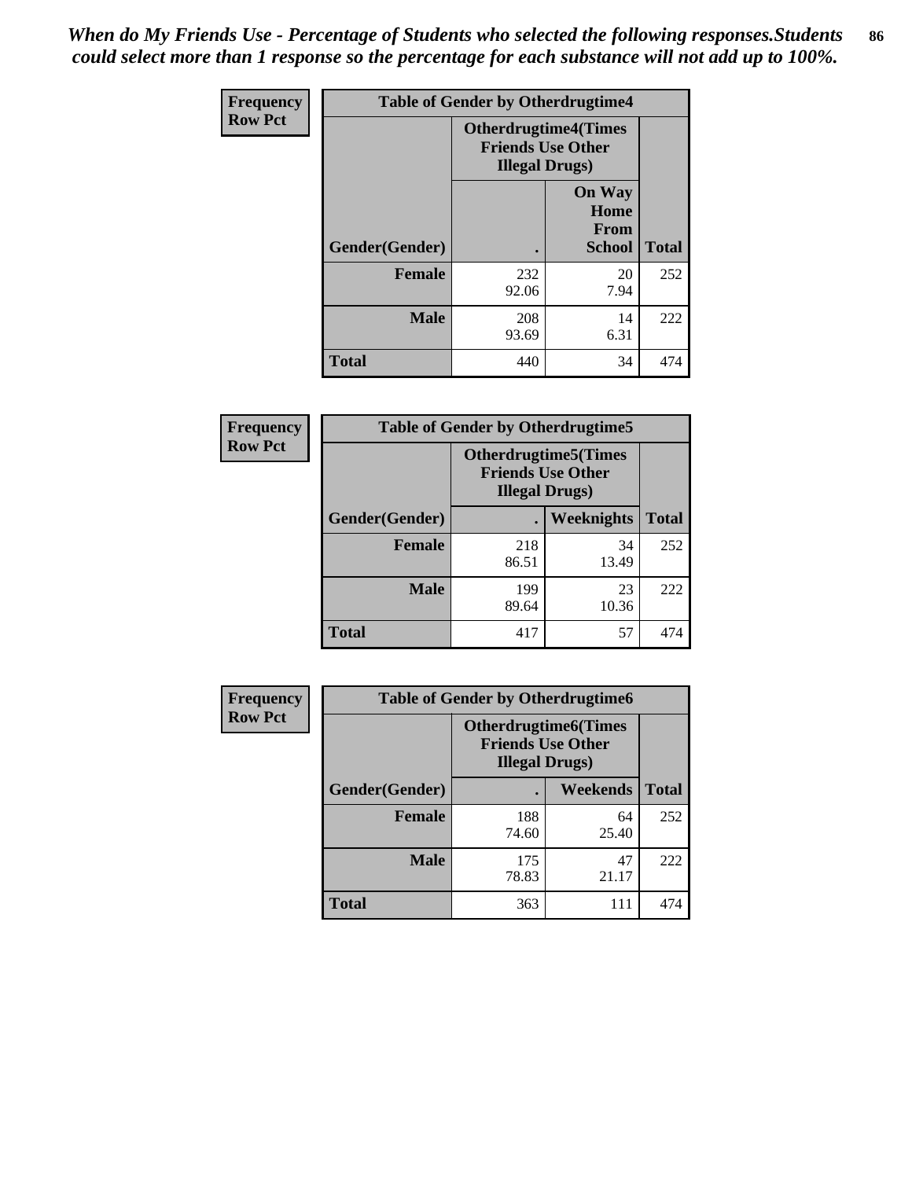*When do My Friends Use - Percentage of Students who selected the following responses.Students could select more than 1 response so the percentage for each substance will not add up to 100%.*

**Frequency**
**Row Pct**

| Table of Gender by Otherdrugtime4 | | | |
|---|---|---|---|
| | Otherdrugtime4(Times Friends Use Other Illegal Drugs) | | |
| Gender(Gender) | . | On Way Home From School | Total |
| Female | 232<br>92.06 | 20<br>7.94 | 252 |
| Male | 208<br>93.69 | 14<br>6.31 | 222 |
| Total | 440 | 34 | 474 |

**Frequency**
**Row Pct**

| Table of Gender by Otherdrugtime5 | | | |
|---|---|---|---|
| | Otherdrugtime5(Times Friends Use Other Illegal Drugs) | | |
| Gender(Gender) | . | Weeknights | Total |
| Female | 218<br>86.51 | 34<br>13.49 | 252 |
| Male | 199<br>89.64 | 23<br>10.36 | 222 |
| Total | 417 | 57 | 474 |

**Frequency**
**Row Pct**

| Table of Gender by Otherdrugtime6 | | | |
|---|---|---|---|
| | Otherdrugtime6(Times Friends Use Other Illegal Drugs) | | |
| Gender(Gender) | . | Weekends | Total |
| Female | 188<br>74.60 | 64<br>25.40 | 252 |
| Male | 175<br>78.83 | 47<br>21.17 | 222 |
| Total | 363 | 111 | 474 |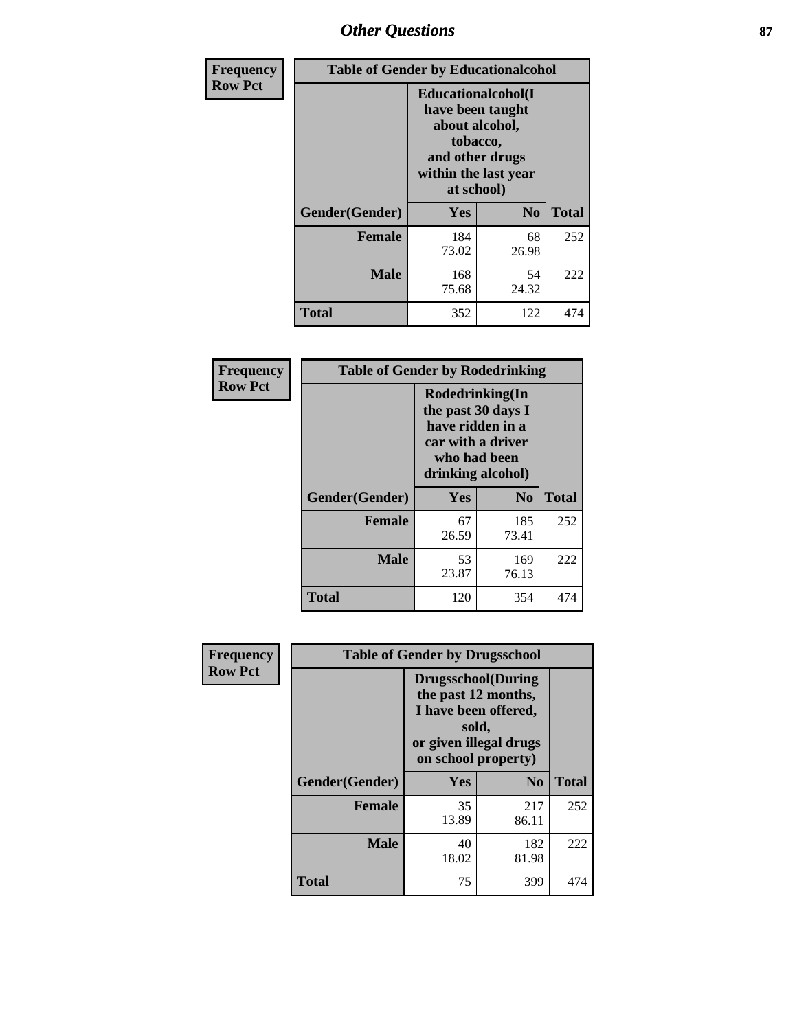# Other Questions

| Frequency Row Pct | Table of Gender by Educationalcohol | | |
|---|---|---|---|
| | Educationalcohol(I have been taught about alcohol, tobacco, and other drugs within the last year at school) | | |
| Gender(Gender) | Yes | No | Total |
| Female | 184<br>73.02 | 68<br>26.98 | 252 |
| Male | 168<br>75.68 | 54<br>24.32 | 222 |
| Total | 352 | 122 | 474 |

| Frequency Row Pct | Table of Gender by Rodedrinking | | |
|---|---|---|---|
| | Rodedrinking(In the past 30 days I have ridden in a car with a driver who had been drinking alcohol) | | |
| Gender(Gender) | Yes | No | Total |
| Female | 67<br>26.59 | 185<br>73.41 | 252 |
| Male | 53<br>23.87 | 169<br>76.13 | 222 |
| Total | 120 | 354 | 474 |

| Frequency Row Pct | Table of Gender by Drugsschool | | |
|---|---|---|---|
| | Drugsschool(During the past 12 months, I have been offered, sold, or given illegal drugs on school property) | | |
| Gender(Gender) | Yes | No | Total |
| Female | 35<br>13.89 | 217<br>86.11 | 252 |
| Male | 40<br>18.02 | 182<br>81.98 | 222 |
| Total | 75 | 399 | 474 |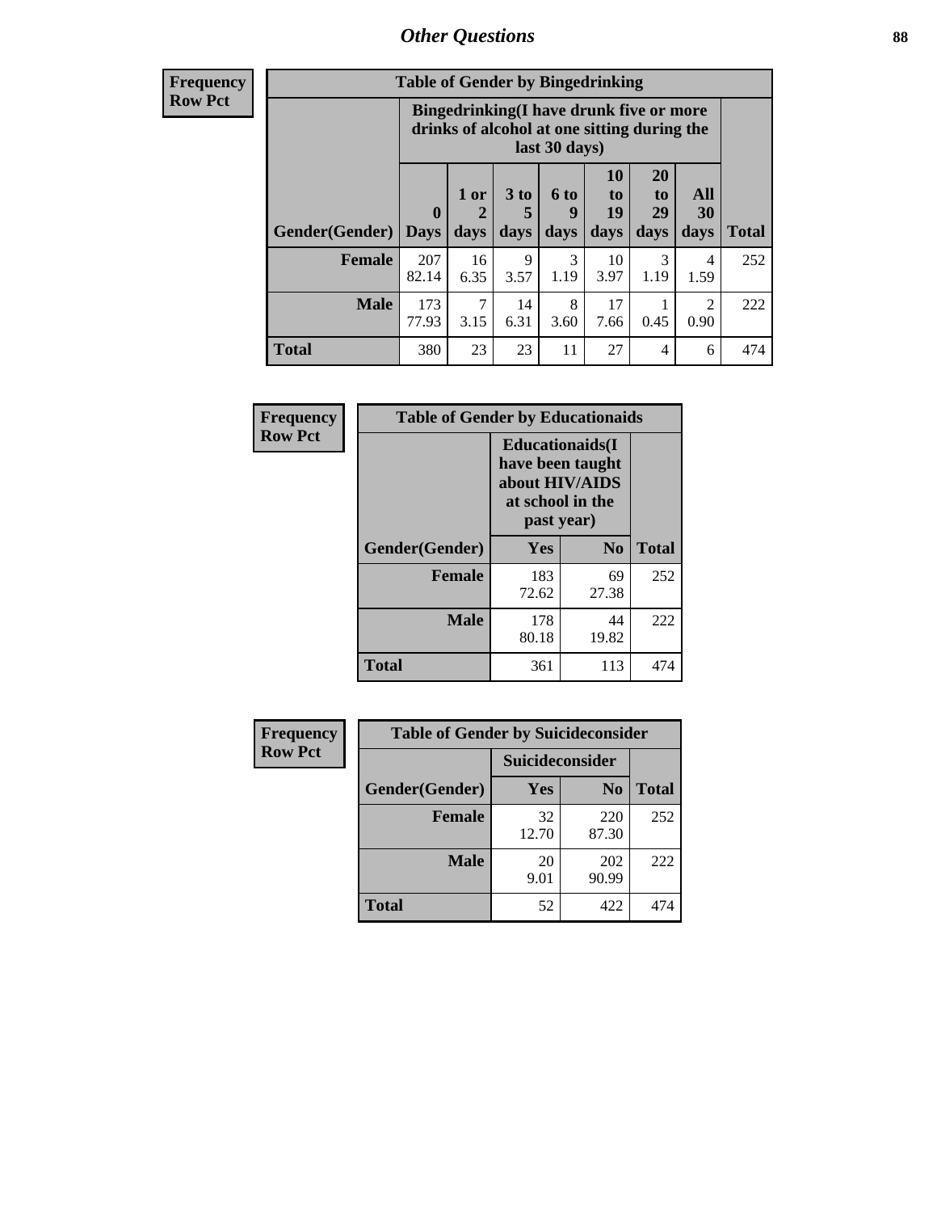# Other Questions

**Frequency Row Pct**

| Table of Gender by Bingedrinking | | | | | | | | |
|---|---|---|---|---|---|---|---|---|
| | Bingedrinking(I have drunk five or more drinks of alcohol at one sitting during the last 30 days) | | | | | | | |
| Gender(Gender) | 0 Days | 1 or 2 days | 3 to 5 days | 6 to 9 days | 10 to 19 days | 20 to 29 days | All 30 days | Total |
| **Female** | 207<br>82.14 | 16<br>6.35 | 9<br>3.57 | 3<br>1.19 | 10<br>3.97 | 3<br>1.19 | 4<br>1.59 | 252 |
| **Male** | 173<br>77.93 | 7<br>3.15 | 14<br>6.31 | 8<br>3.60 | 17<br>7.66 | 1<br>0.45 | 2<br>0.90 | 222 |
| **Total** | 380 | 23 | 23 | 11 | 27 | 4 | 6 | 474 |

**Frequency Row Pct**

| Table of Gender by Educationaids | | | |
|---|---|---|---|
| | Educationaids(I have been taught about HIV/AIDS at school in the past year) | | |
| Gender(Gender) | Yes | No | Total |
| **Female** | 183<br>72.62 | 69<br>27.38 | 252 |
| **Male** | 178<br>80.18 | 44<br>19.82 | 222 |
| **Total** | 361 | 113 | 474 |

**Frequency Row Pct**

| Table of Gender by Suicideconsider | | | |
|---|---|---|---|
| | Suicideconsider | | |
| Gender(Gender) | Yes | No | Total |
| **Female** | 32<br>12.70 | 220<br>87.30 | 252 |
| **Male** | 20<br>9.01 | 202<br>90.99 | 222 |
| **Total** | 52 | 422 | 474 |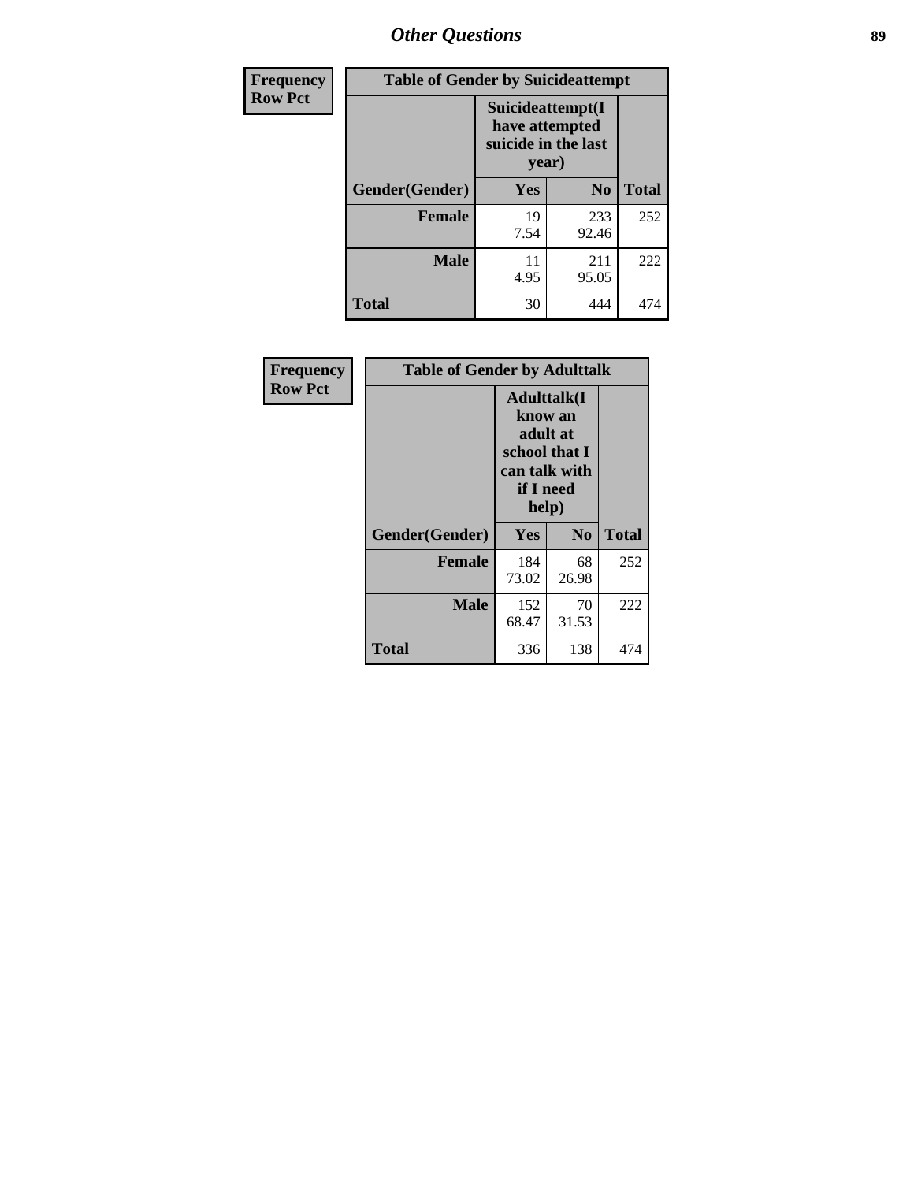| Frequency Row Pct | Table of Gender by Suicideattempt | | |
|---|---|---|---|
| | Suicideattempt(I have attempted suicide in the last year) | | |
| Gender(Gender) | Yes | No | Total |
| Female | 19<br>7.54 | 233<br>92.46 | 252 |
| Male | 11<br>4.95 | 211<br>95.05 | 222 |
| Total | 30 | 444 | 474 |

| Frequency Row Pct | Table of Gender by Adulttalk | | |
|---|---|---|---|
| | Adulttalk(I know an adult at school that I can talk with if I need help) | | |
| Gender(Gender) | Yes | No | Total |
| Female | 184<br>73.02 | 68<br>26.98 | 252 |
| Male | 152<br>68.47 | 70<br>31.53 | 222 |
| Total | 336 | 138 | 474 |